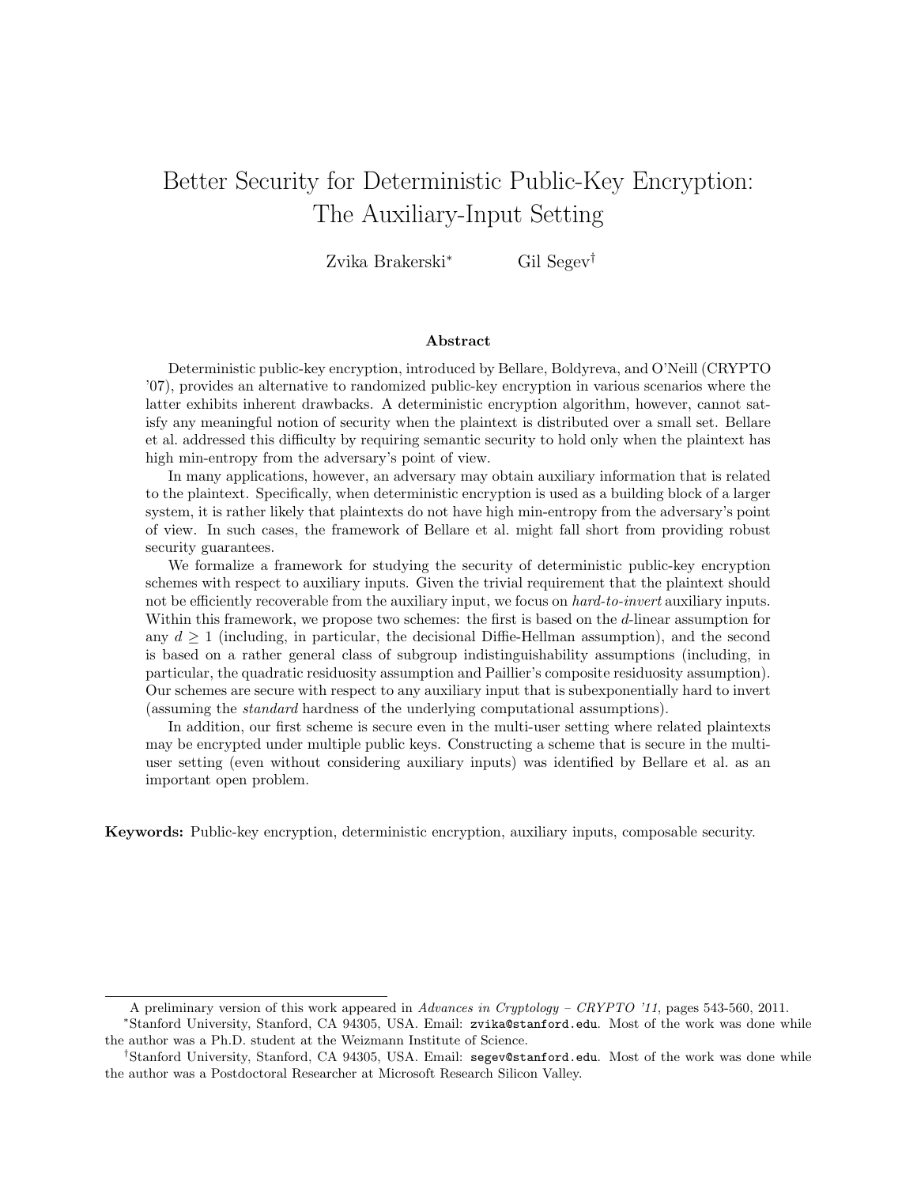# Better Security for Deterministic Public-Key Encryption: The Auxiliary-Input Setting

Zvika Brakerski[*] Gil Segev[†]

## Abstract

Deterministic public-key encryption, introduced by Bellare, Boldyreva, and O'Neill (CRYPTO '07), provides an alternative to randomized public-key encryption in various scenarios where the latter exhibits inherent drawbacks. A deterministic encryption algorithm, however, cannot satisfy any meaningful notion of security when the plaintext is distributed over a small set. Bellare et al. addressed this difficulty by requiring semantic security to hold only when the plaintext has high min-entropy from the adversary's point of view.

In many applications, however, an adversary may obtain auxiliary information that is related to the plaintext. Specifically, when deterministic encryption is used as a building block of a larger system, it is rather likely that plaintexts do not have high min-entropy from the adversary's point of view. In such cases, the framework of Bellare et al. might fall short from providing robust security guarantees.

We formalize a framework for studying the security of deterministic public-key encryption schemes with respect to auxiliary inputs. Given the trivial requirement that the plaintext should not be efficiently recoverable from the auxiliary input, we focus on *hard-to-invert* auxiliary inputs. Within this framework, we propose two schemes: the first is based on the $d$-linear assumption for any $d \geq 1$ (including, in particular, the decisional Diffie-Hellman assumption), and the second is based on a rather general class of subgroup indistinguishability assumptions (including, in particular, the quadratic residuosity assumption and Paillier's composite residuosity assumption). Our schemes are secure with respect to any auxiliary input that is subexponentially hard to invert (assuming the *standard* hardness of the underlying computational assumptions).

In addition, our first scheme is secure even in the multi-user setting where related plaintexts may be encrypted under multiple public keys. Constructing a scheme that is secure in the multi-user setting (even without considering auxiliary inputs) was identified by Bellare et al. as an important open problem.

**Keywords:** Public-key encryption, deterministic encryption, auxiliary inputs, composable security.

---

A preliminary version of this work appeared in *Advances in Cryptology – CRYPTO '11*, pages 543-560, 2011.

[*]Stanford University, Stanford, CA 94305, USA. Email: zvika@stanford.edu. Most of the work was done while the author was a Ph.D. student at the Weizmann Institute of Science.

[†]Stanford University, Stanford, CA 94305, USA. Email: segev@stanford.edu. Most of the work was done while the author was a Postdoctoral Researcher at Microsoft Research Silicon Valley.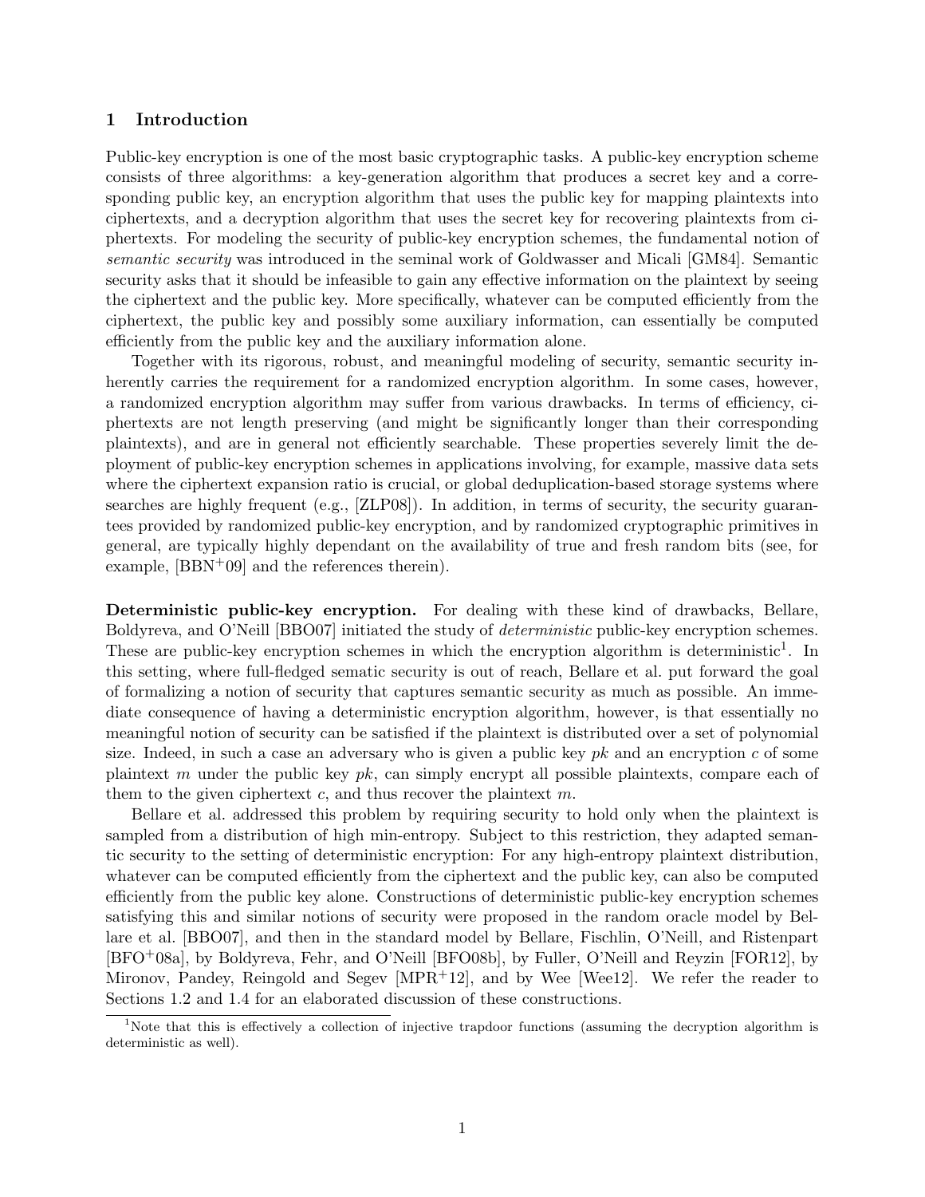## 1 Introduction

Public-key encryption is one of the most basic cryptographic tasks. A public-key encryption scheme consists of three algorithms: a key-generation algorithm that produces a secret key and a corresponding public key, an encryption algorithm that uses the public key for mapping plaintexts into ciphertexts, and a decryption algorithm that uses the secret key for recovering plaintexts from ciphertexts. For modeling the security of public-key encryption schemes, the fundamental notion of *semantic security* was introduced in the seminal work of Goldwasser and Micali [GM84]. Semantic security asks that it should be infeasible to gain any effective information on the plaintext by seeing the ciphertext and the public key. More specifically, whatever can be computed efficiently from the ciphertext, the public key and possibly some auxiliary information, can essentially be computed efficiently from the public key and the auxiliary information alone.

Together with its rigorous, robust, and meaningful modeling of security, semantic security inherently carries the requirement for a randomized encryption algorithm. In some cases, however, a randomized encryption algorithm may suffer from various drawbacks. In terms of efficiency, ciphertexts are not length preserving (and might be significantly longer than their corresponding plaintexts), and are in general not efficiently searchable. These properties severely limit the deployment of public-key encryption schemes in applications involving, for example, massive data sets where the ciphertext expansion ratio is crucial, or global deduplication-based storage systems where searches are highly frequent (e.g., [ZLP08]). In addition, in terms of security, the security guarantees provided by randomized public-key encryption, and by randomized cryptographic primitives in general, are typically highly dependant on the availability of true and fresh random bits (see, for example, [BBN+09] and the references therein).

**Deterministic public-key encryption.** For dealing with these kind of drawbacks, Bellare, Boldyreva, and O'Neill [BBO07] initiated the study of *deterministic* public-key encryption schemes. These are public-key encryption schemes in which the encryption algorithm is deterministic[1]. In this setting, where full-fledged sematic security is out of reach, Bellare et al. put forward the goal of formalizing a notion of security that captures semantic security as much as possible. An immediate consequence of having a deterministic encryption algorithm, however, is that essentially no meaningful notion of security can be satisfied if the plaintext is distributed over a set of polynomial size. Indeed, in such a case an adversary who is given a public key $pk$ and an encryption $c$ of some plaintext $m$ under the public key $pk$, can simply encrypt all possible plaintexts, compare each of them to the given ciphertext $c$, and thus recover the plaintext $m$.

Bellare et al. addressed this problem by requiring security to hold only when the plaintext is sampled from a distribution of high min-entropy. Subject to this restriction, they adapted semantic security to the setting of deterministic encryption: For any high-entropy plaintext distribution, whatever can be computed efficiently from the ciphertext and the public key, can also be computed efficiently from the public key alone. Constructions of deterministic public-key encryption schemes satisfying this and similar notions of security were proposed in the random oracle model by Bellare et al. [BBO07], and then in the standard model by Bellare, Fischlin, O'Neill, and Ristenpart [BFO+08a], by Boldyreva, Fehr, and O'Neill [BFO08b], by Fuller, O'Neill and Reyzin [FOR12], by Mironov, Pandey, Reingold and Segev [MPR+12], and by Wee [Wee12]. We refer the reader to Sections 1.2 and 1.4 for an elaborated discussion of these constructions.

[1] Note that this is effectively a collection of injective trapdoor functions (assuming the decryption algorithm is deterministic as well).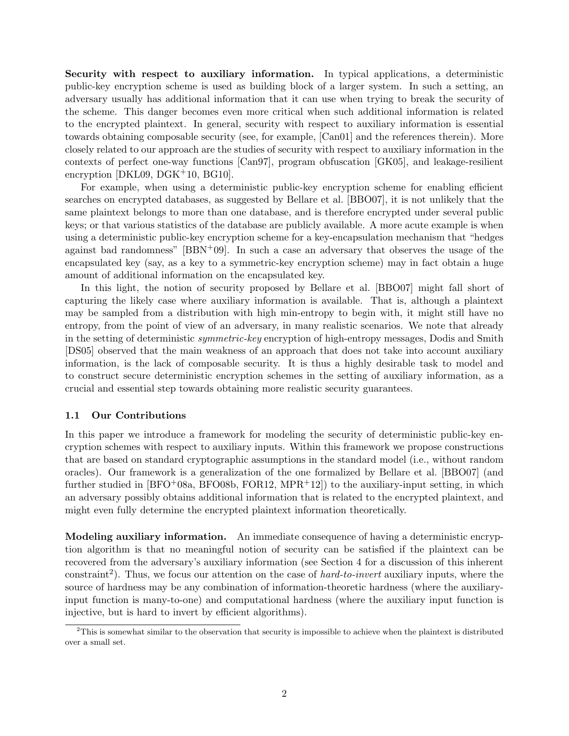**Security with respect to auxiliary information.** In typical applications, a deterministic public-key encryption scheme is used as building block of a larger system. In such a setting, an adversary usually has additional information that it can use when trying to break the security of the scheme. This danger becomes even more critical when such additional information is related to the encrypted plaintext. In general, security with respect to auxiliary information is essential towards obtaining composable security (see, for example, [Can01] and the references therein). More closely related to our approach are the studies of security with respect to auxiliary information in the contexts of perfect one-way functions [Can97], program obfuscation [GK05], and leakage-resilient encryption [DKL09, DGK+10, BG10].

For example, when using a deterministic public-key encryption scheme for enabling efficient searches on encrypted databases, as suggested by Bellare et al. [BBO07], it is not unlikely that the same plaintext belongs to more than one database, and is therefore encrypted under several public keys; or that various statistics of the database are publicly available. A more acute example is when using a deterministic public-key encryption scheme for a key-encapsulation mechanism that "hedges against bad randomness" [BBN+09]. In such a case an adversary that observes the usage of the encapsulated key (say, as a key to a symmetric-key encryption scheme) may in fact obtain a huge amount of additional information on the encapsulated key.

In this light, the notion of security proposed by Bellare et al. [BBO07] might fall short of capturing the likely case where auxiliary information is available. That is, although a plaintext may be sampled from a distribution with high min-entropy to begin with, it might still have no entropy, from the point of view of an adversary, in many realistic scenarios. We note that already in the setting of deterministic *symmetric-key* encryption of high-entropy messages, Dodis and Smith [DS05] observed that the main weakness of an approach that does not take into account auxiliary information, is the lack of composable security. It is thus a highly desirable task to model and to construct secure deterministic encryption schemes in the setting of auxiliary information, as a crucial and essential step towards obtaining more realistic security guarantees.

### 1.1 Our Contributions

In this paper we introduce a framework for modeling the security of deterministic public-key encryption schemes with respect to auxiliary inputs. Within this framework we propose constructions that are based on standard cryptographic assumptions in the standard model (i.e., without random oracles). Our framework is a generalization of the one formalized by Bellare et al. [BBO07] (and further studied in [BFO+08a, BFO08b, FOR12, MPR+12]) to the auxiliary-input setting, in which an adversary possibly obtains additional information that is related to the encrypted plaintext, and might even fully determine the encrypted plaintext information theoretically.

**Modeling auxiliary information.** An immediate consequence of having a deterministic encryption algorithm is that no meaningful notion of security can be satisfied if the plaintext can be recovered from the adversary's auxiliary information (see Section 4 for a discussion of this inherent constraint[2]). Thus, we focus our attention on the case of *hard-to-invert* auxiliary inputs, where the source of hardness may be any combination of information-theoretic hardness (where the auxiliary-input function is many-to-one) and computational hardness (where the auxiliary input function is injective, but is hard to invert by efficient algorithms).

[2] This is somewhat similar to the observation that security is impossible to achieve when the plaintext is distributed over a small set.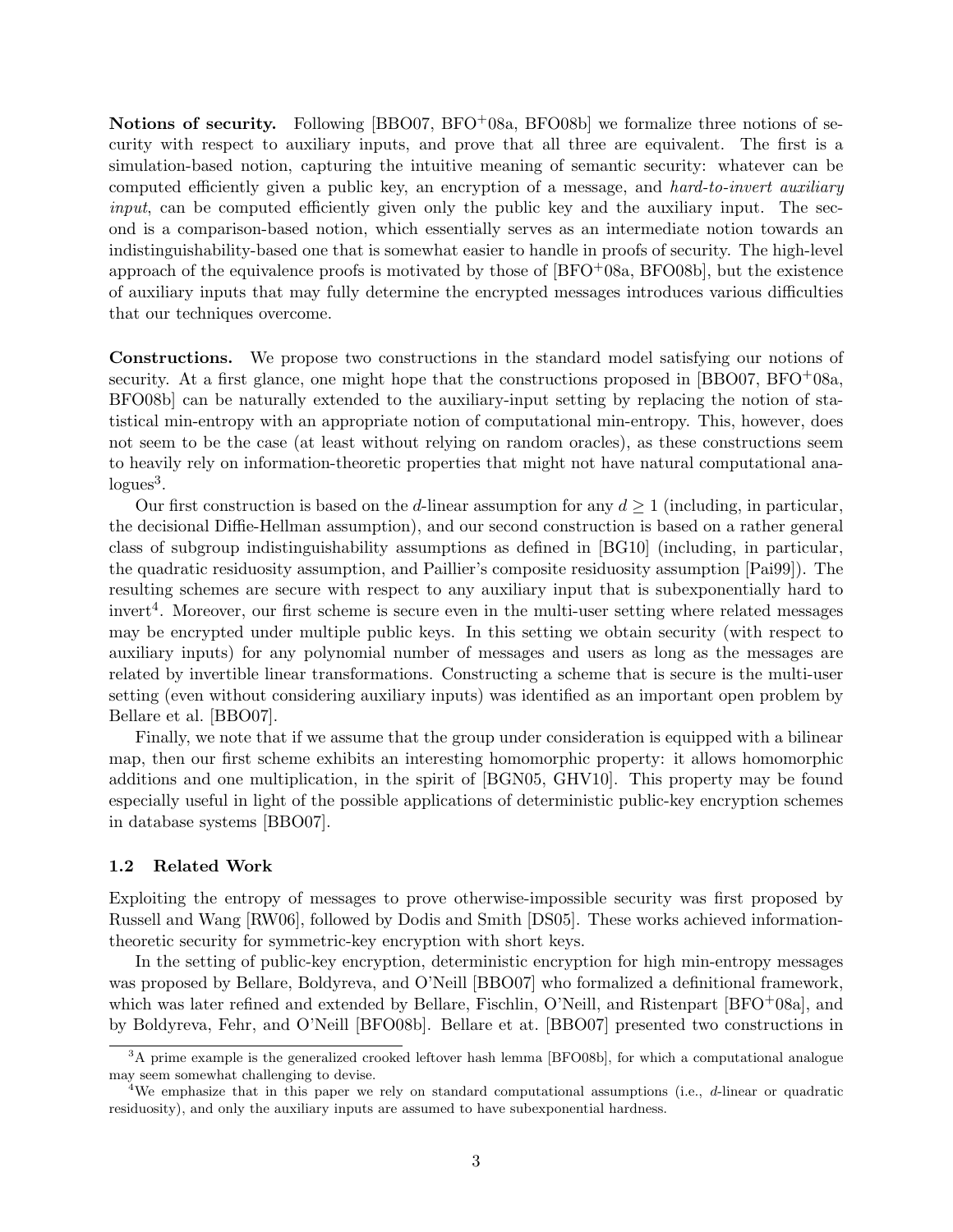**Notions of security.** Following [BBO07, BFO$^+$08a, BFO08b] we formalize three notions of security with respect to auxiliary inputs, and prove that all three are equivalent. The first is a simulation-based notion, capturing the intuitive meaning of semantic security: whatever can be computed efficiently given a public key, an encryption of a message, and *hard-to-invert auxiliary input*, can be computed efficiently given only the public key and the auxiliary input. The second is a comparison-based notion, which essentially serves as an intermediate notion towards an indistinguishability-based one that is somewhat easier to handle in proofs of security. The high-level approach of the equivalence proofs is motivated by those of [BFO$^+$08a, BFO08b], but the existence of auxiliary inputs that may fully determine the encrypted messages introduces various difficulties that our techniques overcome.

**Constructions.** We propose two constructions in the standard model satisfying our notions of security. At a first glance, one might hope that the constructions proposed in [BBO07, BFO$^+$08a, BFO08b] can be naturally extended to the auxiliary-input setting by replacing the notion of statistical min-entropy with an appropriate notion of computational min-entropy. This, however, does not seem to be the case (at least without relying on random oracles), as these constructions seem to heavily rely on information-theoretic properties that might not have natural computational analogues[3].

Our first construction is based on the $d$-linear assumption for any $d \geq 1$ (including, in particular, the decisional Diffie-Hellman assumption), and our second construction is based on a rather general class of subgroup indistinguishability assumptions as defined in [BG10] (including, in particular, the quadratic residuosity assumption, and Paillier's composite residuosity assumption [Pai99]). The resulting schemes are secure with respect to any auxiliary input that is subexponentially hard to invert[4]. Moreover, our first scheme is secure even in the multi-user setting where related messages may be encrypted under multiple public keys. In this setting we obtain security (with respect to auxiliary inputs) for any polynomial number of messages and users as long as the messages are related by invertible linear transformations. Constructing a scheme that is secure is the multi-user setting (even without considering auxiliary inputs) was identified as an important open problem by Bellare et al. [BBO07].

Finally, we note that if we assume that the group under consideration is equipped with a bilinear map, then our first scheme exhibits an interesting homomorphic property: it allows homomorphic additions and one multiplication, in the spirit of [BGN05, GHV10]. This property may be found especially useful in light of the possible applications of deterministic public-key encryption schemes in database systems [BBO07].

### 1.2 Related Work

Exploiting the entropy of messages to prove otherwise-impossible security was first proposed by Russell and Wang [RW06], followed by Dodis and Smith [DS05]. These works achieved information-theoretic security for symmetric-key encryption with short keys.

In the setting of public-key encryption, deterministic encryption for high min-entropy messages was proposed by Bellare, Boldyreva, and O'Neill [BBO07] who formalized a definitional framework, which was later refined and extended by Bellare, Fischlin, O'Neill, and Ristenpart [BFO$^+$08a], and by Boldyreva, Fehr, and O'Neill [BFO08b]. Bellare et at. [BBO07] presented two constructions in

[3] A prime example is the generalized crooked leftover hash lemma [BFO08b], for which a computational analogue may seem somewhat challenging to devise.

[4] We emphasize that in this paper we rely on standard computational assumptions (i.e., $d$-linear or quadratic residuosity), and only the auxiliary inputs are assumed to have subexponential hardness.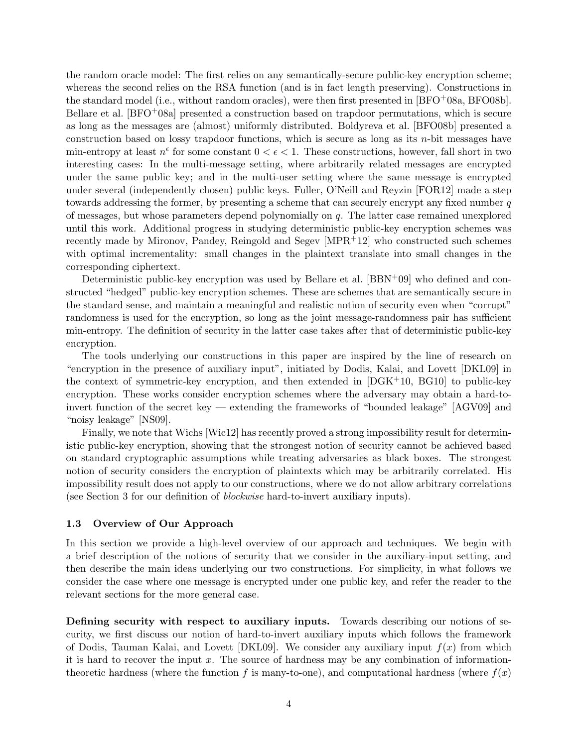the random oracle model: The first relies on any semantically-secure public-key encryption scheme; whereas the second relies on the RSA function (and is in fact length preserving). Constructions in the standard model (i.e., without random oracles), were then first presented in [BFO$^+$08a, BFO08b]. Bellare et al. [BFO$^+$08a] presented a construction based on trapdoor permutations, which is secure as long as the messages are (almost) uniformly distributed. Boldyreva et al. [BFO08b] presented a construction based on lossy trapdoor functions, which is secure as long as its $n$-bit messages have min-entropy at least $n^\epsilon$ for some constant $0 < \epsilon < 1$. These constructions, however, fall short in two interesting cases: In the multi-message setting, where arbitrarily related messages are encrypted under the same public key; and in the multi-user setting where the same message is encrypted under several (independently chosen) public keys. Fuller, O'Neill and Reyzin [FOR12] made a step towards addressing the former, by presenting a scheme that can securely encrypt any fixed number $q$ of messages, but whose parameters depend polynomially on $q$. The latter case remained unexplored until this work. Additional progress in studying deterministic public-key encryption schemes was recently made by Mironov, Pandey, Reingold and Segev [MPR$^+$12] who constructed such schemes with optimal incrementality: small changes in the plaintext translate into small changes in the corresponding ciphertext.

Deterministic public-key encryption was used by Bellare et al. [BBN$^+$09] who defined and constructed "hedged" public-key encryption schemes. These are schemes that are semantically secure in the standard sense, and maintain a meaningful and realistic notion of security even when "corrupt" randomness is used for the encryption, so long as the joint message-randomness pair has sufficient min-entropy. The definition of security in the latter case takes after that of deterministic public-key encryption.

The tools underlying our constructions in this paper are inspired by the line of research on "encryption in the presence of auxiliary input", initiated by Dodis, Kalai, and Lovett [DKL09] in the context of symmetric-key encryption, and then extended in [DGK$^+$10, BG10] to public-key encryption. These works consider encryption schemes where the adversary may obtain a hard-to-invert function of the secret key — extending the frameworks of "bounded leakage" [AGV09] and "noisy leakage" [NS09].

Finally, we note that Wichs [Wic12] has recently proved a strong impossibility result for deterministic public-key encryption, showing that the strongest notion of security cannot be achieved based on standard cryptographic assumptions while treating adversaries as black boxes. The strongest notion of security considers the encryption of plaintexts which may be arbitrarily correlated. His impossibility result does not apply to our constructions, where we do not allow arbitrary correlations (see Section 3 for our definition of *blockwise* hard-to-invert auxiliary inputs).

### 1.3 Overview of Our Approach

In this section we provide a high-level overview of our approach and techniques. We begin with a brief description of the notions of security that we consider in the auxiliary-input setting, and then describe the main ideas underlying our two constructions. For simplicity, in what follows we consider the case where one message is encrypted under one public key, and refer the reader to the relevant sections for the more general case.

**Defining security with respect to auxiliary inputs.** Towards describing our notions of security, we first discuss our notion of hard-to-invert auxiliary inputs which follows the framework of Dodis, Tauman Kalai, and Lovett [DKL09]. We consider any auxiliary input $f(x)$ from which it is hard to recover the input $x$. The source of hardness may be any combination of information-theoretic hardness (where the function $f$ is many-to-one), and computational hardness (where $f(x)$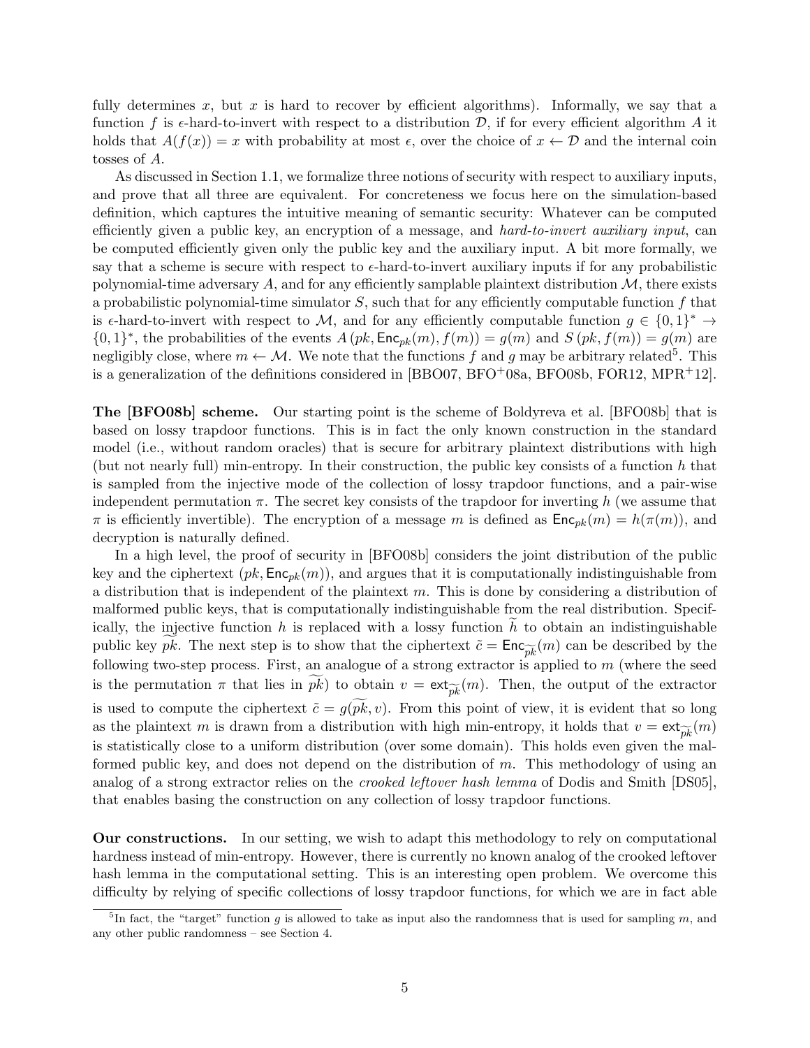fully determines $x$, but $x$ is hard to recover by efficient algorithms). Informally, we say that a function $f$ is $\epsilon$-hard-to-invert with respect to a distribution $\mathcal{D}$, if for every efficient algorithm $A$ it holds that $A(f(x)) = x$ with probability at most $\epsilon$, over the choice of $x \leftarrow \mathcal{D}$ and the internal coin tosses of $A$.

As discussed in Section 1.1, we formalize three notions of security with respect to auxiliary inputs, and prove that all three are equivalent. For concreteness we focus here on the simulation-based definition, which captures the intuitive meaning of semantic security: Whatever can be computed efficiently given a public key, an encryption of a message, and *hard-to-invert auxiliary input*, can be computed efficiently given only the public key and the auxiliary input. A bit more formally, we say that a scheme is secure with respect to $\epsilon$-hard-to-invert auxiliary inputs if for any probabilistic polynomial-time adversary $A$, and for any efficiently samplable plaintext distribution $\mathcal{M}$, there exists a probabilistic polynomial-time simulator $S$, such that for any efficiently computable function $f$ that is $\epsilon$-hard-to-invert with respect to $\mathcal{M}$, and for any efficiently computable function $g \in \{0,1\}^* \rightarrow \{0,1\}^*$, the probabilities of the events $A\left(pk, \mathsf{Enc}_{pk}(m), f(m)\right) = g(m)$ and $S\left(pk, f(m)\right) = g(m)$ are negligibly close, where $m \leftarrow \mathcal{M}$. We note that the functions $f$ and $g$ may be arbitrary related[5]. This is a generalization of the definitions considered in [BBO07, BFO+08a, BFO08b, FOR12, MPR+12].

**The [BFO08b] scheme.** Our starting point is the scheme of Boldyreva et al. [BFO08b] that is based on lossy trapdoor functions. This is in fact the only known construction in the standard model (i.e., without random oracles) that is secure for arbitrary plaintext distributions with high (but not nearly full) min-entropy. In their construction, the public key consists of a function $h$ that is sampled from the injective mode of the collection of lossy trapdoor functions, and a pair-wise independent permutation $\pi$. The secret key consists of the trapdoor for inverting $h$ (we assume that $\pi$ is efficiently invertible). The encryption of a message $m$ is defined as $\mathsf{Enc}_{pk}(m) = h(\pi(m))$, and decryption is naturally defined.

In a high level, the proof of security in [BFO08b] considers the joint distribution of the public key and the ciphertext $(pk, \mathsf{Enc}_{pk}(m))$, and argues that it is computationally indistinguishable from a distribution that is independent of the plaintext $m$. This is done by considering a distribution of malformed public keys, that is computationally indistinguishable from the real distribution. Specifically, the injective function $h$ is replaced with a lossy function $\widetilde{h}$ to obtain an indistinguishable public key $\widetilde{pk}$. The next step is to show that the ciphertext $\tilde{c} = \mathsf{Enc}_{\widetilde{pk}}(m)$ can be described by the following two-step process. First, an analogue of a strong extractor is applied to $m$ (where the seed is the permutation $\pi$ that lies in $\widetilde{pk}$) to obtain $v = \mathsf{ext}_{\widetilde{pk}}(m)$. Then, the output of the extractor is used to compute the ciphertext $\tilde{c} = g(\widetilde{pk}, v)$. From this point of view, it is evident that so long as the plaintext $m$ is drawn from a distribution with high min-entropy, it holds that $v = \mathsf{ext}_{\widetilde{pk}}(m)$ is statistically close to a uniform distribution (over some domain). This holds even given the malformed public key, and does not depend on the distribution of $m$. This methodology of using an analog of a strong extractor relies on the *crooked leftover hash lemma* of Dodis and Smith [DS05], that enables basing the construction on any collection of lossy trapdoor functions.

**Our constructions.** In our setting, we wish to adapt this methodology to rely on computational hardness instead of min-entropy. However, there is currently no known analog of the crooked leftover hash lemma in the computational setting. This is an interesting open problem. We overcome this difficulty by relying of specific collections of lossy trapdoor functions, for which we are in fact able

[5]In fact, the "target" function $g$ is allowed to take as input also the randomness that is used for sampling $m$, and any other public randomness – see Section 4.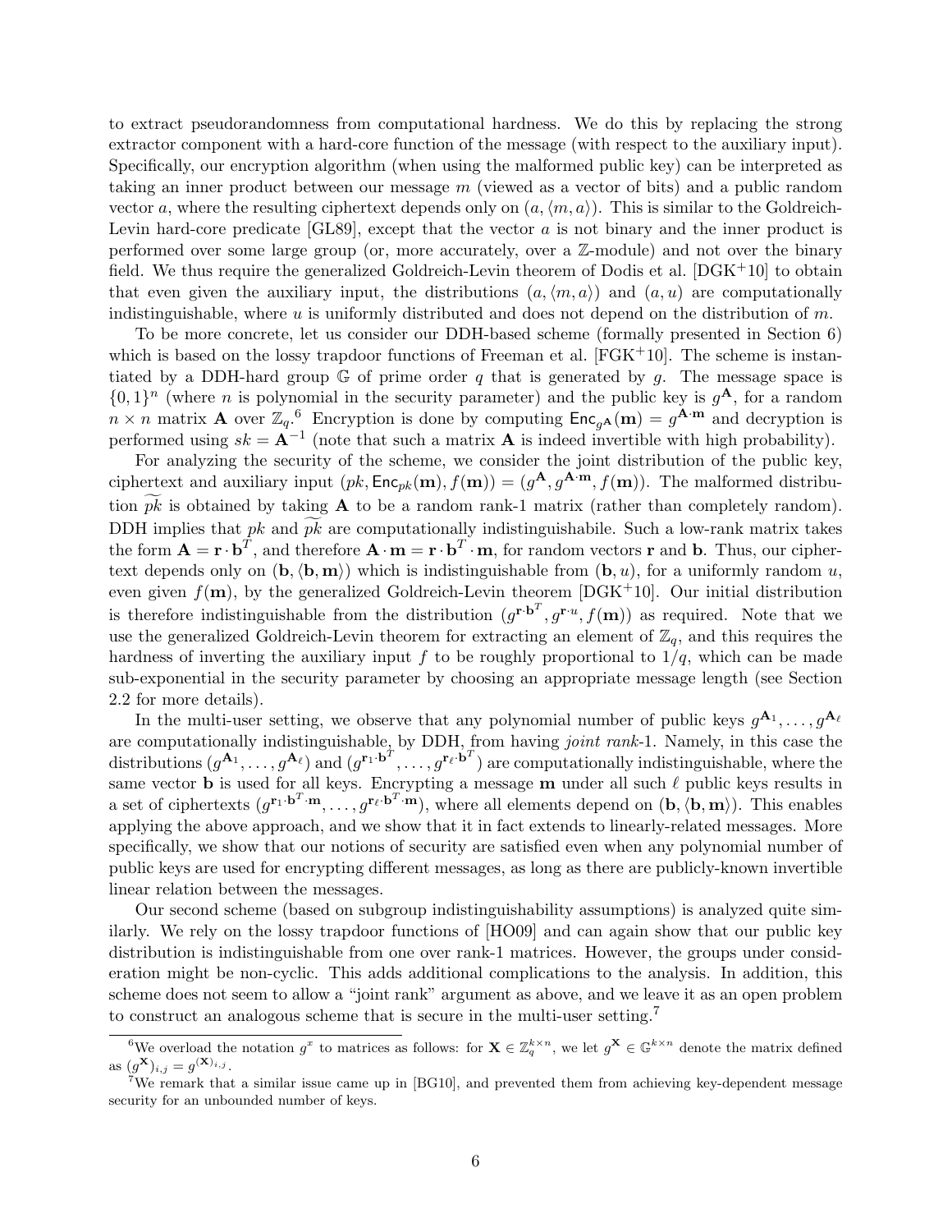to extract pseudorandomness from computational hardness. We do this by replacing the strong extractor component with a hard-core function of the message (with respect to the auxiliary input). Specifically, our encryption algorithm (when using the malformed public key) can be interpreted as taking an inner product between our message $m$ (viewed as a vector of bits) and a public random vector $a$, where the resulting ciphertext depends only on $(a, \langle m, a \rangle)$. This is similar to the Goldreich-Levin hard-core predicate [GL89], except that the vector $a$ is not binary and the inner product is performed over some large group (or, more accurately, over a $\mathbb{Z}$-module) and not over the binary field. We thus require the generalized Goldreich-Levin theorem of Dodis et al. [DGK+10] to obtain that even given the auxiliary input, the distributions $(a, \langle m, a \rangle)$ and $(a, u)$ are computationally indistinguishable, where $u$ is uniformly distributed and does not depend on the distribution of $m$.

To be more concrete, let us consider our DDH-based scheme (formally presented in Section 6) which is based on the lossy trapdoor functions of Freeman et al. [FGK+10]. The scheme is instantiated by a DDH-hard group $\mathbb{G}$ of prime order $q$ that is generated by $g$. The message space is $\{0,1\}^n$ (where $n$ is polynomial in the security parameter) and the public key is $g^{\mathbf{A}}$, for a random $n \times n$ matrix $\mathbf{A}$ over $\mathbb{Z}_q$.[6] Encryption is done by computing $\mathsf{Enc}_{g^{\mathbf{A}}}(\mathbf{m}) = g^{\mathbf{A} \cdot \mathbf{m}}$ and decryption is performed using $sk = \mathbf{A}^{-1}$ (note that such a matrix $\mathbf{A}$ is indeed invertible with high probability).

For analyzing the security of the scheme, we consider the joint distribution of the public key, ciphertext and auxiliary input $(pk, \mathsf{Enc}_{pk}(\mathbf{m}), f(\mathbf{m})) = (g^{\mathbf{A}}, g^{\mathbf{A} \cdot \mathbf{m}}, f(\mathbf{m}))$. The malformed distribution $\widetilde{pk}$ is obtained by taking $\mathbf{A}$ to be a random rank-1 matrix (rather than completely random). DDH implies that $pk$ and $\widetilde{pk}$ are computationally indistinguishabile. Such a low-rank matrix takes the form $\mathbf{A} = \mathbf{r} \cdot \mathbf{b}^T$, and therefore $\mathbf{A} \cdot \mathbf{m} = \mathbf{r} \cdot \mathbf{b}^T \cdot \mathbf{m}$, for random vectors $\mathbf{r}$ and $\mathbf{b}$. Thus, our ciphertext depends only on $(\mathbf{b}, \langle \mathbf{b}, \mathbf{m} \rangle)$ which is indistinguishable from $(\mathbf{b}, u)$, for a uniformly random $u$, even given $f(\mathbf{m})$, by the generalized Goldreich-Levin theorem [DGK+10]. Our initial distribution is therefore indistinguishable from the distribution $(g^{\mathbf{r} \cdot \mathbf{b}^T}, g^{\mathbf{r} \cdot u}, f(\mathbf{m}))$ as required. Note that we use the generalized Goldreich-Levin theorem for extracting an element of $\mathbb{Z}_q$, and this requires the hardness of inverting the auxiliary input $f$ to be roughly proportional to $1/q$, which can be made sub-exponential in the security parameter by choosing an appropriate message length (see Section 2.2 for more details).

In the multi-user setting, we observe that any polynomial number of public keys $g^{\mathbf{A}_1}, \ldots, g^{\mathbf{A}_\ell}$ are computationally indistinguishable, by DDH, from having *joint rank*-1. Namely, in this case the distributions $(g^{\mathbf{A}_1}, \ldots, g^{\mathbf{A}_\ell})$ and $(g^{\mathbf{r}_1 \cdot \mathbf{b}^T}, \ldots, g^{\mathbf{r}_\ell \cdot \mathbf{b}^T})$ are computationally indistinguishable, where the same vector $\mathbf{b}$ is used for all keys. Encrypting a message $\mathbf{m}$ under all such $\ell$ public keys results in a set of ciphertexts $(g^{\mathbf{r}_1 \cdot \mathbf{b}^T \cdot \mathbf{m}}, \ldots, g^{\mathbf{r}_\ell \cdot \mathbf{b}^T \cdot \mathbf{m}})$, where all elements depend on $(\mathbf{b}, \langle \mathbf{b}, \mathbf{m} \rangle)$. This enables applying the above approach, and we show that it in fact extends to linearly-related messages. More specifically, we show that our notions of security are satisfied even when any polynomial number of public keys are used for encrypting different messages, as long as there are publicly-known invertible linear relation between the messages.

Our second scheme (based on subgroup indistinguishability assumptions) is analyzed quite similarly. We rely on the lossy trapdoor functions of [HO09] and can again show that our public key distribution is indistinguishable from one over rank-1 matrices. However, the groups under consideration might be non-cyclic. This adds additional complications to the analysis. In addition, this scheme does not seem to allow a "joint rank" argument as above, and we leave it as an open problem to construct an analogous scheme that is secure in the multi-user setting.[7]

---

[6] We overload the notation $g^x$ to matrices as follows: for $\mathbf{X} \in \mathbb{Z}_q^{k \times n}$, we let $g^{\mathbf{X}} \in \mathbb{G}^{k \times n}$ denote the matrix defined as $(g^{\mathbf{X}})_{i,j} = g^{(\mathbf{X})_{i,j}}$.

[7] We remark that a similar issue came up in [BG10], and prevented them from achieving key-dependent message security for an unbounded number of keys.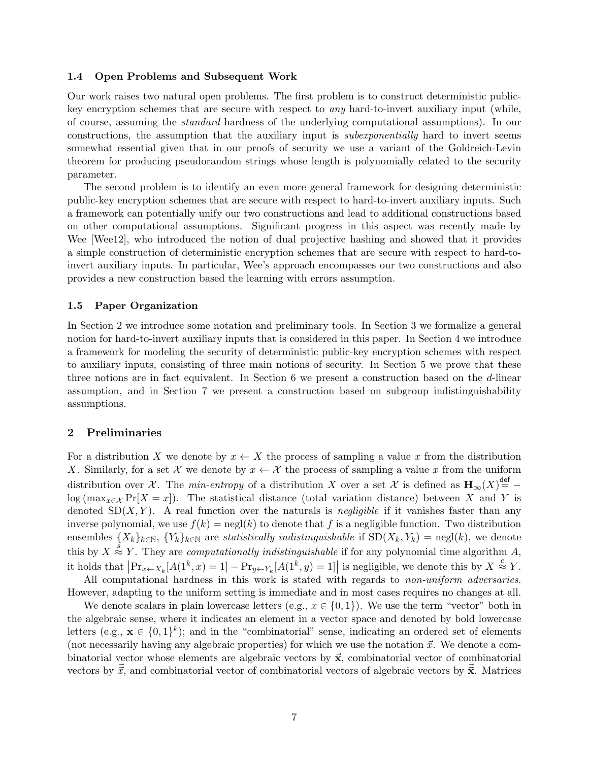### 1.4 Open Problems and Subsequent Work

Our work raises two natural open problems. The first problem is to construct deterministic public-key encryption schemes that are secure with respect to *any* hard-to-invert auxiliary input (while, of course, assuming the *standard* hardness of the underlying computational assumptions). In our constructions, the assumption that the auxiliary input is *subexponentially* hard to invert seems somewhat essential given that in our proofs of security we use a variant of the Goldreich-Levin theorem for producing pseudorandom strings whose length is polynomially related to the security parameter.

The second problem is to identify an even more general framework for designing deterministic public-key encryption schemes that are secure with respect to hard-to-invert auxiliary inputs. Such a framework can potentially unify our two constructions and lead to additional constructions based on other computational assumptions. Significant progress in this aspect was recently made by Wee [Wee12], who introduced the notion of dual projective hashing and showed that it provides a simple construction of deterministic encryption schemes that are secure with respect to hard-to-invert auxiliary inputs. In particular, Wee's approach encompasses our two constructions and also provides a new construction based the learning with errors assumption.

### 1.5 Paper Organization

In Section 2 we introduce some notation and preliminary tools. In Section 3 we formalize a general notion for hard-to-invert auxiliary inputs that is considered in this paper. In Section 4 we introduce a framework for modeling the security of deterministic public-key encryption schemes with respect to auxiliary inputs, consisting of three main notions of security. In Section 5 we prove that these three notions are in fact equivalent. In Section 6 we present a construction based on the $d$-linear assumption, and in Section 7 we present a construction based on subgroup indistinguishability assumptions.

## 2 Preliminaries

For a distribution $X$ we denote by $x \leftarrow X$ the process of sampling a value $x$ from the distribution $X$. Similarly, for a set $\mathcal{X}$ we denote by $x \leftarrow \mathcal{X}$ the process of sampling a value $x$ from the uniform distribution over $\mathcal{X}$. The *min-entropy* of a distribution $X$ over a set $\mathcal{X}$ is defined as $\mathbf{H}_\infty(X) \stackrel{\mathsf{def}}{=} -\log\left(\max_{x \in \mathcal{X}} \Pr[X = x]\right)$. The statistical distance (total variation distance) between $X$ and $Y$ is denoted $\mathrm{SD}(X, Y)$. A real function over the naturals is *negligible* if it vanishes faster than any inverse polynomial, we use $f(k) = \mathrm{negl}(k)$ to denote that $f$ is a negligible function. Two distribution ensembles $\{X_k\}_{k\in\mathbb{N}}$, $\{Y_k\}_{k\in\mathbb{N}}$ are *statistically indistinguishable* if $\mathrm{SD}(X_k, Y_k) = \mathrm{negl}(k)$, we denote this by $X \stackrel{s}{\approx} Y$. They are *computationally indistinguishable* if for any polynomial time algorithm $A$, it holds that $\left|\Pr_{x\leftarrow X_k}[A(1^k, x) = 1] - \Pr_{y\leftarrow Y_k}[A(1^k, y) = 1]\right|$ is negligible, we denote this by $X \stackrel{c}{\approx} Y$.

All computational hardness in this work is stated with regards to *non-uniform adversaries*. However, adapting to the uniform setting is immediate and in most cases requires no changes at all.

We denote scalars in plain lowercase letters (e.g., $x \in \{0, 1\}$). We use the term "vector" both in the algebraic sense, where it indicates an element in a vector space and denoted by bold lowercase letters (e.g., $\mathbf{x} \in \{0, 1\}^k$); and in the "combinatorial" sense, indicating an ordered set of elements (not necessarily having any algebraic properties) for which we use the notation $\vec{x}$. We denote a combinatorial vector whose elements are algebraic vectors by $\vec{\mathbf{x}}$, combinatorial vector of combinatorial vectors by $\vec{\vec{x}}$, and combinatorial vector of combinatorial vectors of algebraic vectors by $\vec{\vec{\mathbf{x}}}$. Matrices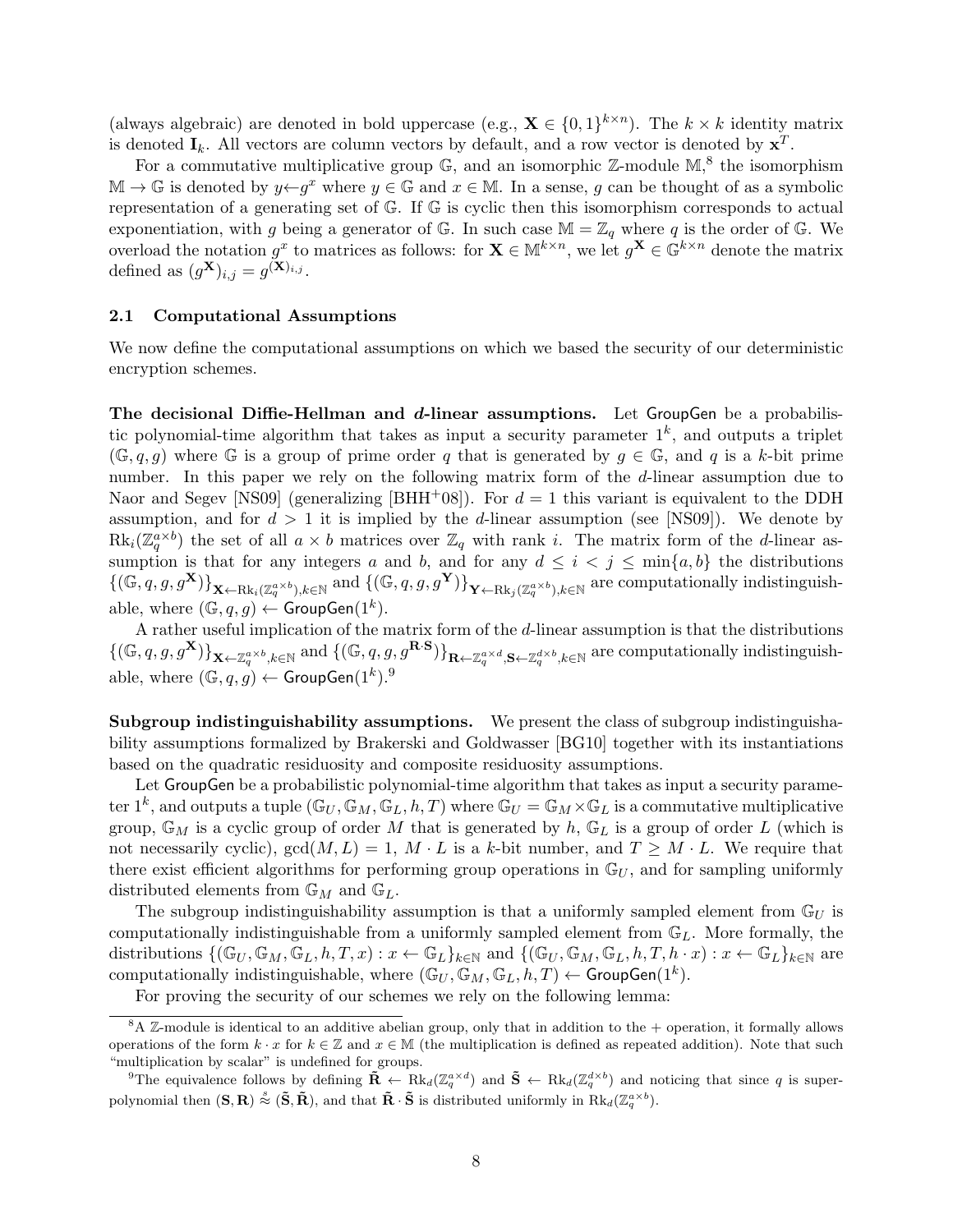(always algebraic) are denoted in bold uppercase (e.g., $\mathbf{X} \in \{0,1\}^{k \times n}$). The $k \times k$ identity matrix is denoted $\mathbf{I}_k$. All vectors are column vectors by default, and a row vector is denoted by $\mathbf{x}^T$.

For a commutative multiplicative group $\mathbb{G}$, and an isomorphic $\mathbb{Z}$-module $\mathbb{M}$,[8] the isomorphism $\mathbb{M} \to \mathbb{G}$ is denoted by $y \leftarrow g^x$ where $y \in \mathbb{G}$ and $x \in \mathbb{M}$. In a sense, $g$ can be thought of as a symbolic representation of a generating set of $\mathbb{G}$. If $\mathbb{G}$ is cyclic then this isomorphism corresponds to actual exponentiation, with $g$ being a generator of $\mathbb{G}$. In such case $\mathbb{M} = \mathbb{Z}_q$ where $q$ is the order of $\mathbb{G}$. We overload the notation $g^x$ to matrices as follows: for $\mathbf{X} \in \mathbb{M}^{k \times n}$, we let $g^{\mathbf{X}} \in \mathbb{G}^{k \times n}$ denote the matrix defined as $(g^{\mathbf{X}})_{i,j} = g^{(\mathbf{X})_{i,j}}$.

### 2.1 Computational Assumptions

We now define the computational assumptions on which we based the security of our deterministic encryption schemes.

**The decisional Diffie-Hellman and *d*-linear assumptions.** Let $\mathsf{GroupGen}$ be a probabilistic polynomial-time algorithm that takes as input a security parameter $1^k$, and outputs a triplet $(\mathbb{G}, q, g)$ where $\mathbb{G}$ is a group of prime order $q$ that is generated by $g \in \mathbb{G}$, and $q$ is a $k$-bit prime number. In this paper we rely on the following matrix form of the $d$-linear assumption due to Naor and Segev [NS09] (generalizing [BHH+08]). For $d = 1$ this variant is equivalent to the DDH assumption, and for $d > 1$ it is implied by the $d$-linear assumption (see [NS09]). We denote by $\mathrm{Rk}_i(\mathbb{Z}_q^{a \times b})$ the set of all $a \times b$ matrices over $\mathbb{Z}_q$ with rank $i$. The matrix form of the $d$-linear assumption is that for any integers $a$ and $b$, and for any $d \leq i < j \leq \min\{a, b\}$ the distributions $\{(\mathbb{G}, q, g, g^{\mathbf{X}})\}_{\mathbf{X} \leftarrow \mathrm{Rk}_i(\mathbb{Z}_q^{a \times b}), k \in \mathbb{N}}$ and $\{(\mathbb{G}, q, g, g^{\mathbf{Y}})\}_{\mathbf{Y} \leftarrow \mathrm{Rk}_j(\mathbb{Z}_q^{a \times b}), k \in \mathbb{N}}$ are computationally indistinguishable, where $(\mathbb{G}, q, g) \leftarrow \mathsf{GroupGen}(1^k)$.

A rather useful implication of the matrix form of the $d$-linear assumption is that the distributions $\{(\mathbb{G}, q, g, g^{\mathbf{X}})\}_{\mathbf{X} \leftarrow \mathbb{Z}_q^{a \times b}, k \in \mathbb{N}}$ and $\{(\mathbb{G}, q, g, g^{\mathbf{R} \cdot \mathbf{S}})\}_{\mathbf{R} \leftarrow \mathbb{Z}_q^{a \times d}, \mathbf{S} \leftarrow \mathbb{Z}_q^{d \times b}, k \in \mathbb{N}}$ are computationally indistinguishable, where $(\mathbb{G}, q, g) \leftarrow \mathsf{GroupGen}(1^k)$.[9]

**Subgroup indistinguishability assumptions.** We present the class of subgroup indistinguishability assumptions formalized by Brakerski and Goldwasser [BG10] together with its instantiations based on the quadratic residuosity and composite residuosity assumptions.

Let $\mathsf{GroupGen}$ be a probabilistic polynomial-time algorithm that takes as input a security parameter $1^k$, and outputs a tuple $(\mathbb{G}_U, \mathbb{G}_M, \mathbb{G}_L, h, T)$ where $\mathbb{G}_U = \mathbb{G}_M \times \mathbb{G}_L$ is a commutative multiplicative group, $\mathbb{G}_M$ is a cyclic group of order $M$ that is generated by $h$, $\mathbb{G}_L$ is a group of order $L$ (which is not necessarily cyclic), $\gcd(M, L) = 1$, $M \cdot L$ is a $k$-bit number, and $T \geq M \cdot L$. We require that there exist efficient algorithms for performing group operations in $\mathbb{G}_U$, and for sampling uniformly distributed elements from $\mathbb{G}_M$ and $\mathbb{G}_L$.

The subgroup indistinguishability assumption is that a uniformly sampled element from $\mathbb{G}_U$ is computationally indistinguishable from a uniformly sampled element from $\mathbb{G}_L$. More formally, the distributions $\{(\mathbb{G}_U, \mathbb{G}_M, \mathbb{G}_L, h, T, x) : x \leftarrow \mathbb{G}_L\}_{k \in \mathbb{N}}$ and $\{(\mathbb{G}_U, \mathbb{G}_M, \mathbb{G}_L, h, T, h \cdot x) : x \leftarrow \mathbb{G}_L\}_{k \in \mathbb{N}}$ are computationally indistinguishable, where $(\mathbb{G}_U, \mathbb{G}_M, \mathbb{G}_L, h, T) \leftarrow \mathsf{GroupGen}(1^k)$.

For proving the security of our schemes we rely on the following lemma:

[8] A $\mathbb{Z}$-module is identical to an additive abelian group, only that in addition to the + operation, it formally allows operations of the form $k \cdot x$ for $k \in \mathbb{Z}$ and $x \in \mathbb{M}$ (the multiplication is defined as repeated addition). Note that such "multiplication by scalar" is undefined for groups.

[9] The equivalence follows by defining $\tilde{\mathbf{R}} \leftarrow \mathrm{Rk}_d(\mathbb{Z}_q^{a \times d})$ and $\tilde{\mathbf{S}} \leftarrow \mathrm{Rk}_d(\mathbb{Z}_q^{d \times b})$ and noticing that since $q$ is super-polynomial then $(\mathbf{S}, \mathbf{R}) \stackrel{s}{\approx} (\tilde{\mathbf{S}}, \tilde{\mathbf{R}})$, and that $\tilde{\mathbf{R}} \cdot \tilde{\mathbf{S}}$ is distributed uniformly in $\mathrm{Rk}_d(\mathbb{Z}_q^{a \times b})$.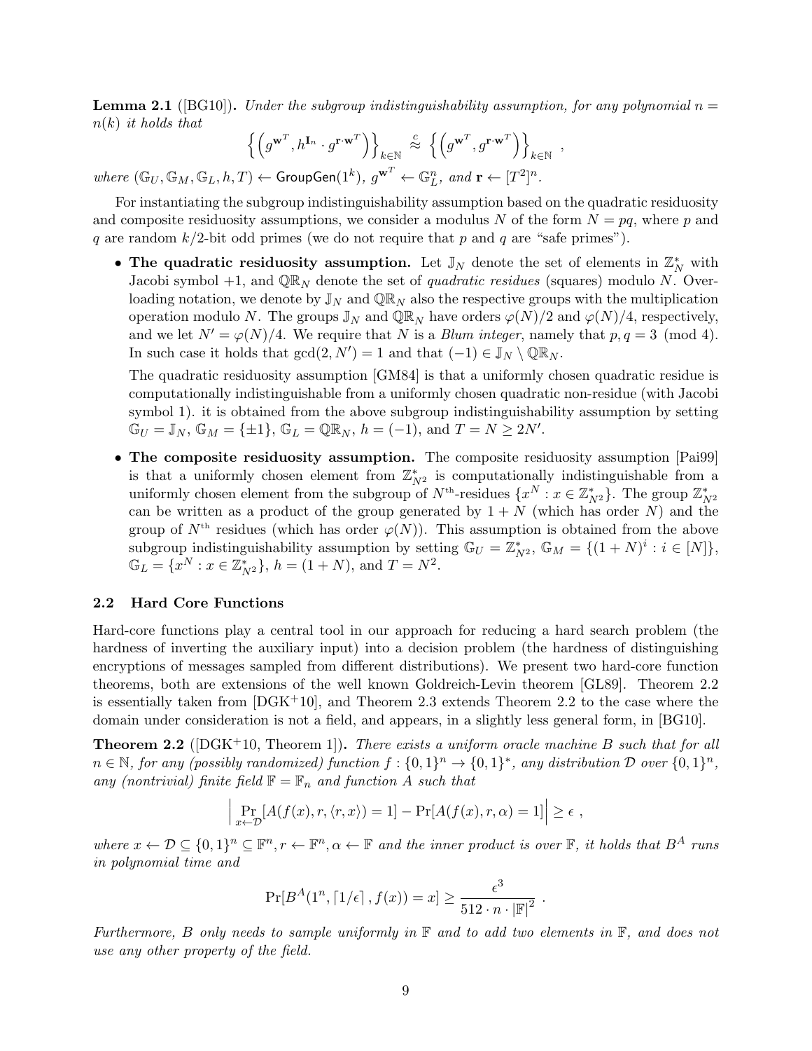**Lemma 2.1** ([BG10]). *Under the subgroup indistinguishability assumption, for any polynomial $n = n(k)$ it holds that*

$$\left\{ \left( g^{\mathbf{w}^T}, h^{\mathbf{I}_n} \cdot g^{\mathbf{r}\cdot\mathbf{w}^T} \right) \right\}_{k\in\mathbb{N}} \stackrel{c}{\approx} \left\{ \left( g^{\mathbf{w}^T}, g^{\mathbf{r}\cdot\mathbf{w}^T} \right) \right\}_{k\in\mathbb{N}} ,$$

*where $(\mathbb{G}_U, \mathbb{G}_M, \mathbb{G}_L, h, T) \leftarrow \mathsf{GroupGen}(1^k)$, $g^{\mathbf{w}^T} \leftarrow \mathbb{G}_L^n$, and $\mathbf{r} \leftarrow [T^2]^n$.*

For instantiating the subgroup indistinguishability assumption based on the quadratic residuosity and composite residuosity assumptions, we consider a modulus $N$ of the form $N = pq$, where $p$ and $q$ are random $k/2$-bit odd primes (we do not require that $p$ and $q$ are "safe primes").

- **The quadratic residuosity assumption.** Let $\mathbb{J}_N$ denote the set of elements in $\mathbb{Z}_N^*$ with Jacobi symbol $+1$, and $\mathbb{QR}_N$ denote the set of *quadratic residues* (squares) modulo $N$. Overloading notation, we denote by $\mathbb{J}_N$ and $\mathbb{QR}_N$ also the respective groups with the multiplication operation modulo $N$. The groups $\mathbb{J}_N$ and $\mathbb{QR}_N$ have orders $\varphi(N)/2$ and $\varphi(N)/4$, respectively, and we let $N' = \varphi(N)/4$. We require that $N$ is a *Blum integer*, namely that $p, q = 3 \pmod 4$. In such case it holds that $\gcd(2, N') = 1$ and that $(-1) \in \mathbb{J}_N \setminus \mathbb{QR}_N$.

  The quadratic residuosity assumption [GM84] is that a uniformly chosen quadratic residue is computationally indistinguishable from a uniformly chosen quadratic non-residue (with Jacobi symbol 1). it is obtained from the above subgroup indistinguishability assumption by setting $\mathbb{G}_U = \mathbb{J}_N$, $\mathbb{G}_M = \{\pm 1\}$, $\mathbb{G}_L = \mathbb{QR}_N$, $h = (-1)$, and $T = N \geq 2N'$.

- **The composite residuosity assumption.** The composite residuosity assumption [Pai99] is that a uniformly chosen element from $\mathbb{Z}_{N^2}^*$ is computationally indistinguishable from a uniformly chosen element from the subgroup of $N^{\text{th}}$-residues $\{x^N : x \in \mathbb{Z}_{N^2}^*\}$. The group $\mathbb{Z}_{N^2}^*$ can be written as a product of the group generated by $1 + N$ (which has order $N$) and the group of $N^{\text{th}}$ residues (which has order $\varphi(N)$). This assumption is obtained from the above subgroup indistinguishability assumption by setting $\mathbb{G}_U = \mathbb{Z}_{N^2}^*$, $\mathbb{G}_M = \{(1+N)^i : i \in [N]\}$, $\mathbb{G}_L = \{x^N : x \in \mathbb{Z}_{N^2}^*\}$, $h = (1 + N)$, and $T = N^2$.

### 2.2 Hard Core Functions

Hard-core functions play a central tool in our approach for reducing a hard search problem (the hardness of inverting the auxiliary input) into a decision problem (the hardness of distinguishing encryptions of messages sampled from different distributions). We present two hard-core function theorems, both are extensions of the well known Goldreich-Levin theorem [GL89]. Theorem 2.2 is essentially taken from [DGK+10], and Theorem 2.3 extends Theorem 2.2 to the case where the domain under consideration is not a field, and appears, in a slightly less general form, in [BG10].

**Theorem 2.2** ([DGK+10, Theorem 1]). *There exists a uniform oracle machine $B$ such that for all $n \in \mathbb{N}$, for any (possibly randomized) function $f : \{0,1\}^n \to \{0,1\}^*$, any distribution $\mathcal{D}$ over $\{0,1\}^n$, any (nontrivial) finite field $\mathbb{F} = \mathbb{F}_n$ and function $A$ such that*

$$\left| \Pr_{x\leftarrow\mathcal{D}}[A(f(x), r, \langle r, x\rangle) = 1] - \Pr[A(f(x), r, \alpha) = 1] \right| \geq \epsilon ,$$

*where $x \leftarrow \mathcal{D} \subseteq \{0,1\}^n \subseteq \mathbb{F}^n, r \leftarrow \mathbb{F}^n, \alpha \leftarrow \mathbb{F}$ and the inner product is over $\mathbb{F}$, it holds that $B^A$ runs in polynomial time and*

$$\Pr[B^A(1^n, \lceil 1/\epsilon \rceil, f(x)) = x] \geq \frac{\epsilon^3}{512 \cdot n \cdot |\mathbb{F}|^2} .$$

*Furthermore, $B$ only needs to sample uniformly in $\mathbb{F}$ and to add two elements in $\mathbb{F}$, and does not use any other property of the field.*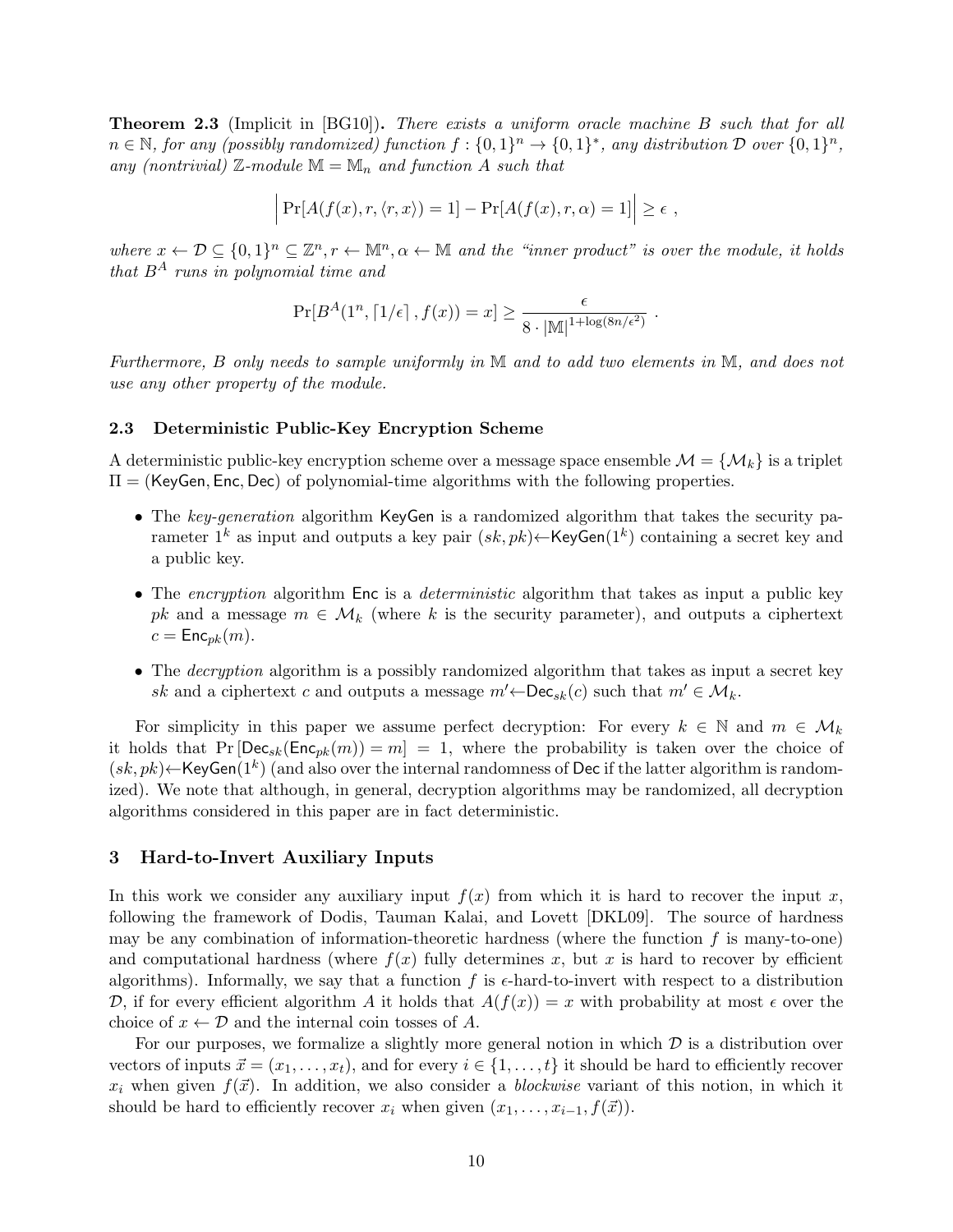**Theorem 2.3** (Implicit in [BG10])**.** *There exists a uniform oracle machine $B$ such that for all $n \in \mathbb{N}$, for any (possibly randomized) function $f : \{0,1\}^n \to \{0,1\}^*$, any distribution $\mathcal{D}$ over $\{0,1\}^n$, any (nontrivial) $\mathbb{Z}$-module $\mathbb{M} = \mathbb{M}_n$ and function $A$ such that*

$$\Big| \Pr[A(f(x), r, \langle r, x \rangle) = 1] - \Pr[A(f(x), r, \alpha) = 1] \Big| \geq \epsilon \ ,$$

*where $x \leftarrow \mathcal{D} \subseteq \{0,1\}^n \subseteq \mathbb{Z}^n, r \leftarrow \mathbb{M}^n, \alpha \leftarrow \mathbb{M}$ and the "inner product" is over the module, it holds that $B^A$ runs in polynomial time and*

$$\Pr[B^A(1^n, \lceil 1/\epsilon \rceil, f(x)) = x] \geq \frac{\epsilon}{8 \cdot |\mathbb{M}|^{1+\log(8n/\epsilon^2)}} \ .$$

*Furthermore, $B$ only needs to sample uniformly in $\mathbb{M}$ and to add two elements in $\mathbb{M}$, and does not use any other property of the module.*

### 2.3 Deterministic Public-Key Encryption Scheme

A deterministic public-key encryption scheme over a message space ensemble $\mathcal{M} = \{\mathcal{M}_k\}$ is a triplet $\Pi = (\mathsf{KeyGen}, \mathsf{Enc}, \mathsf{Dec})$ of polynomial-time algorithms with the following properties.

- The *key-generation* algorithm $\mathsf{KeyGen}$ is a randomized algorithm that takes the security parameter $1^k$ as input and outputs a key pair $(sk, pk) \leftarrow \mathsf{KeyGen}(1^k)$ containing a secret key and a public key.
- The *encryption* algorithm $\mathsf{Enc}$ is a *deterministic* algorithm that takes as input a public key $pk$ and a message $m \in \mathcal{M}_k$ (where $k$ is the security parameter), and outputs a ciphertext $c = \mathsf{Enc}_{pk}(m)$.
- The *decryption* algorithm is a possibly randomized algorithm that takes as input a secret key $sk$ and a ciphertext $c$ and outputs a message $m' \leftarrow \mathsf{Dec}_{sk}(c)$ such that $m' \in \mathcal{M}_k$.

For simplicity in this paper we assume perfect decryption: For every $k \in \mathbb{N}$ and $m \in \mathcal{M}_k$ it holds that $\Pr[\mathsf{Dec}_{sk}(\mathsf{Enc}_{pk}(m)) = m] = 1$, where the probability is taken over the choice of $(sk, pk) \leftarrow \mathsf{KeyGen}(1^k)$ (and also over the internal randomness of $\mathsf{Dec}$ if the latter algorithm is randomized). We note that although, in general, decryption algorithms may be randomized, all decryption algorithms considered in this paper are in fact deterministic.

## 3 Hard-to-Invert Auxiliary Inputs

In this work we consider any auxiliary input $f(x)$ from which it is hard to recover the input $x$, following the framework of Dodis, Tauman Kalai, and Lovett [DKL09]. The source of hardness may be any combination of information-theoretic hardness (where the function $f$ is many-to-one) and computational hardness (where $f(x)$ fully determines $x$, but $x$ is hard to recover by efficient algorithms). Informally, we say that a function $f$ is $\epsilon$-hard-to-invert with respect to a distribution $\mathcal{D}$, if for every efficient algorithm $A$ it holds that $A(f(x)) = x$ with probability at most $\epsilon$ over the choice of $x \leftarrow \mathcal{D}$ and the internal coin tosses of $A$.

For our purposes, we formalize a slightly more general notion in which $\mathcal{D}$ is a distribution over vectors of inputs $\vec{x} = (x_1, \ldots, x_t)$, and for every $i \in \{1, \ldots, t\}$ it should be hard to efficiently recover $x_i$ when given $f(\vec{x})$. In addition, we also consider a *blockwise* variant of this notion, in which it should be hard to efficiently recover $x_i$ when given $(x_1, \ldots, x_{i-1}, f(\vec{x}))$.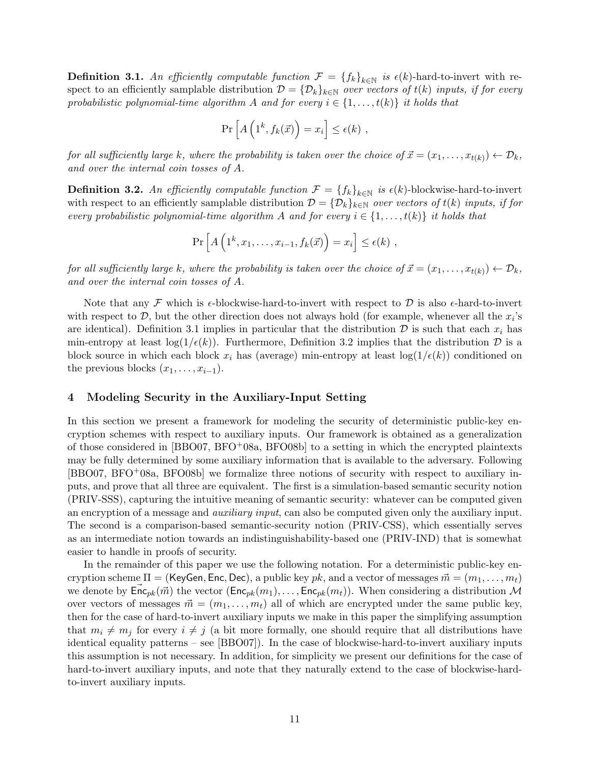**Definition 3.1.** *An efficiently computable function $\mathcal{F} = \{f_k\}_{k \in \mathbb{N}}$ is* $\epsilon(k)$-hard-to-invert with respect to an efficiently samplable distribution $\mathcal{D} = \{\mathcal{D}_k\}_{k \in \mathbb{N}}$ *over vectors of $t(k)$ inputs, if for every probabilistic polynomial-time algorithm $A$ and for every $i \in \{1, \ldots, t(k)\}$ it holds that*

$$\Pr\left[A\left(1^k, f_k(\vec{x})\right) = x_i\right] \leq \epsilon(k) \ ,$$

*for all sufficiently large $k$, where the probability is taken over the choice of $\vec{x} = (x_1, \ldots, x_{t(k)}) \leftarrow \mathcal{D}_k$, and over the internal coin tosses of $A$.*

**Definition 3.2.** *An efficiently computable function $\mathcal{F} = \{f_k\}_{k \in \mathbb{N}}$ is* $\epsilon(k)$-blockwise-hard-to-invert with respect to an efficiently samplable distribution $\mathcal{D} = \{\mathcal{D}_k\}_{k \in \mathbb{N}}$ *over vectors of $t(k)$ inputs, if for every probabilistic polynomial-time algorithm $A$ and for every $i \in \{1, \ldots, t(k)\}$ it holds that*

$$\Pr\left[A\left(1^k, x_1, \ldots, x_{i-1}, f_k(\vec{x})\right) = x_i\right] \leq \epsilon(k) \ ,$$

*for all sufficiently large $k$, where the probability is taken over the choice of $\vec{x} = (x_1, \ldots, x_{t(k)}) \leftarrow \mathcal{D}_k$, and over the internal coin tosses of $A$.*

Note that any $\mathcal{F}$ which is $\epsilon$-blockwise-hard-to-invert with respect to $\mathcal{D}$ is also $\epsilon$-hard-to-invert with respect to $\mathcal{D}$, but the other direction does not always hold (for example, whenever all the $x_i$'s are identical). Definition 3.1 implies in particular that the distribution $\mathcal{D}$ is such that each $x_i$ has min-entropy at least $\log(1/\epsilon(k))$. Furthermore, Definition 3.2 implies that the distribution $\mathcal{D}$ is a block source in which each block $x_i$ has (average) min-entropy at least $\log(1/\epsilon(k))$ conditioned on the previous blocks $(x_1, \ldots, x_{i-1})$.

# 4 Modeling Security in the Auxiliary-Input Setting

In this section we present a framework for modeling the security of deterministic public-key encryption schemes with respect to auxiliary inputs. Our framework is obtained as a generalization of those considered in [BBO07, BFO+08a, BFO08b] to a setting in which the encrypted plaintexts may be fully determined by some auxiliary information that is available to the adversary. Following [BBO07, BFO+08a, BFO08b] we formalize three notions of security with respect to auxiliary inputs, and prove that all three are equivalent. The first is a simulation-based semantic security notion (PRIV-SSS), capturing the intuitive meaning of semantic security: whatever can be computed given an encryption of a message and *auxiliary input*, can also be computed given only the auxiliary input. The second is a comparison-based semantic-security notion (PRIV-CSS), which essentially serves as an intermediate notion towards an indistinguishability-based one (PRIV-IND) that is somewhat easier to handle in proofs of security.

In the remainder of this paper we use the following notation. For a deterministic public-key encryption scheme $\Pi = (\mathsf{KeyGen}, \mathsf{Enc}, \mathsf{Dec})$, a public key $pk$, and a vector of messages $\vec{m} = (m_1, \ldots, m_t)$ we denote by $\vec{\mathsf{Enc}}_{pk}(\vec{m})$ the vector $(\mathsf{Enc}_{pk}(m_1), \ldots, \mathsf{Enc}_{pk}(m_t))$. When considering a distribution $\mathcal{M}$ over vectors of messages $\vec{m} = (m_1, \ldots, m_t)$ all of which are encrypted under the same public key, then for the case of hard-to-invert auxiliary inputs we make in this paper the simplifying assumption that $m_i \neq m_j$ for every $i \neq j$ (a bit more formally, one should require that all distributions have identical equality patterns – see [BBO07]). In the case of blockwise-hard-to-invert auxiliary inputs this assumption is not necessary. In addition, for simplicity we present our definitions for the case of hard-to-invert auxiliary inputs, and note that they naturally extend to the case of blockwise-hard-to-invert auxiliary inputs.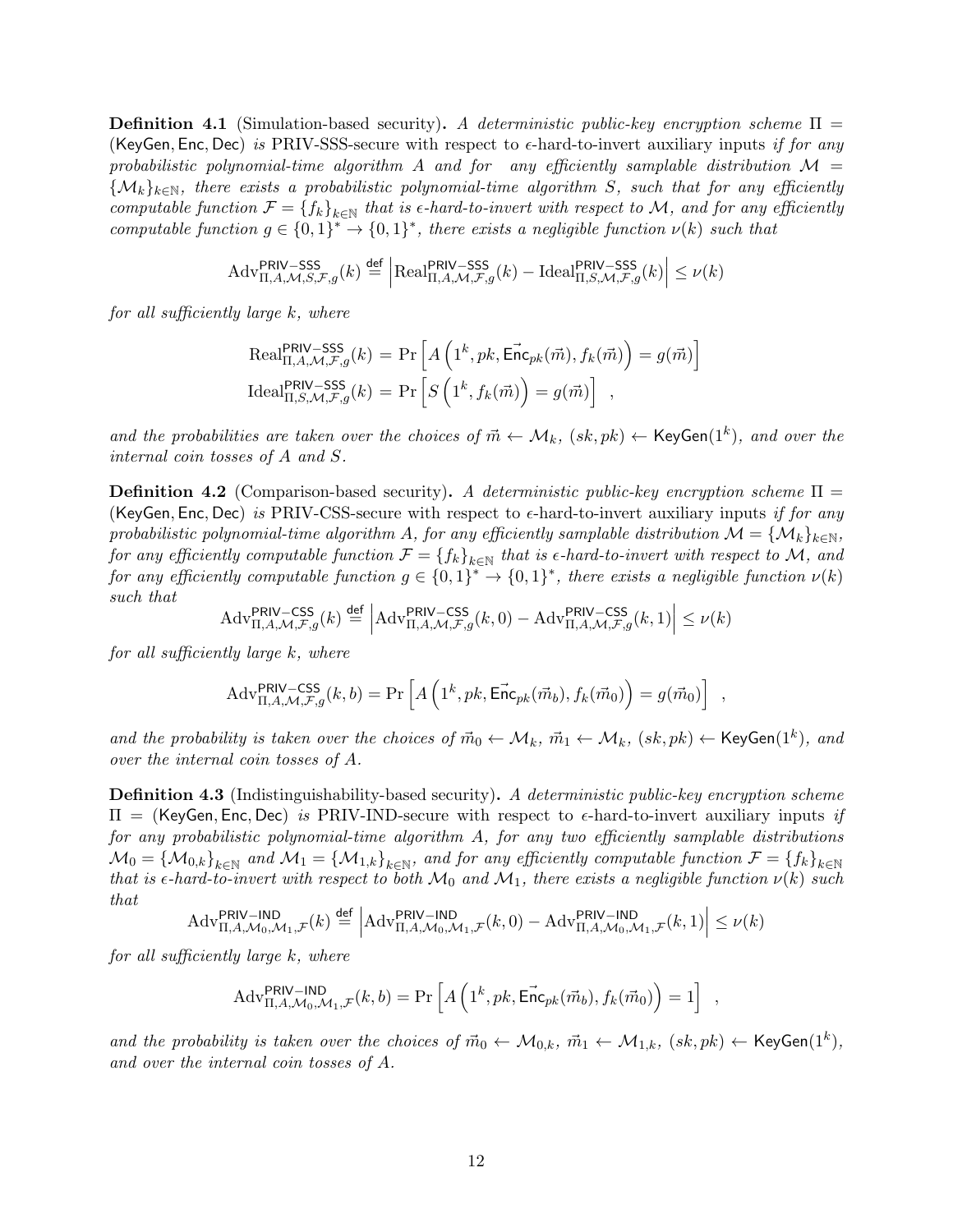**Definition 4.1** (Simulation-based security)**.** *A deterministic public-key encryption scheme* $\Pi = (\mathsf{KeyGen}, \mathsf{Enc}, \mathsf{Dec})$ *is* PRIV-SSS-secure with respect to $\epsilon$-hard-to-invert auxiliary inputs *if for any probabilistic polynomial-time algorithm $A$ and for any efficiently samplable distribution $\mathcal{M} = \{\mathcal{M}_k\}_{k\in\mathbb{N}}$, there exists a probabilistic polynomial-time algorithm $S$, such that for any efficiently computable function $\mathcal{F} = \{f_k\}_{k\in\mathbb{N}}$ that is $\epsilon$-hard-to-invert with respect to $\mathcal{M}$, and for any efficiently computable function $g \in \{0,1\}^* \to \{0,1\}^*$, there exists a negligible function $\nu(k)$ such that*

$$\mathrm{Adv}^{\mathsf{PRIV-SSS}}_{\Pi,A,\mathcal{M},S,\mathcal{F},g}(k) \stackrel{\mathsf{def}}{=} \left|\mathrm{Real}^{\mathsf{PRIV-SSS}}_{\Pi,A,\mathcal{M},\mathcal{F},g}(k) - \mathrm{Ideal}^{\mathsf{PRIV-SSS}}_{\Pi,S,\mathcal{M},\mathcal{F},g}(k)\right| \le \nu(k)$$

*for all sufficiently large $k$, where*

$$\mathrm{Real}^{\mathsf{PRIV-SSS}}_{\Pi,A,\mathcal{M},\mathcal{F},g}(k) = \Pr\left[A\left(1^k, pk, \vec{\mathsf{Enc}}_{pk}(\vec{m}), f_k(\vec{m})\right) = g(\vec{m})\right]$$
$$\mathrm{Ideal}^{\mathsf{PRIV-SSS}}_{\Pi,S,\mathcal{M},\mathcal{F},g}(k) = \Pr\left[S\left(1^k, f_k(\vec{m})\right) = g(\vec{m})\right] \ ,$$

*and the probabilities are taken over the choices of $\vec{m} \leftarrow \mathcal{M}_k$, $(sk, pk) \leftarrow \mathsf{KeyGen}(1^k)$, and over the internal coin tosses of $A$ and $S$.*

**Definition 4.2** (Comparison-based security)**.** *A deterministic public-key encryption scheme* $\Pi = (\mathsf{KeyGen}, \mathsf{Enc}, \mathsf{Dec})$ *is* PRIV-CSS-secure with respect to $\epsilon$-hard-to-invert auxiliary inputs *if for any probabilistic polynomial-time algorithm $A$, for any efficiently samplable distribution $\mathcal{M} = \{\mathcal{M}_k\}_{k\in\mathbb{N}}$, for any efficiently computable function $\mathcal{F} = \{f_k\}_{k\in\mathbb{N}}$ that is $\epsilon$-hard-to-invert with respect to $\mathcal{M}$, and for any efficiently computable function $g \in \{0,1\}^* \to \{0,1\}^*$, there exists a negligible function $\nu(k)$ such that*

$$\mathrm{Adv}^{\mathsf{PRIV-CSS}}_{\Pi,A,\mathcal{M},\mathcal{F},g}(k) \stackrel{\mathsf{def}}{=} \left|\mathrm{Adv}^{\mathsf{PRIV-CSS}}_{\Pi,A,\mathcal{M},\mathcal{F},g}(k,0) - \mathrm{Adv}^{\mathsf{PRIV-CSS}}_{\Pi,A,\mathcal{M},\mathcal{F},g}(k,1)\right| \le \nu(k)$$

*for all sufficiently large $k$, where*

$$\mathrm{Adv}^{\mathsf{PRIV-CSS}}_{\Pi,A,\mathcal{M},\mathcal{F},g}(k,b) = \Pr\left[A\left(1^k, pk, \vec{\mathsf{Enc}}_{pk}(\vec{m}_b), f_k(\vec{m}_0)\right) = g(\vec{m}_0)\right] \ ,$$

*and the probability is taken over the choices of $\vec{m}_0 \leftarrow \mathcal{M}_k$, $\vec{m}_1 \leftarrow \mathcal{M}_k$, $(sk, pk) \leftarrow \mathsf{KeyGen}(1^k)$, and over the internal coin tosses of $A$.*

**Definition 4.3** (Indistinguishability-based security)**.** *A deterministic public-key encryption scheme* $\Pi = (\mathsf{KeyGen}, \mathsf{Enc}, \mathsf{Dec})$ *is* PRIV-IND-secure with respect to $\epsilon$-hard-to-invert auxiliary inputs *if for any probabilistic polynomial-time algorithm $A$, for any two efficiently samplable distributions $\mathcal{M}_0 = \{\mathcal{M}_{0,k}\}_{k\in\mathbb{N}}$ and $\mathcal{M}_1 = \{\mathcal{M}_{1,k}\}_{k\in\mathbb{N}}$, and for any efficiently computable function $\mathcal{F} = \{f_k\}_{k\in\mathbb{N}}$ that is $\epsilon$-hard-to-invert with respect to both $\mathcal{M}_0$ and $\mathcal{M}_1$, there exists a negligible function $\nu(k)$ such that*

$$\mathrm{Adv}^{\mathsf{PRIV-IND}}_{\Pi,A,\mathcal{M}_0,\mathcal{M}_1,\mathcal{F}}(k) \stackrel{\mathsf{def}}{=} \left|\mathrm{Adv}^{\mathsf{PRIV-IND}}_{\Pi,A,\mathcal{M}_0,\mathcal{M}_1,\mathcal{F}}(k,0) - \mathrm{Adv}^{\mathsf{PRIV-IND}}_{\Pi,A,\mathcal{M}_0,\mathcal{M}_1,\mathcal{F}}(k,1)\right| \le \nu(k)$$

*for all sufficiently large $k$, where*

$$\mathrm{Adv}^{\mathsf{PRIV-IND}}_{\Pi,A,\mathcal{M}_0,\mathcal{M}_1,\mathcal{F}}(k,b) = \Pr\left[A\left(1^k, pk, \vec{\mathsf{Enc}}_{pk}(\vec{m}_b), f_k(\vec{m}_0)\right) = 1\right] \ ,$$

*and the probability is taken over the choices of $\vec{m}_0 \leftarrow \mathcal{M}_{0,k}$, $\vec{m}_1 \leftarrow \mathcal{M}_{1,k}$, $(sk, pk) \leftarrow \mathsf{KeyGen}(1^k)$, and over the internal coin tosses of $A$.*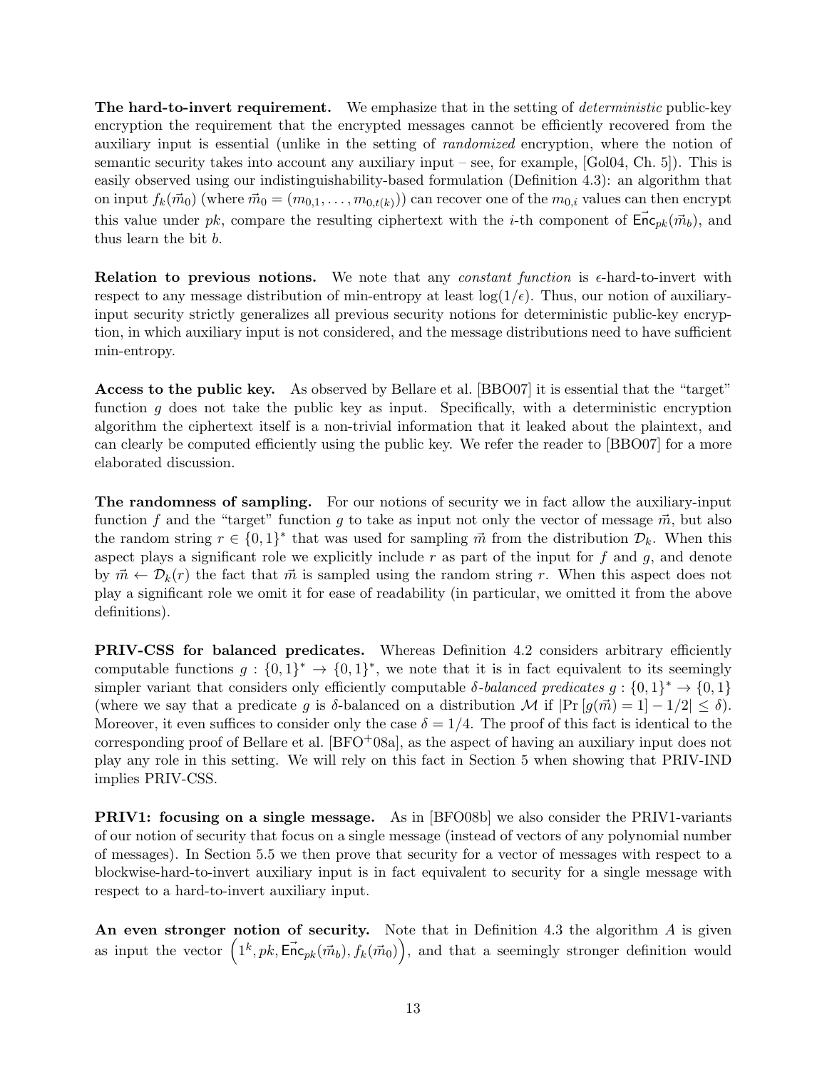**The hard-to-invert requirement.** We emphasize that in the setting of *deterministic* public-key encryption the requirement that the encrypted messages cannot be efficiently recovered from the auxiliary input is essential (unlike in the setting of *randomized* encryption, where the notion of semantic security takes into account any auxiliary input – see, for example, [Gol04, Ch. 5]). This is easily observed using our indistinguishability-based formulation (Definition 4.3): an algorithm that on input $f_k(\vec{m}_0)$ (where $\vec{m}_0 = (m_{0,1}, \ldots, m_{0,t(k)})$) can recover one of the $m_{0,i}$ values can then encrypt this value under $pk$, compare the resulting ciphertext with the $i$-th component of $\vec{\mathsf{Enc}}_{pk}(\vec{m}_b)$, and thus learn the bit $b$.

**Relation to previous notions.** We note that any *constant function* is $\epsilon$-hard-to-invert with respect to any message distribution of min-entropy at least $\log(1/\epsilon)$. Thus, our notion of auxiliary-input security strictly generalizes all previous security notions for deterministic public-key encryption, in which auxiliary input is not considered, and the message distributions need to have sufficient min-entropy.

**Access to the public key.** As observed by Bellare et al. [BBO07] it is essential that the "target" function $g$ does not take the public key as input. Specifically, with a deterministic encryption algorithm the ciphertext itself is a non-trivial information that it leaked about the plaintext, and can clearly be computed efficiently using the public key. We refer the reader to [BBO07] for a more elaborated discussion.

**The randomness of sampling.** For our notions of security we in fact allow the auxiliary-input function $f$ and the "target" function $g$ to take as input not only the vector of message $\vec{m}$, but also the random string $r \in \{0,1\}^*$ that was used for sampling $\vec{m}$ from the distribution $\mathcal{D}_k$. When this aspect plays a significant role we explicitly include $r$ as part of the input for $f$ and $g$, and denote by $\vec{m} \leftarrow \mathcal{D}_k(r)$ the fact that $\vec{m}$ is sampled using the random string $r$. When this aspect does not play a significant role we omit it for ease of readability (in particular, we omitted it from the above definitions).

**PRIV-CSS for balanced predicates.** Whereas Definition 4.2 considers arbitrary efficiently computable functions $g : \{0,1\}^* \to \{0,1\}^*$, we note that it is in fact equivalent to its seemingly simpler variant that considers only efficiently computable $\delta$-*balanced predicates* $g : \{0,1\}^* \to \{0,1\}$ (where we say that a predicate $g$ is $\delta$-balanced on a distribution $\mathcal{M}$ if $|\Pr[g(\vec{m}) = 1] - 1/2| \leq \delta$). Moreover, it even suffices to consider only the case $\delta = 1/4$. The proof of this fact is identical to the corresponding proof of Bellare et al. [BFO+08a], as the aspect of having an auxiliary input does not play any role in this setting. We will rely on this fact in Section 5 when showing that PRIV-IND implies PRIV-CSS.

**PRIV1: focusing on a single message.** As in [BFO08b] we also consider the PRIV1-variants of our notion of security that focus on a single message (instead of vectors of any polynomial number of messages). In Section 5.5 we then prove that security for a vector of messages with respect to a blockwise-hard-to-invert auxiliary input is in fact equivalent to security for a single message with respect to a hard-to-invert auxiliary input.

**An even stronger notion of security.** Note that in Definition 4.3 the algorithm $A$ is given as input the vector $\left(1^k, pk, \vec{\mathsf{Enc}}_{pk}(\vec{m}_b), f_k(\vec{m}_0)\right)$, and that a seemingly stronger definition would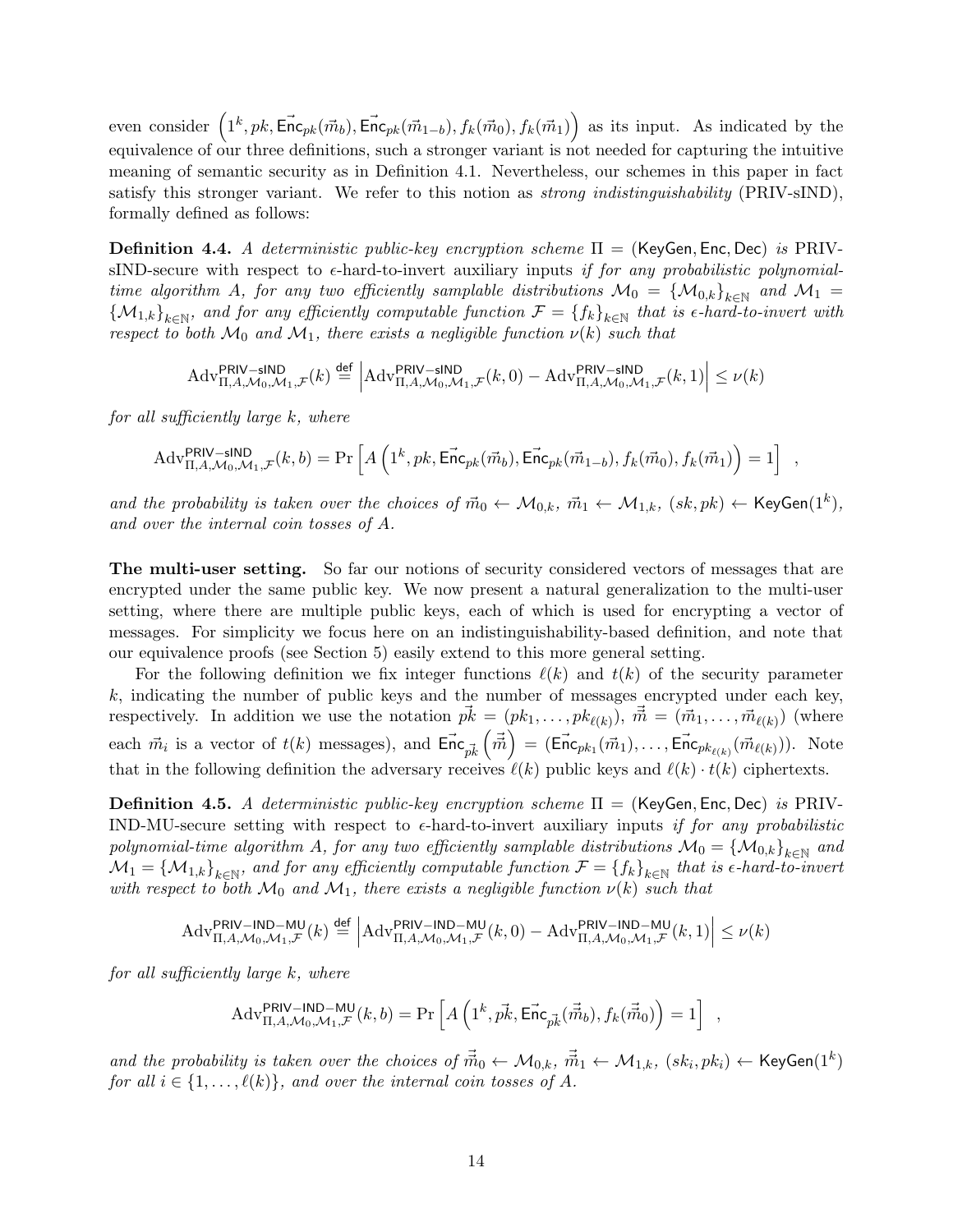even consider $\left(1^k, pk, \vec{\mathsf{Enc}}_{pk}(\vec{m}_b), \vec{\mathsf{Enc}}_{pk}(\vec{m}_{1-b}), f_k(\vec{m}_0), f_k(\vec{m}_1)\right)$ as its input. As indicated by the equivalence of our three definitions, such a stronger variant is not needed for capturing the intuitive meaning of semantic security as in Definition 4.1. Nevertheless, our schemes in this paper in fact satisfy this stronger variant. We refer to this notion as *strong indistinguishability* (PRIV-sIND), formally defined as follows:

**Definition 4.4.** *A deterministic public-key encryption scheme* $\Pi = (\mathsf{KeyGen}, \mathsf{Enc}, \mathsf{Dec})$ *is* PRIV-sIND-secure with respect to $\epsilon$-hard-to-invert auxiliary inputs *if for any probabilistic polynomial-time algorithm* $A$*, for any two efficiently samplable distributions* $\mathcal{M}_0 = \{\mathcal{M}_{0,k}\}_{k \in \mathbb{N}}$ *and* $\mathcal{M}_1 = \{\mathcal{M}_{1,k}\}_{k \in \mathbb{N}}$*, and for any efficiently computable function* $\mathcal{F} = \{f_k\}_{k \in \mathbb{N}}$ *that is* $\epsilon$*-hard-to-invert with respect to both* $\mathcal{M}_0$ *and* $\mathcal{M}_1$*, there exists a negligible function* $\nu(k)$ *such that*

$$\mathrm{Adv}^{\mathsf{PRIV-sIND}}_{\Pi, A, \mathcal{M}_0, \mathcal{M}_1, \mathcal{F}}(k) \stackrel{\mathsf{def}}{=} \left| \mathrm{Adv}^{\mathsf{PRIV-sIND}}_{\Pi, A, \mathcal{M}_0, \mathcal{M}_1, \mathcal{F}}(k, 0) - \mathrm{Adv}^{\mathsf{PRIV-sIND}}_{\Pi, A, \mathcal{M}_0, \mathcal{M}_1, \mathcal{F}}(k, 1) \right| \leq \nu(k)$$

*for all sufficiently large* $k$*, where*

$$\mathrm{Adv}^{\mathsf{PRIV-sIND}}_{\Pi, A, \mathcal{M}_0, \mathcal{M}_1, \mathcal{F}}(k, b) = \Pr\left[ A\left(1^k, pk, \vec{\mathsf{Enc}}_{pk}(\vec{m}_b), \vec{\mathsf{Enc}}_{pk}(\vec{m}_{1-b}), f_k(\vec{m}_0), f_k(\vec{m}_1)\right) = 1 \right] \ ,$$

*and the probability is taken over the choices of* $\vec{m}_0 \leftarrow \mathcal{M}_{0,k}$*,* $\vec{m}_1 \leftarrow \mathcal{M}_{1,k}$*,* $(sk, pk) \leftarrow \mathsf{KeyGen}(1^k)$*, and over the internal coin tosses of* $A$*.*

**The multi-user setting.** So far our notions of security considered vectors of messages that are encrypted under the same public key. We now present a natural generalization to the multi-user setting, where there are multiple public keys, each of which is used for encrypting a vector of messages. For simplicity we focus here on an indistinguishability-based definition, and note that our equivalence proofs (see Section 5) easily extend to this more general setting.

For the following definition we fix integer functions $\ell(k)$ and $t(k)$ of the security parameter $k$, indicating the number of public keys and the number of messages encrypted under each key, respectively. In addition we use the notation $\vec{pk} = (pk_1, \ldots, pk_{\ell(k)})$, $\vec{\vec{m}} = (\vec{m}_1, \ldots, \vec{m}_{\ell(k)})$ (where each $\vec{m}_i$ is a vector of $t(k)$ messages), and $\vec{\mathsf{Enc}}_{\vec{pk}}\left(\vec{\vec{m}}\right) = (\vec{\mathsf{Enc}}_{pk_1}(\vec{m}_1), \ldots, \vec{\mathsf{Enc}}_{pk_{\ell(k)}}(\vec{m}_{\ell(k)}))$. Note that in the following definition the adversary receives $\ell(k)$ public keys and $\ell(k) \cdot t(k)$ ciphertexts.

**Definition 4.5.** *A deterministic public-key encryption scheme* $\Pi = (\mathsf{KeyGen}, \mathsf{Enc}, \mathsf{Dec})$ *is* PRIV-IND-MU-secure setting with respect to $\epsilon$-hard-to-invert auxiliary inputs *if for any probabilistic polynomial-time algorithm* $A$*, for any two efficiently samplable distributions* $\mathcal{M}_0 = \{\mathcal{M}_{0,k}\}_{k \in \mathbb{N}}$ *and* $\mathcal{M}_1 = \{\mathcal{M}_{1,k}\}_{k \in \mathbb{N}}$*, and for any efficiently computable function* $\mathcal{F} = \{f_k\}_{k \in \mathbb{N}}$ *that is* $\epsilon$*-hard-to-invert with respect to both* $\mathcal{M}_0$ *and* $\mathcal{M}_1$*, there exists a negligible function* $\nu(k)$ *such that*

$$\mathrm{Adv}^{\mathsf{PRIV-IND-MU}}_{\Pi, A, \mathcal{M}_0, \mathcal{M}_1, \mathcal{F}}(k) \stackrel{\mathsf{def}}{=} \left| \mathrm{Adv}^{\mathsf{PRIV-IND-MU}}_{\Pi, A, \mathcal{M}_0, \mathcal{M}_1, \mathcal{F}}(k, 0) - \mathrm{Adv}^{\mathsf{PRIV-IND-MU}}_{\Pi, A, \mathcal{M}_0, \mathcal{M}_1, \mathcal{F}}(k, 1) \right| \leq \nu(k)$$

*for all sufficiently large* $k$*, where*

$$\mathrm{Adv}^{\mathsf{PRIV-IND-MU}}_{\Pi, A, \mathcal{M}_0, \mathcal{M}_1, \mathcal{F}}(k, b) = \Pr\left[ A\left(1^k, \vec{pk}, \vec{\mathsf{Enc}}_{\vec{pk}}(\vec{\vec{m}}_b), f_k(\vec{\vec{m}}_0)\right) = 1 \right] \ ,$$

*and the probability is taken over the choices of* $\vec{\vec{m}}_0 \leftarrow \mathcal{M}_{0,k}$*,* $\vec{\vec{m}}_1 \leftarrow \mathcal{M}_{1,k}$*,* $(sk_i, pk_i) \leftarrow \mathsf{KeyGen}(1^k)$ *for all* $i \in \{1, \ldots, \ell(k)\}$*, and over the internal coin tosses of* $A$*.*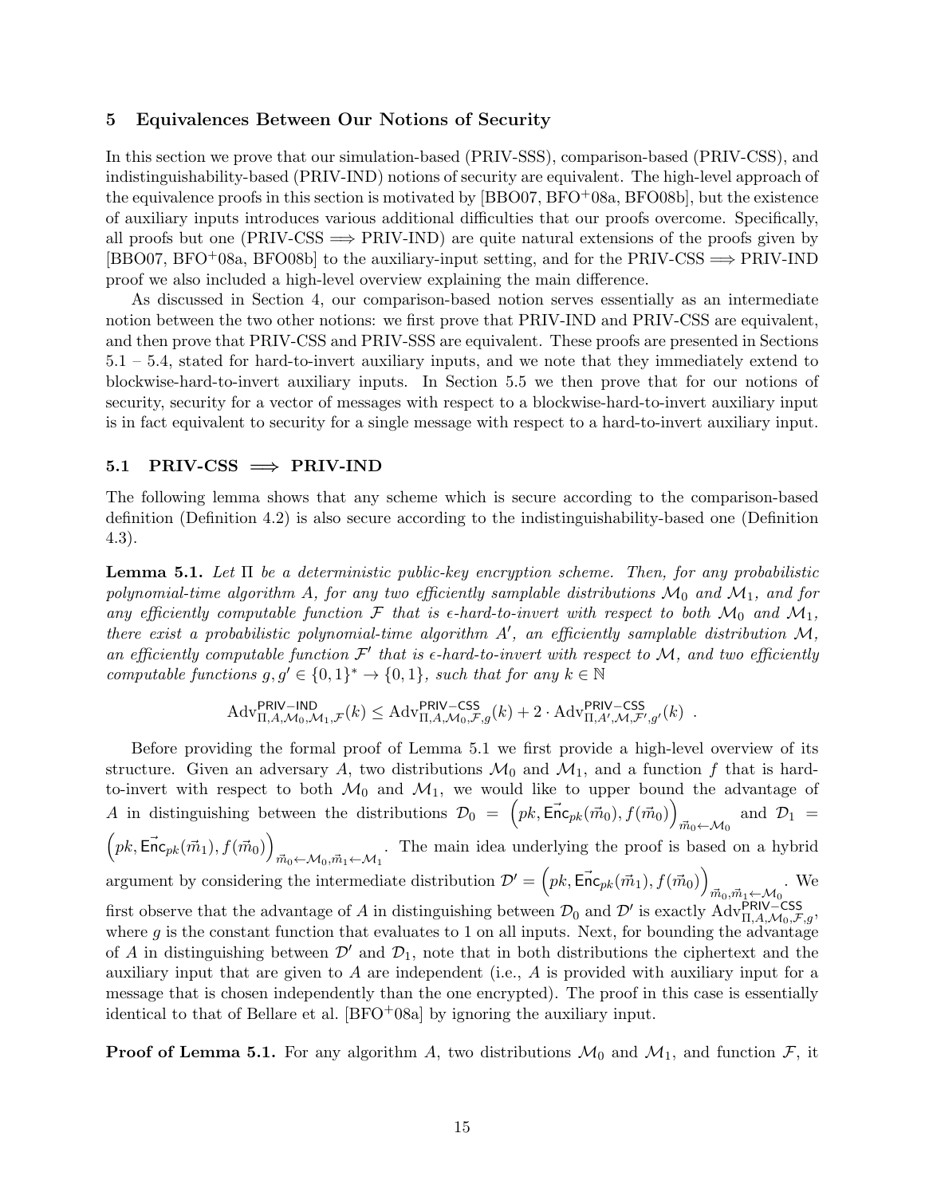## 5 Equivalences Between Our Notions of Security

In this section we prove that our simulation-based (PRIV-SSS), comparison-based (PRIV-CSS), and indistinguishability-based (PRIV-IND) notions of security are equivalent. The high-level approach of the equivalence proofs in this section is motivated by [BBO07, BFO+08a, BFO08b], but the existence of auxiliary inputs introduces various additional difficulties that our proofs overcome. Specifically, all proofs but one (PRIV-CSS $\Longrightarrow$ PRIV-IND) are quite natural extensions of the proofs given by [BBO07, BFO+08a, BFO08b] to the auxiliary-input setting, and for the PRIV-CSS $\Longrightarrow$ PRIV-IND proof we also included a high-level overview explaining the main difference.

As discussed in Section 4, our comparison-based notion serves essentially as an intermediate notion between the two other notions: we first prove that PRIV-IND and PRIV-CSS are equivalent, and then prove that PRIV-CSS and PRIV-SSS are equivalent. These proofs are presented in Sections 5.1 – 5.4, stated for hard-to-invert auxiliary inputs, and we note that they immediately extend to blockwise-hard-to-invert auxiliary inputs. In Section 5.5 we then prove that for our notions of security, security for a vector of messages with respect to a blockwise-hard-to-invert auxiliary input is in fact equivalent to security for a single message with respect to a hard-to-invert auxiliary input.

### 5.1 PRIV-CSS $\Longrightarrow$ PRIV-IND

The following lemma shows that any scheme which is secure according to the comparison-based definition (Definition 4.2) is also secure according to the indistinguishability-based one (Definition 4.3).

**Lemma 5.1.** *Let $\Pi$ be a deterministic public-key encryption scheme. Then, for any probabilistic polynomial-time algorithm $A$, for any two efficiently samplable distributions $\mathcal{M}_0$ and $\mathcal{M}_1$, and for any efficiently computable function $\mathcal{F}$ that is $\epsilon$-hard-to-invert with respect to both $\mathcal{M}_0$ and $\mathcal{M}_1$, there exist a probabilistic polynomial-time algorithm $A'$, an efficiently samplable distribution $\mathcal{M}$, an efficiently computable function $\mathcal{F}'$ that is $\epsilon$-hard-to-invert with respect to $\mathcal{M}$, and two efficiently computable functions $g, g' \in \{0,1\}^* \to \{0,1\}$, such that for any $k \in \mathbb{N}$*

$$\mathrm{Adv}^{\mathsf{PRIV-IND}}_{\Pi,A,\mathcal{M}_0,\mathcal{M}_1,\mathcal{F}}(k) \leq \mathrm{Adv}^{\mathsf{PRIV-CSS}}_{\Pi,A,\mathcal{M}_0,\mathcal{F},g}(k) + 2 \cdot \mathrm{Adv}^{\mathsf{PRIV-CSS}}_{\Pi,A',\mathcal{M},\mathcal{F}',g'}(k) \ .$$

Before providing the formal proof of Lemma 5.1 we first provide a high-level overview of its structure. Given an adversary $A$, two distributions $\mathcal{M}_0$ and $\mathcal{M}_1$, and a function $f$ that is hard-to-invert with respect to both $\mathcal{M}_0$ and $\mathcal{M}_1$, we would like to upper bound the advantage of $A$ in distinguishing between the distributions $\mathcal{D}_0 = \left(pk, \vec{\mathsf{Enc}}_{pk}(\vec{m}_0), f(\vec{m}_0)\right)_{\vec{m}_0 \leftarrow \mathcal{M}_0}$ and $\mathcal{D}_1 = \left(pk, \vec{\mathsf{Enc}}_{pk}(\vec{m}_1), f(\vec{m}_0)\right)_{\vec{m}_0 \leftarrow \mathcal{M}_0, \vec{m}_1 \leftarrow \mathcal{M}_1}$. The main idea underlying the proof is based on a hybrid argument by considering the intermediate distribution $\mathcal{D}' = \left(pk, \vec{\mathsf{Enc}}_{pk}(\vec{m}_1), f(\vec{m}_0)\right)_{\vec{m}_0, \vec{m}_1 \leftarrow \mathcal{M}_0}$. We first observe that the advantage of $A$ in distinguishing between $\mathcal{D}_0$ and $\mathcal{D}'$ is exactly $\mathrm{Adv}^{\mathsf{PRIV-CSS}}_{\Pi,A,\mathcal{M}_0,\mathcal{F},g}$, where $g$ is the constant function that evaluates to 1 on all inputs. Next, for bounding the advantage of $A$ in distinguishing between $\mathcal{D}'$ and $\mathcal{D}_1$, note that in both distributions the ciphertext and the auxiliary input that are given to $A$ are independent (i.e., $A$ is provided with auxiliary input for a message that is chosen independently than the one encrypted). The proof in this case is essentially identical to that of Bellare et al. [BFO+08a] by ignoring the auxiliary input.

**Proof of Lemma 5.1.** For any algorithm $A$, two distributions $\mathcal{M}_0$ and $\mathcal{M}_1$, and function $\mathcal{F}$, it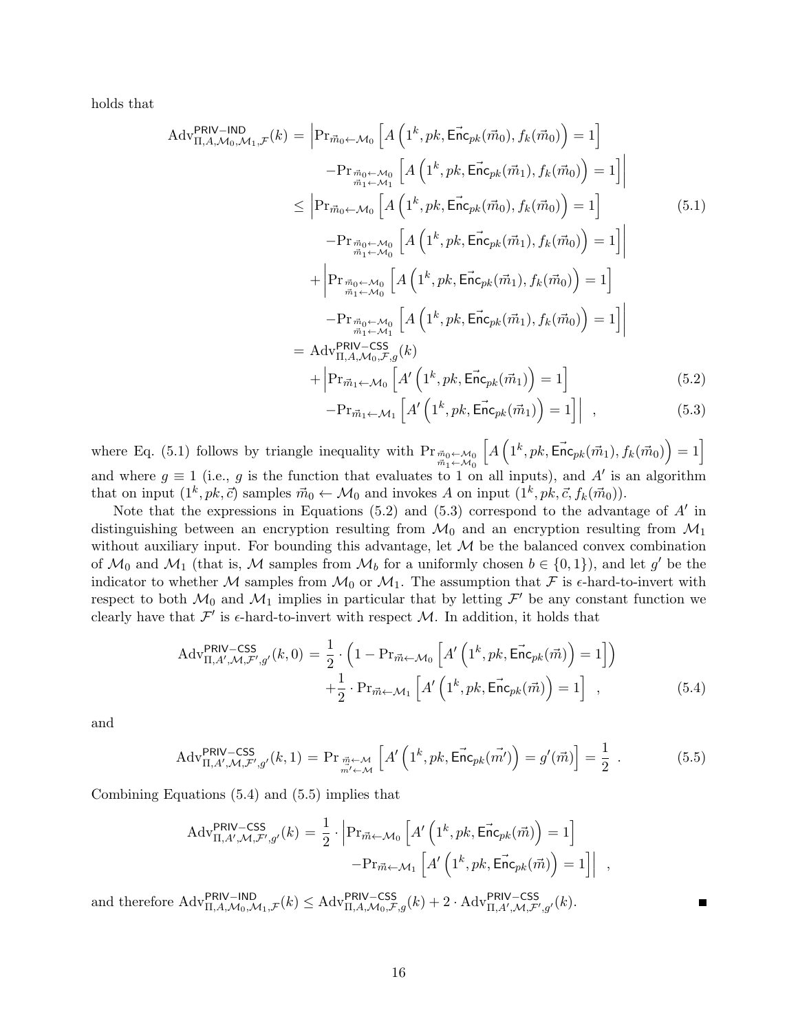holds that

$$
\begin{aligned}
\mathrm{Adv}^{\mathsf{PRIV-IND}}_{\Pi,A,\mathcal{M}_0,\mathcal{M}_1,\mathcal{F}}(k) &= \Big| \Pr_{\vec{m}_0 \leftarrow \mathcal{M}_0}\left[ A\left(1^k, pk, \vec{\mathsf{Enc}}_{pk}(\vec{m}_0), f_k(\vec{m}_0)\right) = 1 \right] \\
&\qquad - \Pr_{\substack{\vec{m}_0 \leftarrow \mathcal{M}_0 \\ \vec{m}_1 \leftarrow \mathcal{M}_1}}\left[ A\left(1^k, pk, \vec{\mathsf{Enc}}_{pk}(\vec{m}_1), f_k(\vec{m}_0)\right) = 1 \right] \Big| \\
&\leq \Big| \Pr_{\vec{m}_0 \leftarrow \mathcal{M}_0}\left[ A\left(1^k, pk, \vec{\mathsf{Enc}}_{pk}(\vec{m}_0), f_k(\vec{m}_0)\right) = 1 \right] \qquad (5.1) \\
&\qquad - \Pr_{\substack{\vec{m}_0 \leftarrow \mathcal{M}_0 \\ \vec{m}_1 \leftarrow \mathcal{M}_0}}\left[ A\left(1^k, pk, \vec{\mathsf{Enc}}_{pk}(\vec{m}_1), f_k(\vec{m}_0)\right) = 1 \right] \Big| \\
&\quad + \Big| \Pr_{\substack{\vec{m}_0 \leftarrow \mathcal{M}_0 \\ \vec{m}_1 \leftarrow \mathcal{M}_0}}\left[ A\left(1^k, pk, \vec{\mathsf{Enc}}_{pk}(\vec{m}_1), f_k(\vec{m}_0)\right) = 1 \right] \\
&\qquad - \Pr_{\substack{\vec{m}_0 \leftarrow \mathcal{M}_0 \\ \vec{m}_1 \leftarrow \mathcal{M}_1}}\left[ A\left(1^k, pk, \vec{\mathsf{Enc}}_{pk}(\vec{m}_1), f_k(\vec{m}_0)\right) = 1 \right] \Big| \\
&= \mathrm{Adv}^{\mathsf{PRIV-CSS}}_{\Pi,A,\mathcal{M}_0,\mathcal{F},g}(k) \\
&\quad + \Big| \Pr_{\vec{m}_1 \leftarrow \mathcal{M}_0}\left[ A'\left(1^k, pk, \vec{\mathsf{Enc}}_{pk}(\vec{m}_1)\right) = 1 \right] \qquad (5.2) \\
&\qquad - \Pr_{\vec{m}_1 \leftarrow \mathcal{M}_1}\left[ A'\left(1^k, pk, \vec{\mathsf{Enc}}_{pk}(\vec{m}_1)\right) = 1 \right] \Big| \ , \qquad (5.3)
\end{aligned}
$$

where Eq. (5.1) follows by triangle inequality with $\Pr_{\substack{\vec{m}_0 \leftarrow \mathcal{M}_0 \\ \vec{m}_1 \leftarrow \mathcal{M}_0}}\left[ A\left(1^k, pk, \vec{\mathsf{Enc}}_{pk}(\vec{m}_1), f_k(\vec{m}_0)\right) = 1 \right]$ and where $g \equiv 1$ (i.e., $g$ is the function that evaluates to 1 on all inputs), and $A'$ is an algorithm that on input $(1^k, pk, \vec{c})$ samples $\vec{m}_0 \leftarrow \mathcal{M}_0$ and invokes $A$ on input $(1^k, pk, \vec{c}, f_k(\vec{m}_0))$.

Note that the expressions in Equations (5.2) and (5.3) correspond to the advantage of $A'$ in distinguishing between an encryption resulting from $\mathcal{M}_0$ and an encryption resulting from $\mathcal{M}_1$ without auxiliary input. For bounding this advantage, let $\mathcal{M}$ be the balanced convex combination of $\mathcal{M}_0$ and $\mathcal{M}_1$ (that is, $\mathcal{M}$ samples from $\mathcal{M}_b$ for a uniformly chosen $b \in \{0,1\}$), and let $g'$ be the indicator to whether $\mathcal{M}$ samples from $\mathcal{M}_0$ or $\mathcal{M}_1$. The assumption that $\mathcal{F}$ is $\epsilon$-hard-to-invert with respect to both $\mathcal{M}_0$ and $\mathcal{M}_1$ implies in particular that by letting $\mathcal{F}'$ be any constant function we clearly have that $\mathcal{F}'$ is $\epsilon$-hard-to-invert with respect $\mathcal{M}$. In addition, it holds that

$$
\begin{aligned}
\mathrm{Adv}^{\mathsf{PRIV-CSS}}_{\Pi,A',\mathcal{M},\mathcal{F}',g'}(k,0) &= \frac{1}{2}\cdot\left(1 - \Pr_{\vec{m} \leftarrow \mathcal{M}_0}\left[ A'\left(1^k, pk, \vec{\mathsf{Enc}}_{pk}(\vec{m})\right) = 1 \right]\right) \\
&\quad + \frac{1}{2}\cdot \Pr_{\vec{m} \leftarrow \mathcal{M}_1}\left[ A'\left(1^k, pk, \vec{\mathsf{Enc}}_{pk}(\vec{m})\right) = 1 \right] \ , \qquad (5.4)
\end{aligned}
$$

and

$$
\mathrm{Adv}^{\mathsf{PRIV-CSS}}_{\Pi,A',\mathcal{M},\mathcal{F}',g'}(k,1) = \Pr_{\substack{\vec{m} \leftarrow \mathcal{M} \\ \vec{m'} \leftarrow \mathcal{M}}}\left[ A'\left(1^k, pk, \vec{\mathsf{Enc}}_{pk}(\vec{m'})\right) = g'(\vec{m}) \right] = \frac{1}{2} \ . \qquad (5.5)
$$

Combining Equations (5.4) and (5.5) implies that

$$
\begin{aligned}
\mathrm{Adv}^{\mathsf{PRIV-CSS}}_{\Pi,A',\mathcal{M},\mathcal{F}',g'}(k) &= \frac{1}{2}\cdot \Big| \Pr_{\vec{m} \leftarrow \mathcal{M}_0}\left[ A'\left(1^k, pk, \vec{\mathsf{Enc}}_{pk}(\vec{m})\right) = 1 \right] \\
&\qquad - \Pr_{\vec{m} \leftarrow \mathcal{M}_1}\left[ A'\left(1^k, pk, \vec{\mathsf{Enc}}_{pk}(\vec{m})\right) = 1 \right] \Big| \ ,
\end{aligned}
$$

and therefore $\mathrm{Adv}^{\mathsf{PRIV-IND}}_{\Pi,A,\mathcal{M}_0,\mathcal{M}_1,\mathcal{F}}(k) \leq \mathrm{Adv}^{\mathsf{PRIV-CSS}}_{\Pi,A,\mathcal{M}_0,\mathcal{F},g}(k) + 2\cdot \mathrm{Adv}^{\mathsf{PRIV-CSS}}_{\Pi,A',\mathcal{M},\mathcal{F}',g'}(k)$. ■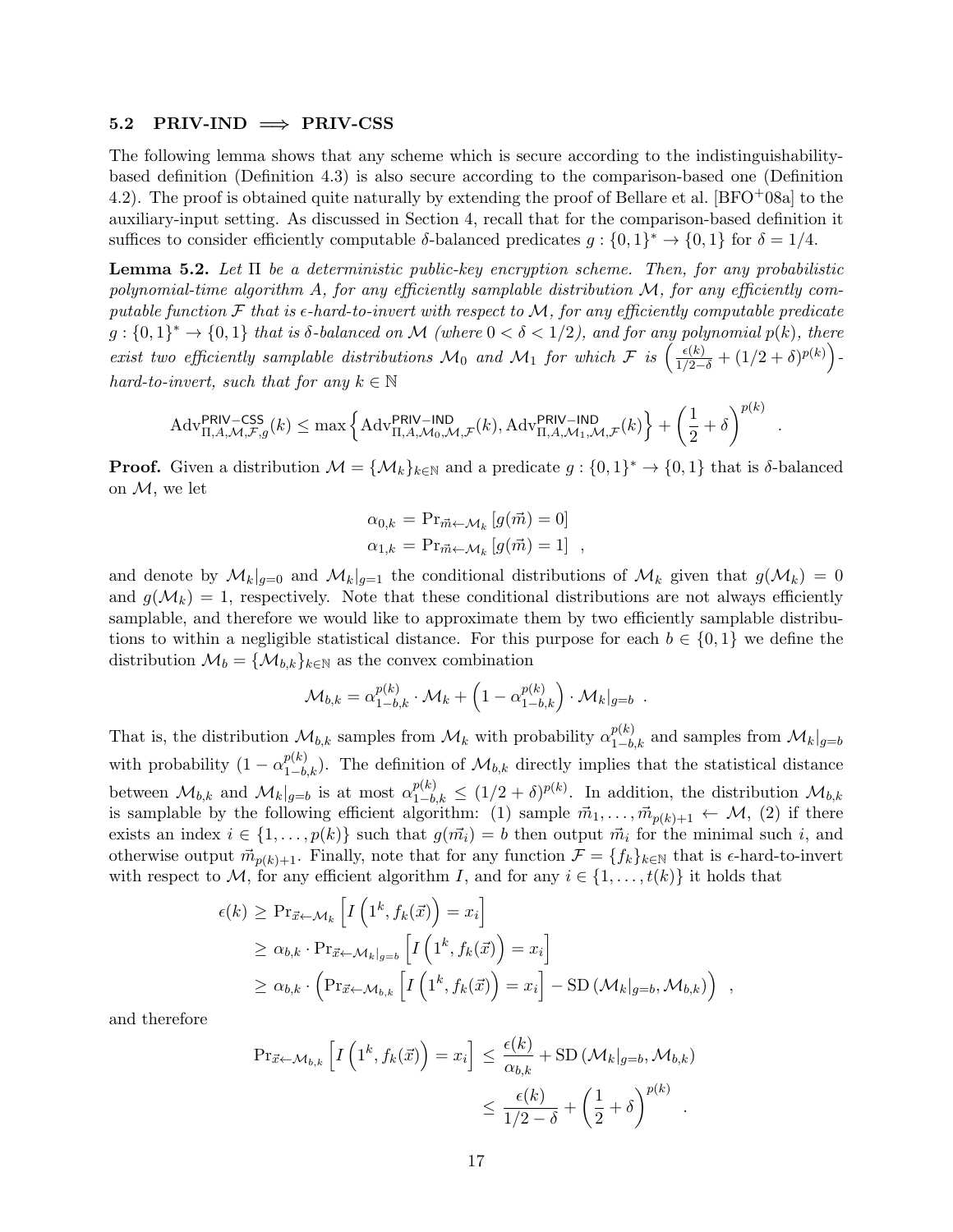### 5.2 PRIV-IND $\implies$ PRIV-CSS

The following lemma shows that any scheme which is secure according to the indistinguishability-based definition (Definition 4.3) is also secure according to the comparison-based one (Definition 4.2). The proof is obtained quite naturally by extending the proof of Bellare et al. [BFO+08a] to the auxiliary-input setting. As discussed in Section 4, recall that for the comparison-based definition it suffices to consider efficiently computable $\delta$-balanced predicates $g : \{0,1\}^* \to \{0,1\}$ for $\delta = 1/4$.

**Lemma 5.2.** *Let $\Pi$ be a deterministic public-key encryption scheme. Then, for any probabilistic polynomial-time algorithm $A$, for any efficiently samplable distribution $\mathcal{M}$, for any efficiently computable function $\mathcal{F}$ that is $\epsilon$-hard-to-invert with respect to $\mathcal{M}$, for any efficiently computable predicate $g : \{0,1\}^* \to \{0,1\}$ that is $\delta$-balanced on $\mathcal{M}$ (where $0 < \delta < 1/2$), and for any polynomial $p(k)$, there exist two efficiently samplable distributions $\mathcal{M}_0$ and $\mathcal{M}_1$ for which $\mathcal{F}$ is $\left(\frac{\epsilon(k)}{1/2-\delta} + (1/2+\delta)^{p(k)}\right)$-hard-to-invert, such that for any $k \in \mathbb{N}$*

$$\mathrm{Adv}^{\mathsf{PRIV-CSS}}_{\Pi,A,\mathcal{M},\mathcal{F},g}(k) \leq \max\left\{\mathrm{Adv}^{\mathsf{PRIV-IND}}_{\Pi,A,\mathcal{M}_0,\mathcal{M},\mathcal{F}}(k), \mathrm{Adv}^{\mathsf{PRIV-IND}}_{\Pi,A,\mathcal{M}_1,\mathcal{M},\mathcal{F}}(k)\right\} + \left(\frac{1}{2}+\delta\right)^{p(k)} .$$

**Proof.** Given a distribution $\mathcal{M} = \{\mathcal{M}_k\}_{k\in\mathbb{N}}$ and a predicate $g : \{0,1\}^* \to \{0,1\}$ that is $\delta$-balanced on $\mathcal{M}$, we let

$$\alpha_{0,k} = \Pr_{\vec{m}\leftarrow\mathcal{M}_k}[g(\vec{m}) = 0]$$
$$\alpha_{1,k} = \Pr_{\vec{m}\leftarrow\mathcal{M}_k}[g(\vec{m}) = 1] \ ,$$

and denote by $\mathcal{M}_k|_{g=0}$ and $\mathcal{M}_k|_{g=1}$ the conditional distributions of $\mathcal{M}_k$ given that $g(\mathcal{M}_k) = 0$ and $g(\mathcal{M}_k) = 1$, respectively. Note that these conditional distributions are not always efficiently samplable, and therefore we would like to approximate them by two efficiently samplable distributions to within a negligible statistical distance. For this purpose for each $b \in \{0,1\}$ we define the distribution $\mathcal{M}_b = \{\mathcal{M}_{b,k}\}_{k\in\mathbb{N}}$ as the convex combination

$$\mathcal{M}_{b,k} = \alpha_{1-b,k}^{p(k)} \cdot \mathcal{M}_k + \left(1 - \alpha_{1-b,k}^{p(k)}\right) \cdot \mathcal{M}_k|_{g=b} \ .$$

That is, the distribution $\mathcal{M}_{b,k}$ samples from $\mathcal{M}_k$ with probability $\alpha_{1-b,k}^{p(k)}$ and samples from $\mathcal{M}_k|_{g=b}$ with probability $(1 - \alpha_{1-b,k}^{p(k)})$. The definition of $\mathcal{M}_{b,k}$ directly implies that the statistical distance between $\mathcal{M}_{b,k}$ and $\mathcal{M}_k|_{g=b}$ is at most $\alpha_{1-b,k}^{p(k)} \leq (1/2+\delta)^{p(k)}$. In addition, the distribution $\mathcal{M}_{b,k}$ is samplable by the following efficient algorithm: (1) sample $\vec{m}_1, \ldots, \vec{m}_{p(k)+1} \leftarrow \mathcal{M}$, (2) if there exists an index $i \in \{1, \ldots, p(k)\}$ such that $g(\vec{m}_i) = b$ then output $\vec{m}_i$ for the minimal such $i$, and otherwise output $\vec{m}_{p(k)+1}$. Finally, note that for any function $\mathcal{F} = \{f_k\}_{k\in\mathbb{N}}$ that is $\epsilon$-hard-to-invert with respect to $\mathcal{M}$, for any efficient algorithm $I$, and for any $i \in \{1, \ldots, t(k)\}$ it holds that

$$\begin{aligned}
\epsilon(k) &\geq \Pr_{\vec{x}\leftarrow\mathcal{M}_k}\left[I\left(1^k, f_k(\vec{x})\right) = x_i\right] \\
&\geq \alpha_{b,k} \cdot \Pr_{\vec{x}\leftarrow\mathcal{M}_k|_{g=b}}\left[I\left(1^k, f_k(\vec{x})\right) = x_i\right] \\
&\geq \alpha_{b,k} \cdot \left(\Pr_{\vec{x}\leftarrow\mathcal{M}_{b,k}}\left[I\left(1^k, f_k(\vec{x})\right) = x_i\right] - \mathrm{SD}\left(\mathcal{M}_k|_{g=b}, \mathcal{M}_{b,k}\right)\right) \ ,
\end{aligned}$$

and therefore

$$\begin{aligned}
\Pr_{\vec{x}\leftarrow\mathcal{M}_{b,k}}\left[I\left(1^k, f_k(\vec{x})\right) = x_i\right] &\leq \frac{\epsilon(k)}{\alpha_{b,k}} + \mathrm{SD}\left(\mathcal{M}_k|_{g=b}, \mathcal{M}_{b,k}\right) \\
&\leq \frac{\epsilon(k)}{1/2-\delta} + \left(\frac{1}{2}+\delta\right)^{p(k)} .
\end{aligned}$$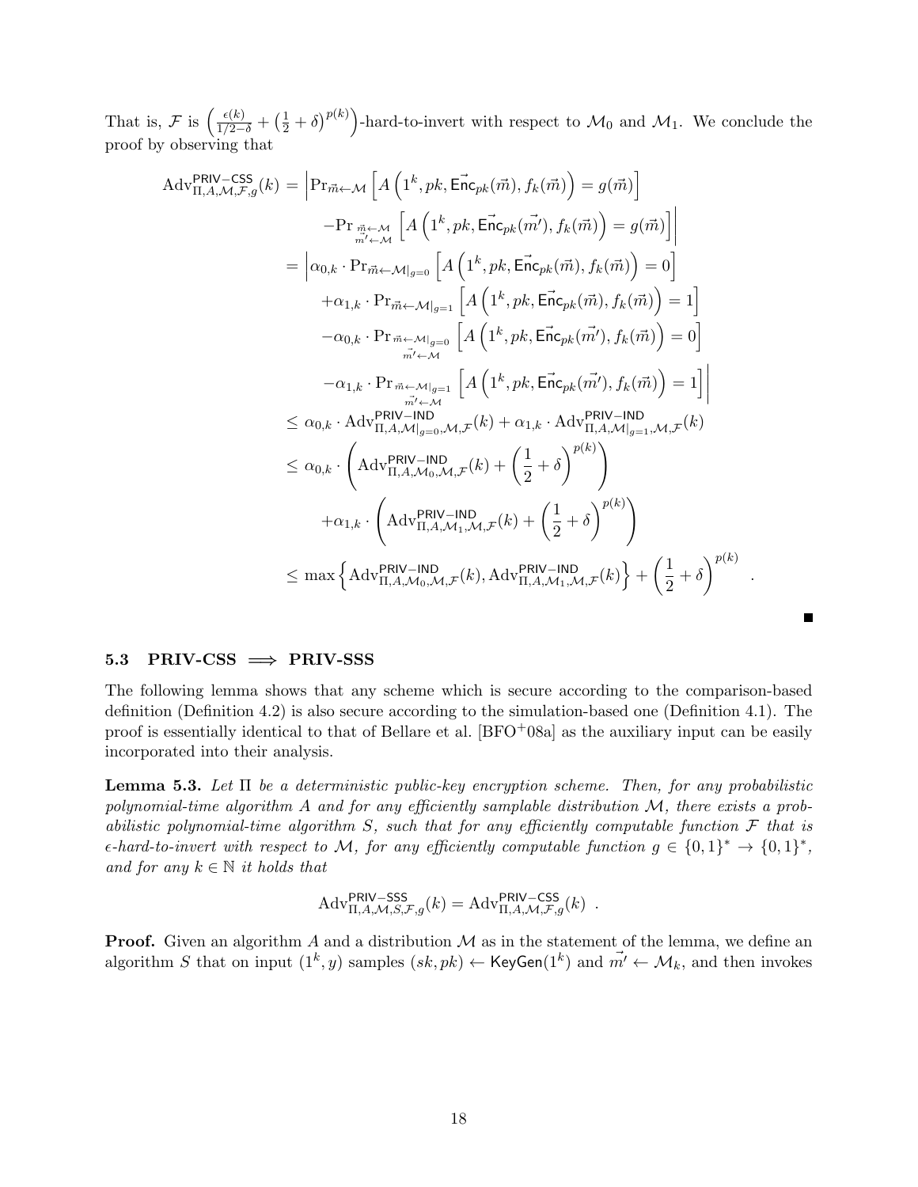That is, $\mathcal{F}$ is $\left(\frac{\epsilon(k)}{1/2-\delta} + \left(\frac{1}{2}+\delta\right)^{p(k)}\right)$-hard-to-invert with respect to $\mathcal{M}_0$ and $\mathcal{M}_1$. We conclude the proof by observing that

$$
\begin{aligned}
\mathrm{Adv}^{\mathsf{PRIV-CSS}}_{\Pi,A,\mathcal{M},\mathcal{F},g}(k) &= \Big| \Pr_{\vec{m}\leftarrow\mathcal{M}}\left[A\left(1^k, pk, \vec{\mathsf{Enc}}_{pk}(\vec{m}), f_k(\vec{m})\right) = g(\vec{m})\right] \\
&\quad - \Pr_{\substack{\vec{m}\leftarrow\mathcal{M}\\ \vec{m'}\leftarrow\mathcal{M}}}\left[A\left(1^k, pk, \vec{\mathsf{Enc}}_{pk}(\vec{m'}), f_k(\vec{m})\right) = g(\vec{m})\right]\Big| \\
&= \Big| \alpha_{0,k}\cdot \Pr_{\vec{m}\leftarrow\mathcal{M}|_{g=0}}\left[A\left(1^k, pk, \vec{\mathsf{Enc}}_{pk}(\vec{m}), f_k(\vec{m})\right) = 0\right] \\
&\quad + \alpha_{1,k}\cdot \Pr_{\vec{m}\leftarrow\mathcal{M}|_{g=1}}\left[A\left(1^k, pk, \vec{\mathsf{Enc}}_{pk}(\vec{m}), f_k(\vec{m})\right) = 1\right] \\
&\quad - \alpha_{0,k}\cdot \Pr_{\substack{\vec{m}\leftarrow\mathcal{M}|_{g=0}\\ \vec{m'}\leftarrow\mathcal{M}}}\left[A\left(1^k, pk, \vec{\mathsf{Enc}}_{pk}(\vec{m'}), f_k(\vec{m})\right) = 0\right] \\
&\quad - \alpha_{1,k}\cdot \Pr_{\substack{\vec{m}\leftarrow\mathcal{M}|_{g=1}\\ \vec{m'}\leftarrow\mathcal{M}}}\left[A\left(1^k, pk, \vec{\mathsf{Enc}}_{pk}(\vec{m'}), f_k(\vec{m})\right) = 1\right]\Big| \\
&\leq \alpha_{0,k}\cdot \mathrm{Adv}^{\mathsf{PRIV-IND}}_{\Pi,A,\mathcal{M}|_{g=0},\mathcal{M},\mathcal{F}}(k) + \alpha_{1,k}\cdot \mathrm{Adv}^{\mathsf{PRIV-IND}}_{\Pi,A,\mathcal{M}|_{g=1},\mathcal{M},\mathcal{F}}(k) \\
&\leq \alpha_{0,k}\cdot\left(\mathrm{Adv}^{\mathsf{PRIV-IND}}_{\Pi,A,\mathcal{M}_0,\mathcal{M},\mathcal{F}}(k) + \left(\frac{1}{2}+\delta\right)^{p(k)}\right) \\
&\quad + \alpha_{1,k}\cdot\left(\mathrm{Adv}^{\mathsf{PRIV-IND}}_{\Pi,A,\mathcal{M}_1,\mathcal{M},\mathcal{F}}(k) + \left(\frac{1}{2}+\delta\right)^{p(k)}\right) \\
&\leq \max\left\{\mathrm{Adv}^{\mathsf{PRIV-IND}}_{\Pi,A,\mathcal{M}_0,\mathcal{M},\mathcal{F}}(k), \mathrm{Adv}^{\mathsf{PRIV-IND}}_{\Pi,A,\mathcal{M}_1,\mathcal{M},\mathcal{F}}(k)\right\} + \left(\frac{1}{2}+\delta\right)^{p(k)} \quad .
\end{aligned}
$$

■

## 5.3 PRIV-CSS $\implies$ PRIV-SSS

The following lemma shows that any scheme which is secure according to the comparison-based definition (Definition 4.2) is also secure according to the simulation-based one (Definition 4.1). The proof is essentially identical to that of Bellare et al. [BFO+08a] as the auxiliary input can be easily incorporated into their analysis.

**Lemma 5.3.** *Let $\Pi$ be a deterministic public-key encryption scheme. Then, for any probabilistic polynomial-time algorithm $A$ and for any efficiently samplable distribution $\mathcal{M}$, there exists a probabilistic polynomial-time algorithm $S$, such that for any efficiently computable function $\mathcal{F}$ that is $\epsilon$-hard-to-invert with respect to $\mathcal{M}$, for any efficiently computable function $g \in \{0,1\}^* \to \{0,1\}^*$, and for any $k \in \mathbb{N}$ it holds that*

$$
\mathrm{Adv}^{\mathsf{PRIV-SSS}}_{\Pi,A,\mathcal{M},S,\mathcal{F},g}(k) = \mathrm{Adv}^{\mathsf{PRIV-CSS}}_{\Pi,A,\mathcal{M},\mathcal{F},g}(k) \enspace .
$$

**Proof.** Given an algorithm $A$ and a distribution $\mathcal{M}$ as in the statement of the lemma, we define an algorithm $S$ that on input $(1^k, y)$ samples $(sk, pk) \leftarrow \mathsf{KeyGen}(1^k)$ and $\vec{m'} \leftarrow \mathcal{M}_k$, and then invokes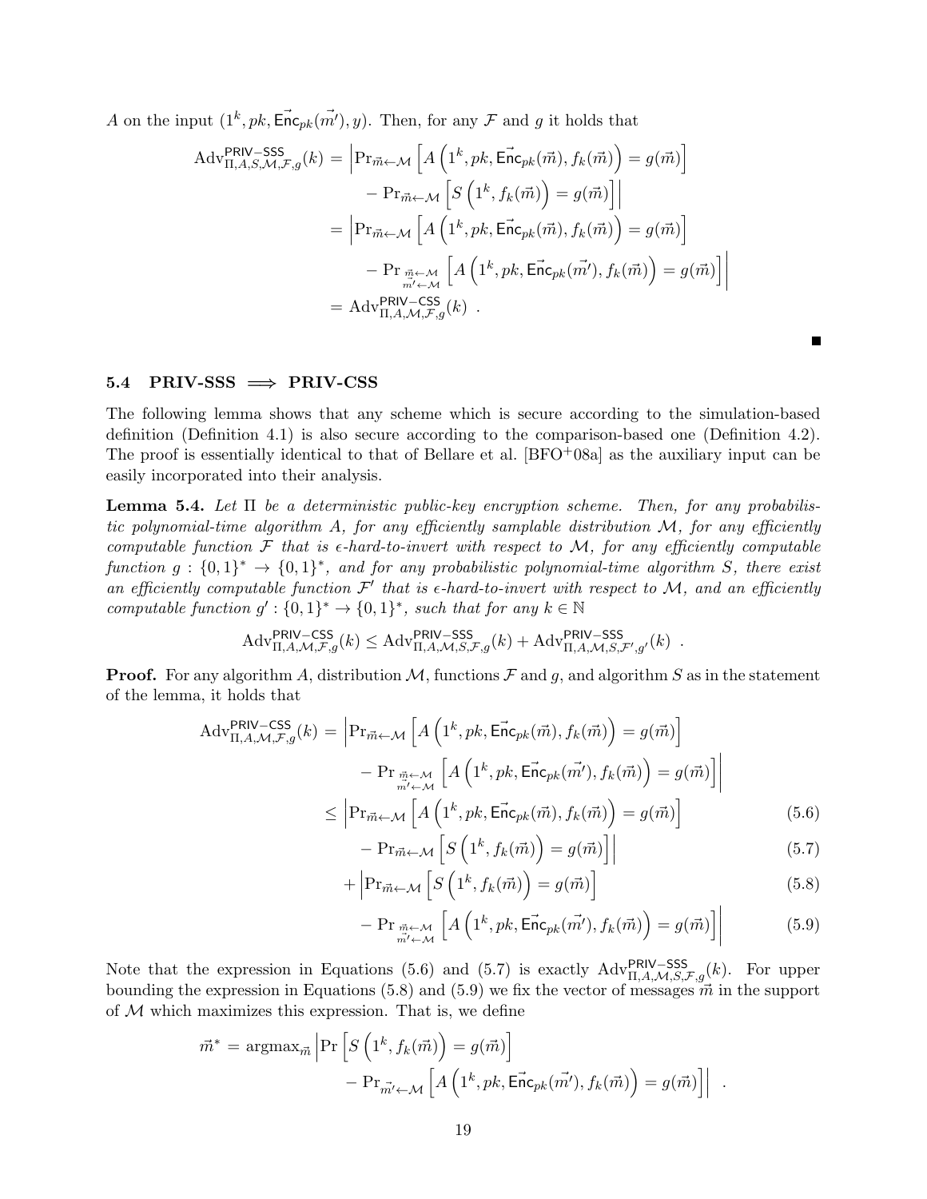$A$ on the input $(1^k, pk, \vec{\mathsf{Enc}}_{pk}(\vec{m'}), y)$. Then, for any $\mathcal{F}$ and $g$ it holds that

$$
\begin{aligned}
\mathrm{Adv}^{\mathsf{PRIV-SSS}}_{\Pi,A,S,\mathcal{M},\mathcal{F},g}(k) &= \Big| \Pr_{\vec{m}\leftarrow\mathcal{M}}\left[A\left(1^k, pk, \vec{\mathsf{Enc}}_{pk}(\vec{m}), f_k(\vec{m})\right) = g(\vec{m})\right] \\
&\qquad - \Pr_{\vec{m}\leftarrow\mathcal{M}}\left[S\left(1^k, f_k(\vec{m})\right) = g(\vec{m})\right]\Big| \\
&= \Big| \Pr_{\vec{m}\leftarrow\mathcal{M}}\left[A\left(1^k, pk, \vec{\mathsf{Enc}}_{pk}(\vec{m}), f_k(\vec{m})\right) = g(\vec{m})\right] \\
&\qquad - \Pr_{\substack{\vec{m}\leftarrow\mathcal{M}\\ \vec{m'}\leftarrow\mathcal{M}}}\left[A\left(1^k, pk, \vec{\mathsf{Enc}}_{pk}(\vec{m'}), f_k(\vec{m})\right) = g(\vec{m})\right]\Big| \\
&= \mathrm{Adv}^{\mathsf{PRIV-CSS}}_{\Pi,A,\mathcal{M},\mathcal{F},g}(k) \ .
\end{aligned}
$$

■

### 5.4 PRIV-SSS $\implies$ PRIV-CSS

The following lemma shows that any scheme which is secure according to the simulation-based definition (Definition 4.1) is also secure according to the comparison-based one (Definition 4.2). The proof is essentially identical to that of Bellare et al. [BFO+08a] as the auxiliary input can be easily incorporated into their analysis.

**Lemma 5.4.** *Let $\Pi$ be a deterministic public-key encryption scheme. Then, for any probabilistic polynomial-time algorithm $A$, for any efficiently samplable distribution $\mathcal{M}$, for any efficiently computable function $\mathcal{F}$ that is $\epsilon$-hard-to-invert with respect to $\mathcal{M}$, for any efficiently computable function $g : \{0,1\}^* \to \{0,1\}^*$, and for any probabilistic polynomial-time algorithm $S$, there exist an efficiently computable function $\mathcal{F}'$ that is $\epsilon$-hard-to-invert with respect to $\mathcal{M}$, and an efficiently computable function $g' : \{0,1\}^* \to \{0,1\}^*$, such that for any $k \in \mathbb{N}$*

$$
\mathrm{Adv}^{\mathsf{PRIV-CSS}}_{\Pi,A,\mathcal{M},\mathcal{F},g}(k) \leq \mathrm{Adv}^{\mathsf{PRIV-SSS}}_{\Pi,A,\mathcal{M},S,\mathcal{F},g}(k) + \mathrm{Adv}^{\mathsf{PRIV-SSS}}_{\Pi,A,\mathcal{M},S,\mathcal{F}',g'}(k) \ .
$$

**Proof.** For any algorithm $A$, distribution $\mathcal{M}$, functions $\mathcal{F}$ and $g$, and algorithm $S$ as in the statement of the lemma, it holds that

$$
\begin{aligned}
\mathrm{Adv}^{\mathsf{PRIV-CSS}}_{\Pi,A,\mathcal{M},\mathcal{F},g}(k) &= \Big| \Pr_{\vec{m}\leftarrow\mathcal{M}}\left[A\left(1^k, pk, \vec{\mathsf{Enc}}_{pk}(\vec{m}), f_k(\vec{m})\right) = g(\vec{m})\right] \\
&\qquad - \Pr_{\substack{\vec{m}\leftarrow\mathcal{M}\\ \vec{m'}\leftarrow\mathcal{M}}}\left[A\left(1^k, pk, \vec{\mathsf{Enc}}_{pk}(\vec{m'}), f_k(\vec{m})\right) = g(\vec{m})\right]\Big| \\
&\leq \Big| \Pr_{\vec{m}\leftarrow\mathcal{M}}\left[A\left(1^k, pk, \vec{\mathsf{Enc}}_{pk}(\vec{m}), f_k(\vec{m})\right) = g(\vec{m})\right] &(5.6)\\
&\qquad - \Pr_{\vec{m}\leftarrow\mathcal{M}}\left[S\left(1^k, f_k(\vec{m})\right) = g(\vec{m})\right]\Big| &(5.7)\\
&\quad + \Big| \Pr_{\vec{m}\leftarrow\mathcal{M}}\left[S\left(1^k, f_k(\vec{m})\right) = g(\vec{m})\right] &(5.8)\\
&\qquad - \Pr_{\substack{\vec{m}\leftarrow\mathcal{M}\\ \vec{m'}\leftarrow\mathcal{M}}}\left[A\left(1^k, pk, \vec{\mathsf{Enc}}_{pk}(\vec{m'}), f_k(\vec{m})\right) = g(\vec{m})\right]\Big| &(5.9)
\end{aligned}
$$

Note that the expression in Equations (5.6) and (5.7) is exactly $\mathrm{Adv}^{\mathsf{PRIV-SSS}}_{\Pi,A,\mathcal{M},S,\mathcal{F},g}(k)$. For upper bounding the expression in Equations (5.8) and (5.9) we fix the vector of messages $\vec{m}$ in the support of $\mathcal{M}$ which maximizes this expression. That is, we define

$$
\begin{aligned}
\vec{m}^* = \mathrm{argmax}_{\vec{m}} \Big| &\Pr\left[S\left(1^k, f_k(\vec{m})\right) = g(\vec{m})\right] \\
&- \Pr_{\vec{m'}\leftarrow\mathcal{M}}\left[A\left(1^k, pk, \vec{\mathsf{Enc}}_{pk}(\vec{m'}), f_k(\vec{m})\right) = g(\vec{m})\right]\Big| \ .
\end{aligned}
$$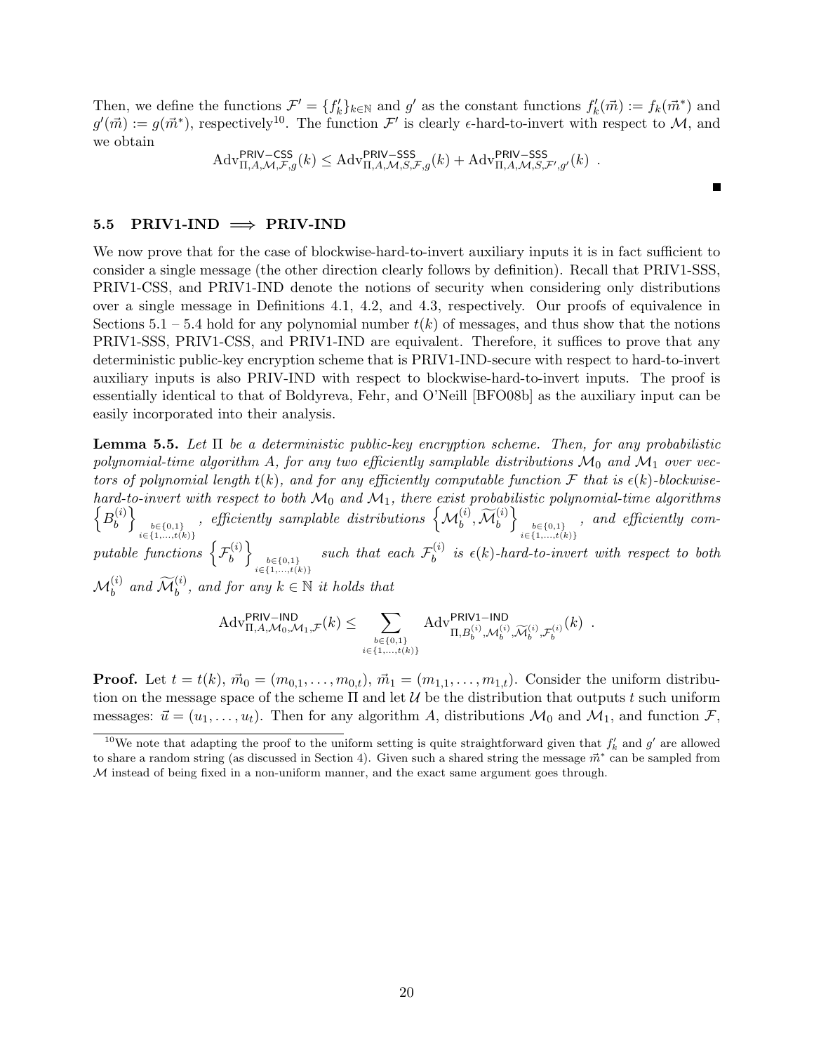Then, we define the functions $\mathcal{F}' = \{f'_k\}_{k \in \mathbb{N}}$ and $g'$ as the constant functions $f'_k(\vec{m}) := f_k(\vec{m}^*)$ and $g'(\vec{m}) := g(\vec{m}^*)$, respectively[10]. The function $\mathcal{F}'$ is clearly $\epsilon$-hard-to-invert with respect to $\mathcal{M}$, and we obtain

$$\mathrm{Adv}^{\mathsf{PRIV-CSS}}_{\Pi,A,\mathcal{M},\mathcal{F},g}(k) \leq \mathrm{Adv}^{\mathsf{PRIV-SSS}}_{\Pi,A,\mathcal{M},S,\mathcal{F},g}(k) + \mathrm{Adv}^{\mathsf{PRIV-SSS}}_{\Pi,A,\mathcal{M},S,\mathcal{F}',g'}(k) \enspace .$$

■

### 5.5 PRIV1-IND $\implies$ PRIV-IND

We now prove that for the case of blockwise-hard-to-invert auxiliary inputs it is in fact sufficient to consider a single message (the other direction clearly follows by definition). Recall that PRIV1-SSS, PRIV1-CSS, and PRIV1-IND denote the notions of security when considering only distributions over a single message in Definitions 4.1, 4.2, and 4.3, respectively. Our proofs of equivalence in Sections 5.1 – 5.4 hold for any polynomial number $t(k)$ of messages, and thus show that the notions PRIV1-SSS, PRIV1-CSS, and PRIV1-IND are equivalent. Therefore, it suffices to prove that any deterministic public-key encryption scheme that is PRIV1-IND-secure with respect to hard-to-invert auxiliary inputs is also PRIV-IND with respect to blockwise-hard-to-invert inputs. The proof is essentially identical to that of Boldyreva, Fehr, and O'Neill [BFO08b] as the auxiliary input can be easily incorporated into their analysis.

**Lemma 5.5.** *Let $\Pi$ be a deterministic public-key encryption scheme. Then, for any probabilistic polynomial-time algorithm $A$, for any two efficiently samplable distributions $\mathcal{M}_0$ and $\mathcal{M}_1$ over vectors of polynomial length $t(k)$, and for any efficiently computable function $\mathcal{F}$ that is $\epsilon(k)$-blockwise-hard-to-invert with respect to both $\mathcal{M}_0$ and $\mathcal{M}_1$, there exist probabilistic polynomial-time algorithms $\left\{B^{(i)}_b\right\}_{\substack{b\in\{0,1\}\\ i\in\{1,\ldots,t(k)\}}}$, efficiently samplable distributions $\left\{\mathcal{M}^{(i)}_b, \widetilde{\mathcal{M}}^{(i)}_b\right\}_{\substack{b\in\{0,1\}\\ i\in\{1,\ldots,t(k)\}}}$, and efficiently computable functions $\left\{\mathcal{F}^{(i)}_b\right\}_{\substack{b\in\{0,1\}\\ i\in\{1,\ldots,t(k)\}}}$ such that each $\mathcal{F}^{(i)}_b$ is $\epsilon(k)$-hard-to-invert with respect to both $\mathcal{M}^{(i)}_b$ and $\widetilde{\mathcal{M}}^{(i)}_b$, and for any $k \in \mathbb{N}$ it holds that*

$$\mathrm{Adv}^{\mathsf{PRIV-IND}}_{\Pi,A,\mathcal{M}_0,\mathcal{M}_1,\mathcal{F}}(k) \leq \sum_{\substack{b\in\{0,1\}\\ i\in\{1,\ldots,t(k)\}}} \mathrm{Adv}^{\mathsf{PRIV1-IND}}_{\Pi,B^{(i)}_b,\mathcal{M}^{(i)}_b,\widetilde{\mathcal{M}}^{(i)}_b,\mathcal{F}^{(i)}_b}(k) \enspace .$$

**Proof.** Let $t = t(k)$, $\vec{m}_0 = (m_{0,1}, \ldots, m_{0,t})$, $\vec{m}_1 = (m_{1,1}, \ldots, m_{1,t})$. Consider the uniform distribution on the message space of the scheme $\Pi$ and let $\mathcal{U}$ be the distribution that outputs $t$ such uniform messages: $\vec{u} = (u_1, \ldots, u_t)$. Then for any algorithm $A$, distributions $\mathcal{M}_0$ and $\mathcal{M}_1$, and function $\mathcal{F}$,

[10] We note that adapting the proof to the uniform setting is quite straightforward given that $f'_k$ and $g'$ are allowed to share a random string (as discussed in Section 4). Given such a shared string the message $\vec{m}^*$ can be sampled from $\mathcal{M}$ instead of being fixed in a non-uniform manner, and the exact same argument goes through.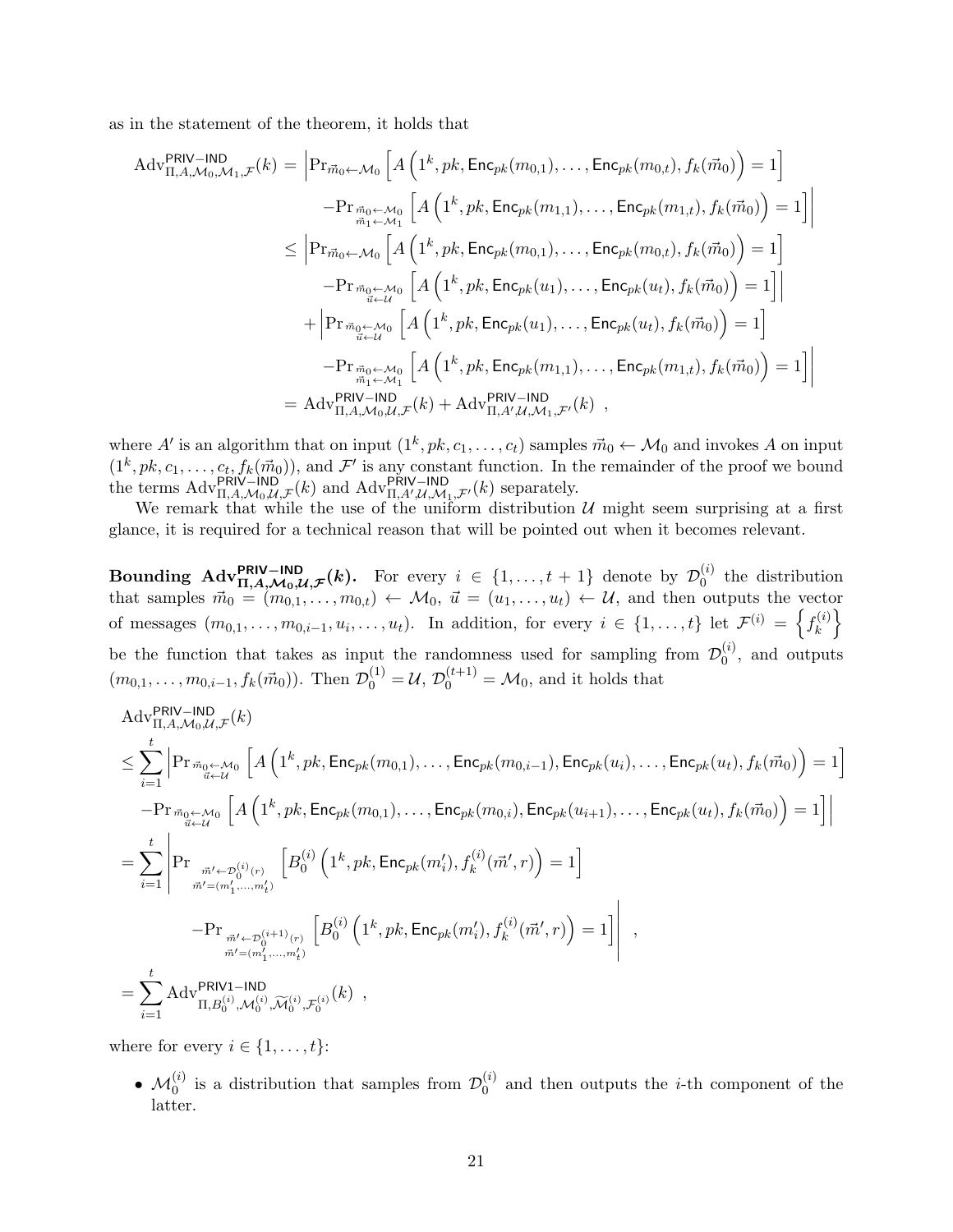as in the statement of the theorem, it holds that

$$
\begin{aligned}
\mathrm{Adv}^{\mathsf{PRIV-IND}}_{\Pi,A,\mathcal{M}_0,\mathcal{M}_1,\mathcal{F}}(k) &= \Big| \Pr_{\vec{m}_0 \leftarrow \mathcal{M}_0}\left[ A\left(1^k, pk, \mathsf{Enc}_{pk}(m_{0,1}), \ldots, \mathsf{Enc}_{pk}(m_{0,t}), f_k(\vec{m}_0)\right) = 1 \right] \\
&\qquad - \Pr_{\substack{\vec{m}_0 \leftarrow \mathcal{M}_0 \\ \vec{m}_1 \leftarrow \mathcal{M}_1}}\left[ A\left(1^k, pk, \mathsf{Enc}_{pk}(m_{1,1}), \ldots, \mathsf{Enc}_{pk}(m_{1,t}), f_k(\vec{m}_0)\right) = 1 \right] \Big| \\
&\leq \Big| \Pr_{\vec{m}_0 \leftarrow \mathcal{M}_0}\left[ A\left(1^k, pk, \mathsf{Enc}_{pk}(m_{0,1}), \ldots, \mathsf{Enc}_{pk}(m_{0,t}), f_k(\vec{m}_0)\right) = 1 \right] \\
&\qquad - \Pr_{\substack{\vec{m}_0 \leftarrow \mathcal{M}_0 \\ \vec{u} \leftarrow \mathcal{U}}}\left[ A\left(1^k, pk, \mathsf{Enc}_{pk}(u_1), \ldots, \mathsf{Enc}_{pk}(u_t), f_k(\vec{m}_0)\right) = 1 \right] \Big| \\
&\quad + \Big| \Pr_{\substack{\vec{m}_0 \leftarrow \mathcal{M}_0 \\ \vec{u} \leftarrow \mathcal{U}}}\left[ A\left(1^k, pk, \mathsf{Enc}_{pk}(u_1), \ldots, \mathsf{Enc}_{pk}(u_t), f_k(\vec{m}_0)\right) = 1 \right] \\
&\qquad - \Pr_{\substack{\vec{m}_0 \leftarrow \mathcal{M}_0 \\ \vec{m}_1 \leftarrow \mathcal{M}_1}}\left[ A\left(1^k, pk, \mathsf{Enc}_{pk}(m_{1,1}), \ldots, \mathsf{Enc}_{pk}(m_{1,t}), f_k(\vec{m}_0)\right) = 1 \right] \Big| \\
&= \mathrm{Adv}^{\mathsf{PRIV-IND}}_{\Pi,A,\mathcal{M}_0,\mathcal{U},\mathcal{F}}(k) + \mathrm{Adv}^{\mathsf{PRIV-IND}}_{\Pi,A',\mathcal{U},\mathcal{M}_1,\mathcal{F}'}(k) \ ,
\end{aligned}
$$

where $A'$ is an algorithm that on input $(1^k, pk, c_1, \ldots, c_t)$ samples $\vec{m}_0 \leftarrow \mathcal{M}_0$ and invokes $A$ on input $(1^k, pk, c_1, \ldots, c_t, f_k(\vec{m}_0))$, and $\mathcal{F}'$ is any constant function. In the remainder of the proof we bound the terms $\mathrm{Adv}^{\mathsf{PRIV-IND}}_{\Pi,A,\mathcal{M}_0,\mathcal{U},\mathcal{F}}(k)$ and $\mathrm{Adv}^{\mathsf{PRIV-IND}}_{\Pi,A',\mathcal{U},\mathcal{M}_1,\mathcal{F}'}(k)$ separately.

We remark that while the use of the uniform distribution $\mathcal{U}$ might seem surprising at a first glance, it is required for a technical reason that will be pointed out when it becomes relevant.

**Bounding $\mathrm{Adv}^{\mathsf{PRIV-IND}}_{\Pi,A,\mathcal{M}_0,\mathcal{U},\mathcal{F}}(k)$.** For every $i \in \{1, \ldots, t+1\}$ denote by $\mathcal{D}_0^{(i)}$ the distribution that samples $\vec{m}_0 = (m_{0,1}, \ldots, m_{0,t}) \leftarrow \mathcal{M}_0$, $\vec{u} = (u_1, \ldots, u_t) \leftarrow \mathcal{U}$, and then outputs the vector of messages $(m_{0,1}, \ldots, m_{0,i-1}, u_i, \ldots, u_t)$. In addition, for every $i \in \{1, \ldots, t\}$ let $\mathcal{F}^{(i)} = \left\{ f_k^{(i)} \right\}$ be the function that takes as input the randomness used for sampling from $\mathcal{D}_0^{(i)}$, and outputs $(m_{0,1}, \ldots, m_{0,i-1}, f_k(\vec{m}_0))$. Then $\mathcal{D}_0^{(1)} = \mathcal{U}$, $\mathcal{D}_0^{(t+1)} = \mathcal{M}_0$, and it holds that

$$
\begin{aligned}
&\mathrm{Adv}^{\mathsf{PRIV-IND}}_{\Pi,A,\mathcal{M}_0,\mathcal{U},\mathcal{F}}(k) \\
&\leq \sum_{i=1}^{t} \Big| \Pr_{\substack{\vec{m}_0 \leftarrow \mathcal{M}_0 \\ \vec{u} \leftarrow \mathcal{U}}}\left[ A\left(1^k, pk, \mathsf{Enc}_{pk}(m_{0,1}), \ldots, \mathsf{Enc}_{pk}(m_{0,i-1}), \mathsf{Enc}_{pk}(u_i), \ldots, \mathsf{Enc}_{pk}(u_t), f_k(\vec{m}_0)\right) = 1 \right] \\
&\quad - \Pr_{\substack{\vec{m}_0 \leftarrow \mathcal{M}_0 \\ \vec{u} \leftarrow \mathcal{U}}}\left[ A\left(1^k, pk, \mathsf{Enc}_{pk}(m_{0,1}), \ldots, \mathsf{Enc}_{pk}(m_{0,i}), \mathsf{Enc}_{pk}(u_{i+1}), \ldots, \mathsf{Enc}_{pk}(u_t), f_k(\vec{m}_0)\right) = 1 \right] \Big| \\
&= \sum_{i=1}^{t} \Bigg| \Pr_{\substack{\vec{m}' \leftarrow \mathcal{D}_0^{(i)}(r) \\ \vec{m}' = (m'_1, \ldots, m'_t)}}\left[ B_0^{(i)}\left(1^k, pk, \mathsf{Enc}_{pk}(m'_i), f_k^{(i)}(\vec{m}', r)\right) = 1 \right] \\
&\qquad - \Pr_{\substack{\vec{m}' \leftarrow \mathcal{D}_0^{(i+1)}(r) \\ \vec{m}' = (m'_1, \ldots, m'_t)}}\left[ B_0^{(i)}\left(1^k, pk, \mathsf{Enc}_{pk}(m'_i), f_k^{(i)}(\vec{m}', r)\right) = 1 \right] \Bigg| \ , \\
&= \sum_{i=1}^{t} \mathrm{Adv}^{\mathsf{PRIV1-IND}}_{\Pi,B_0^{(i)},\mathcal{M}_0^{(i)},\widetilde{\mathcal{M}}_0^{(i)},\mathcal{F}_0^{(i)}}(k) \ ,
\end{aligned}
$$

where for every $i \in \{1, \ldots, t\}$:

- $\mathcal{M}_0^{(i)}$ is a distribution that samples from $\mathcal{D}_0^{(i)}$ and then outputs the $i$-th component of the latter.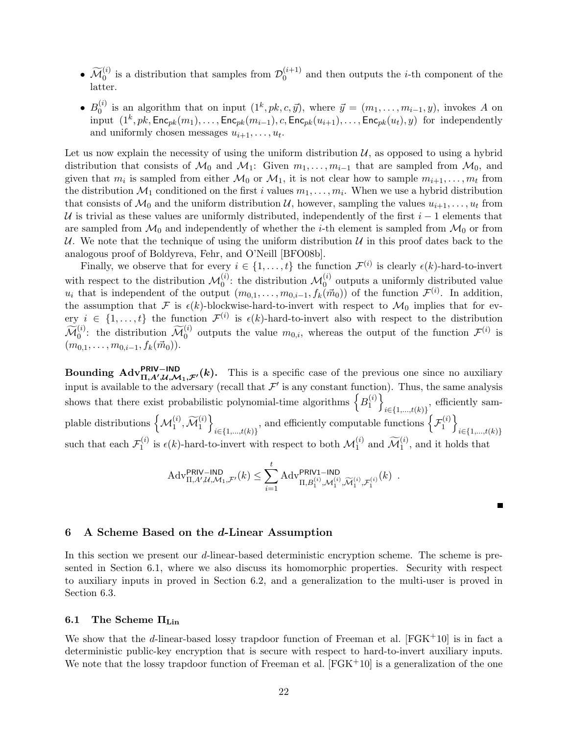- $\widetilde{\mathcal{M}}_0^{(i)}$ is a distribution that samples from $\mathcal{D}_0^{(i+1)}$ and then outputs the $i$-th component of the latter.
- $B_0^{(i)}$ is an algorithm that on input $(1^k, pk, c, \vec{y})$, where $\vec{y} = (m_1, \ldots, m_{i-1}, y)$, invokes $A$ on input $(1^k, pk, \mathsf{Enc}_{pk}(m_1), \ldots, \mathsf{Enc}_{pk}(m_{i-1}), c, \mathsf{Enc}_{pk}(u_{i+1}), \ldots, \mathsf{Enc}_{pk}(u_t), y)$ for independently and uniformly chosen messages $u_{i+1}, \ldots, u_t$.

Let us now explain the necessity of using the uniform distribution $\mathcal{U}$, as opposed to using a hybrid distribution that consists of $\mathcal{M}_0$ and $\mathcal{M}_1$: Given $m_1, \ldots, m_{i-1}$ that are sampled from $\mathcal{M}_0$, and given that $m_i$ is sampled from either $\mathcal{M}_0$ or $\mathcal{M}_1$, it is not clear how to sample $m_{i+1}, \ldots, m_t$ from the distribution $\mathcal{M}_1$ conditioned on the first $i$ values $m_1, \ldots, m_i$. When we use a hybrid distribution that consists of $\mathcal{M}_0$ and the uniform distribution $\mathcal{U}$, however, sampling the values $u_{i+1}, \ldots, u_t$ from $\mathcal{U}$ is trivial as these values are uniformly distributed, independently of the first $i-1$ elements that are sampled from $\mathcal{M}_0$ and independently of whether the $i$-th element is sampled from $\mathcal{M}_0$ or from $\mathcal{U}$. We note that the technique of using the uniform distribution $\mathcal{U}$ in this proof dates back to the analogous proof of Boldyreva, Fehr, and O'Neill [BFO08b].

Finally, we observe that for every $i \in \{1, \ldots, t\}$ the function $\mathcal{F}^{(i)}$ is clearly $\epsilon(k)$-hard-to-invert with respect to the distribution $\mathcal{M}_0^{(i)}$: the distribution $\mathcal{M}_0^{(i)}$ outputs a uniformly distributed value $u_i$ that is independent of the output $(m_{0,1}, \ldots, m_{0,i-1}, f_k(\vec{m}_0))$ of the function $\mathcal{F}^{(i)}$. In addition, the assumption that $\mathcal{F}$ is $\epsilon(k)$-blockwise-hard-to-invert with respect to $\mathcal{M}_0$ implies that for every $i \in \{1, \ldots, t\}$ the function $\mathcal{F}^{(i)}$ is $\epsilon(k)$-hard-to-invert also with respect to the distribution $\widetilde{\mathcal{M}}_0^{(i)}$: the distribution $\widetilde{\mathcal{M}}_0^{(i)}$ outputs the value $m_{0,i}$, whereas the output of the function $\mathcal{F}^{(i)}$ is $(m_{0,1}, \ldots, m_{0,i-1}, f_k(\vec{m}_0))$.

**Bounding $\mathrm{Adv}^{\mathsf{PRIV-IND}}_{\Pi, A', \mathcal{U}, \mathcal{M}_1, \mathcal{F}'}(k)$.** This is a specific case of the previous one since no auxiliary input is available to the adversary (recall that $\mathcal{F}'$ is any constant function). Thus, the same analysis shows that there exist probabilistic polynomial-time algorithms $\left\{B_1^{(i)}\right\}_{i \in \{1, \ldots, t(k)\}}$, efficiently samplable distributions $\left\{\mathcal{M}_1^{(i)}, \widetilde{\mathcal{M}}_1^{(i)}\right\}_{i \in \{1, \ldots, t(k)\}}$, and efficiently computable functions $\left\{\mathcal{F}_1^{(i)}\right\}_{i \in \{1, \ldots, t(k)\}}$ such that each $\mathcal{F}_1^{(i)}$ is $\epsilon(k)$-hard-to-invert with respect to both $\mathcal{M}_1^{(i)}$ and $\widetilde{\mathcal{M}}_1^{(i)}$, and it holds that

$$\mathrm{Adv}^{\mathsf{PRIV-IND}}_{\Pi, A', \mathcal{U}, \mathcal{M}_1, \mathcal{F}'}(k) \leq \sum_{i=1}^{t} \mathrm{Adv}^{\mathsf{PRIV1-IND}}_{\Pi, B_1^{(i)}, \mathcal{M}_1^{(i)}, \widetilde{\mathcal{M}}_1^{(i)}, \mathcal{F}_1^{(i)}}(k) \enspace .$$

■

## 6 A Scheme Based on the $d$-Linear Assumption

In this section we present our $d$-linear-based deterministic encryption scheme. The scheme is presented in Section 6.1, where we also discuss its homomorphic properties. Security with respect to auxiliary inputs in proved in Section 6.2, and a generalization to the multi-user is proved in Section 6.3.

### 6.1 The Scheme $\Pi_{\mathbf{Lin}}$

We show that the $d$-linear-based lossy trapdoor function of Freeman et al. [FGK+10] is in fact a deterministic public-key encryption that is secure with respect to hard-to-invert auxiliary inputs. We note that the lossy trapdoor function of Freeman et al. [FGK+10] is a generalization of the one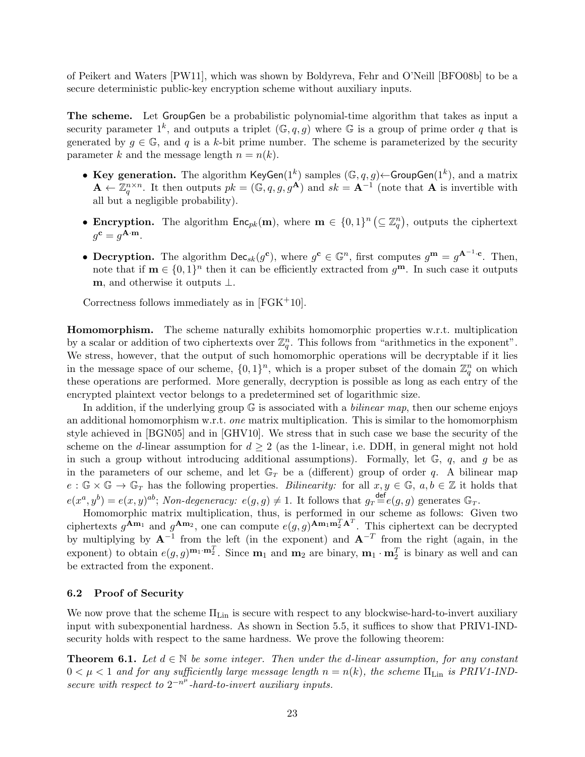of Peikert and Waters [PW11], which was shown by Boldyreva, Fehr and O'Neill [BFO08b] to be a secure deterministic public-key encryption scheme without auxiliary inputs.

**The scheme.** Let $\mathsf{GroupGen}$ be a probabilistic polynomial-time algorithm that takes as input a security parameter $1^k$, and outputs a triplet $(\mathbb{G}, q, g)$ where $\mathbb{G}$ is a group of prime order $q$ that is generated by $g \in \mathbb{G}$, and $q$ is a $k$-bit prime number. The scheme is parameterized by the security parameter $k$ and the message length $n = n(k)$.

- **Key generation.** The algorithm $\mathsf{KeyGen}(1^k)$ samples $(\mathbb{G}, q, g) \leftarrow \mathsf{GroupGen}(1^k)$, and a matrix $\mathbf{A} \leftarrow \mathbb{Z}_q^{n \times n}$. It then outputs $pk = (\mathbb{G}, q, g, g^{\mathbf{A}})$ and $sk = \mathbf{A}^{-1}$ (note that $\mathbf{A}$ is invertible with all but a negligible probability).
- **Encryption.** The algorithm $\mathsf{Enc}_{pk}(\mathbf{m})$, where $\mathbf{m} \in \{0,1\}^n \left(\subseteq \mathbb{Z}_q^n\right)$, outputs the ciphertext $g^{\mathbf{c}} = g^{\mathbf{A} \cdot \mathbf{m}}$.
- **Decryption.** The algorithm $\mathsf{Dec}_{sk}(g^{\mathbf{c}})$, where $g^{\mathbf{c}} \in \mathbb{G}^n$, first computes $g^{\mathbf{m}} = g^{\mathbf{A}^{-1} \cdot \mathbf{c}}$. Then, note that if $\mathbf{m} \in \{0,1\}^n$ then it can be efficiently extracted from $g^{\mathbf{m}}$. In such case it outputs $\mathbf{m}$, and otherwise it outputs $\perp$.

Correctness follows immediately as in [FGK+10].

**Homomorphism.** The scheme naturally exhibits homomorphic properties w.r.t. multiplication by a scalar or addition of two ciphertexts over $\mathbb{Z}_q^n$. This follows from "arithmetics in the exponent". We stress, however, that the output of such homomorphic operations will be decryptable if it lies in the message space of our scheme, $\{0,1\}^n$, which is a proper subset of the domain $\mathbb{Z}_q^n$ on which these operations are performed. More generally, decryption is possible as long as each entry of the encrypted plaintext vector belongs to a predetermined set of logarithmic size.

In addition, if the underlying group $\mathbb{G}$ is associated with a *bilinear map*, then our scheme enjoys an additional homomorphism w.r.t. *one* matrix multiplication. This is similar to the homomorphism style achieved in [BGN05] and in [GHV10]. We stress that in such case we base the security of the scheme on the $d$-linear assumption for $d \geq 2$ (as the 1-linear, i.e. DDH, in general might not hold in such a group without introducing additional assumptions). Formally, let $\mathbb{G}$, $q$, and $g$ be as in the parameters of our scheme, and let $\mathbb{G}_T$ be a (different) group of order $q$. A bilinear map $e : \mathbb{G} \times \mathbb{G} \to \mathbb{G}_T$ has the following properties. *Bilinearity:* for all $x, y \in \mathbb{G}$, $a, b \in \mathbb{Z}$ it holds that $e(x^a, y^b) = e(x,y)^{ab}$; *Non-degeneracy:* $e(g,g) \neq 1$. It follows that $g_T \stackrel{\mathsf{def}}{=} e(g,g)$ generates $\mathbb{G}_T$.

Homomorphic matrix multiplication, thus, is performed in our scheme as follows: Given two ciphertexts $g^{\mathbf{A}\mathbf{m}_1}$ and $g^{\mathbf{A}\mathbf{m}_2}$, one can compute $e(g,g)^{\mathbf{A}\mathbf{m}_1\mathbf{m}_2^T\mathbf{A}^T}$. This ciphertext can be decrypted by multiplying by $\mathbf{A}^{-1}$ from the left (in the exponent) and $\mathbf{A}^{-T}$ from the right (again, in the exponent) to obtain $e(g,g)^{\mathbf{m}_1 \cdot \mathbf{m}_2^T}$. Since $\mathbf{m}_1$ and $\mathbf{m}_2$ are binary, $\mathbf{m}_1 \cdot \mathbf{m}_2^T$ is binary as well and can be extracted from the exponent.

### 6.2 Proof of Security

We now prove that the scheme $\Pi_{\mathrm{Lin}}$ is secure with respect to any blockwise-hard-to-invert auxiliary input with subexponential hardness. As shown in Section 5.5, it suffices to show that PRIV1-IND-security holds with respect to the same hardness. We prove the following theorem:

**Theorem 6.1.** *Let $d \in \mathbb{N}$ be some integer. Then under the $d$-linear assumption, for any constant $0 < \mu < 1$ and for any sufficiently large message length $n = n(k)$, the scheme $\Pi_{\mathrm{Lin}}$ is PRIV1-IND-secure with respect to $2^{-n^{\mu}}$-hard-to-invert auxiliary inputs.*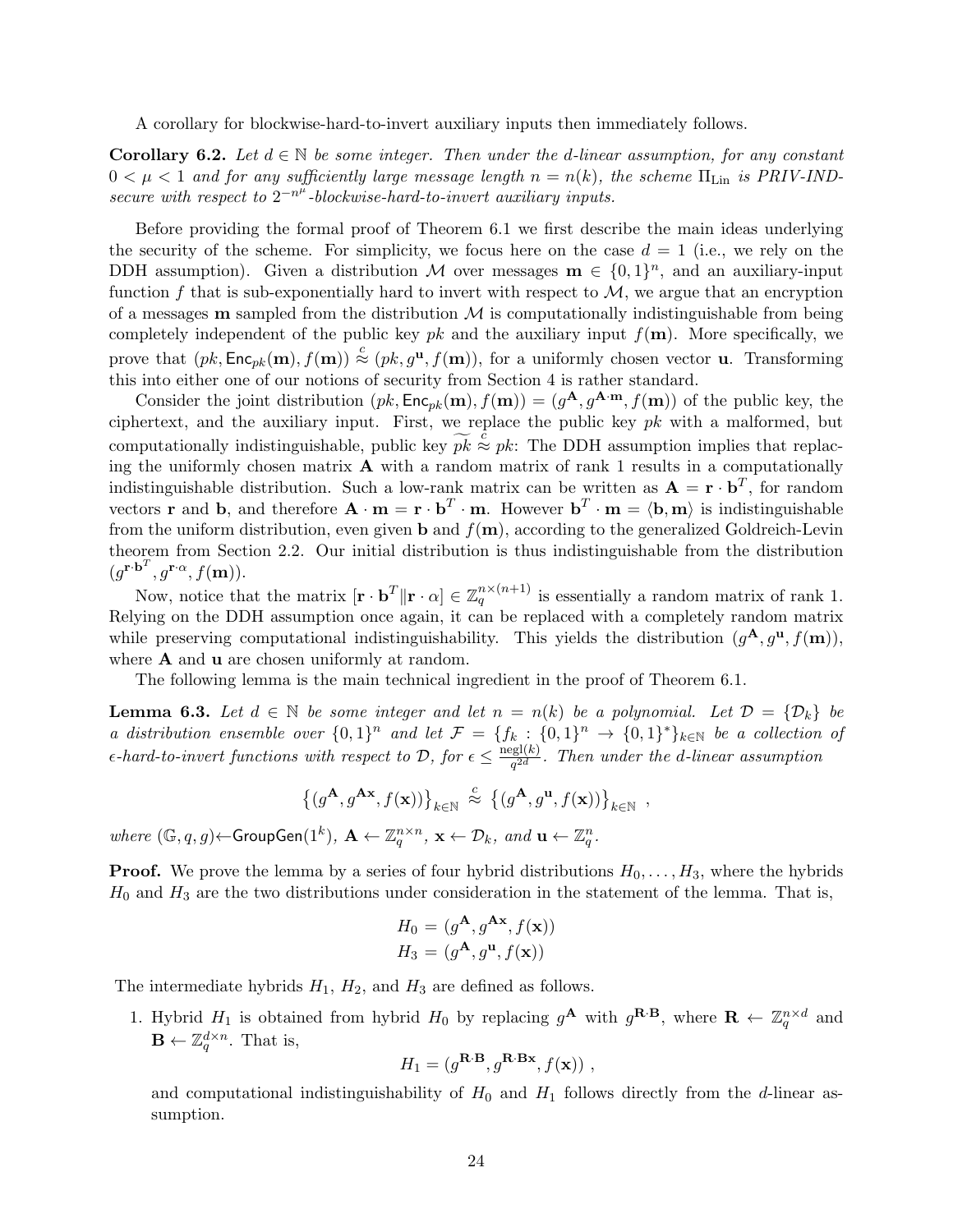A corollary for blockwise-hard-to-invert auxiliary inputs then immediately follows.

**Corollary 6.2.** *Let $d \in \mathbb{N}$ be some integer. Then under the $d$-linear assumption, for any constant $0 < \mu < 1$ and for any sufficiently large message length $n = n(k)$, the scheme $\Pi_{\rm Lin}$ is PRIV-IND-secure with respect to $2^{-n^{\mu}}$-blockwise-hard-to-invert auxiliary inputs.*

Before providing the formal proof of Theorem 6.1 we first describe the main ideas underlying the security of the scheme. For simplicity, we focus here on the case $d = 1$ (i.e., we rely on the DDH assumption). Given a distribution $\mathcal{M}$ over messages $\mathbf{m} \in \{0,1\}^n$, and an auxiliary-input function $f$ that is sub-exponentially hard to invert with respect to $\mathcal{M}$, we argue that an encryption of a messages $\mathbf{m}$ sampled from the distribution $\mathcal{M}$ is computationally indistinguishable from being completely independent of the public key $pk$ and the auxiliary input $f(\mathbf{m})$. More specifically, we prove that $(pk, \mathsf{Enc}_{pk}(\mathbf{m}), f(\mathbf{m})) \stackrel{c}{\approx} (pk, g^{\mathbf{u}}, f(\mathbf{m}))$, for a uniformly chosen vector $\mathbf{u}$. Transforming this into either one of our notions of security from Section 4 is rather standard.

Consider the joint distribution $(pk, \mathsf{Enc}_{pk}(\mathbf{m}), f(\mathbf{m})) = (g^{\mathbf{A}}, g^{\mathbf{A}\cdot\mathbf{m}}, f(\mathbf{m}))$ of the public key, the ciphertext, and the auxiliary input. First, we replace the public key $pk$ with a malformed, but computationally indistinguishable, public key $\widetilde{pk} \stackrel{c}{\approx} pk$: The DDH assumption implies that replacing the uniformly chosen matrix $\mathbf{A}$ with a random matrix of rank 1 results in a computationally indistinguishable distribution. Such a low-rank matrix can be written as $\mathbf{A} = \mathbf{r} \cdot \mathbf{b}^T$, for random vectors $\mathbf{r}$ and $\mathbf{b}$, and therefore $\mathbf{A} \cdot \mathbf{m} = \mathbf{r} \cdot \mathbf{b}^T \cdot \mathbf{m}$. However $\mathbf{b}^T \cdot \mathbf{m} = \langle \mathbf{b}, \mathbf{m} \rangle$ is indistinguishable from the uniform distribution, even given $\mathbf{b}$ and $f(\mathbf{m})$, according to the generalized Goldreich-Levin theorem from Section 2.2. Our initial distribution is thus indistinguishable from the distribution $(g^{\mathbf{r}\cdot\mathbf{b}^T}, g^{\mathbf{r}\cdot\alpha}, f(\mathbf{m}))$.

Now, notice that the matrix $[\mathbf{r} \cdot \mathbf{b}^T \| \mathbf{r} \cdot \alpha] \in \mathbb{Z}_q^{n \times (n+1)}$ is essentially a random matrix of rank 1. Relying on the DDH assumption once again, it can be replaced with a completely random matrix while preserving computational indistinguishability. This yields the distribution $(g^{\mathbf{A}}, g^{\mathbf{u}}, f(\mathbf{m}))$, where $\mathbf{A}$ and $\mathbf{u}$ are chosen uniformly at random.

The following lemma is the main technical ingredient in the proof of Theorem 6.1.

**Lemma 6.3.** *Let $d \in \mathbb{N}$ be some integer and let $n = n(k)$ be a polynomial. Let $\mathcal{D} = \{\mathcal{D}_k\}$ be a distribution ensemble over $\{0,1\}^n$ and let $\mathcal{F} = \{f_k : \{0,1\}^n \to \{0,1\}^*\}_{k\in\mathbb{N}}$ be a collection of $\epsilon$-hard-to-invert functions with respect to $\mathcal{D}$, for $\epsilon \leq \frac{\mathrm{negl}(k)}{q^{2d}}$. Then under the $d$-linear assumption*

$$\left\{(g^{\mathbf{A}}, g^{\mathbf{A}\mathbf{x}}, f(\mathbf{x}))\right\}_{k\in\mathbb{N}} \stackrel{c}{\approx} \left\{(g^{\mathbf{A}}, g^{\mathbf{u}}, f(\mathbf{x}))\right\}_{k\in\mathbb{N}} ,$$

*where $(\mathbb{G}, q, g) \leftarrow \mathsf{GroupGen}(1^k)$, $\mathbf{A} \leftarrow \mathbb{Z}_q^{n\times n}$, $\mathbf{x} \leftarrow \mathcal{D}_k$, and $\mathbf{u} \leftarrow \mathbb{Z}_q^n$.*

**Proof.** We prove the lemma by a series of four hybrid distributions $H_0, \ldots, H_3$, where the hybrids $H_0$ and $H_3$ are the two distributions under consideration in the statement of the lemma. That is,

$$H_0 = (g^{\mathbf{A}}, g^{\mathbf{A}\mathbf{x}}, f(\mathbf{x}))$$
$$H_3 = (g^{\mathbf{A}}, g^{\mathbf{u}}, f(\mathbf{x}))$$

The intermediate hybrids $H_1$, $H_2$, and $H_3$ are defined as follows.

1. Hybrid $H_1$ is obtained from hybrid $H_0$ by replacing $g^{\mathbf{A}}$ with $g^{\mathbf{R}\cdot\mathbf{B}}$, where $\mathbf{R} \leftarrow \mathbb{Z}_q^{n\times d}$ and $\mathbf{B} \leftarrow \mathbb{Z}_q^{d\times n}$. That is,

$$H_1 = (g^{\mathbf{R}\cdot\mathbf{B}}, g^{\mathbf{R}\cdot\mathbf{B}\mathbf{x}}, f(\mathbf{x})) ,$$

and computational indistinguishability of $H_0$ and $H_1$ follows directly from the $d$-linear assumption.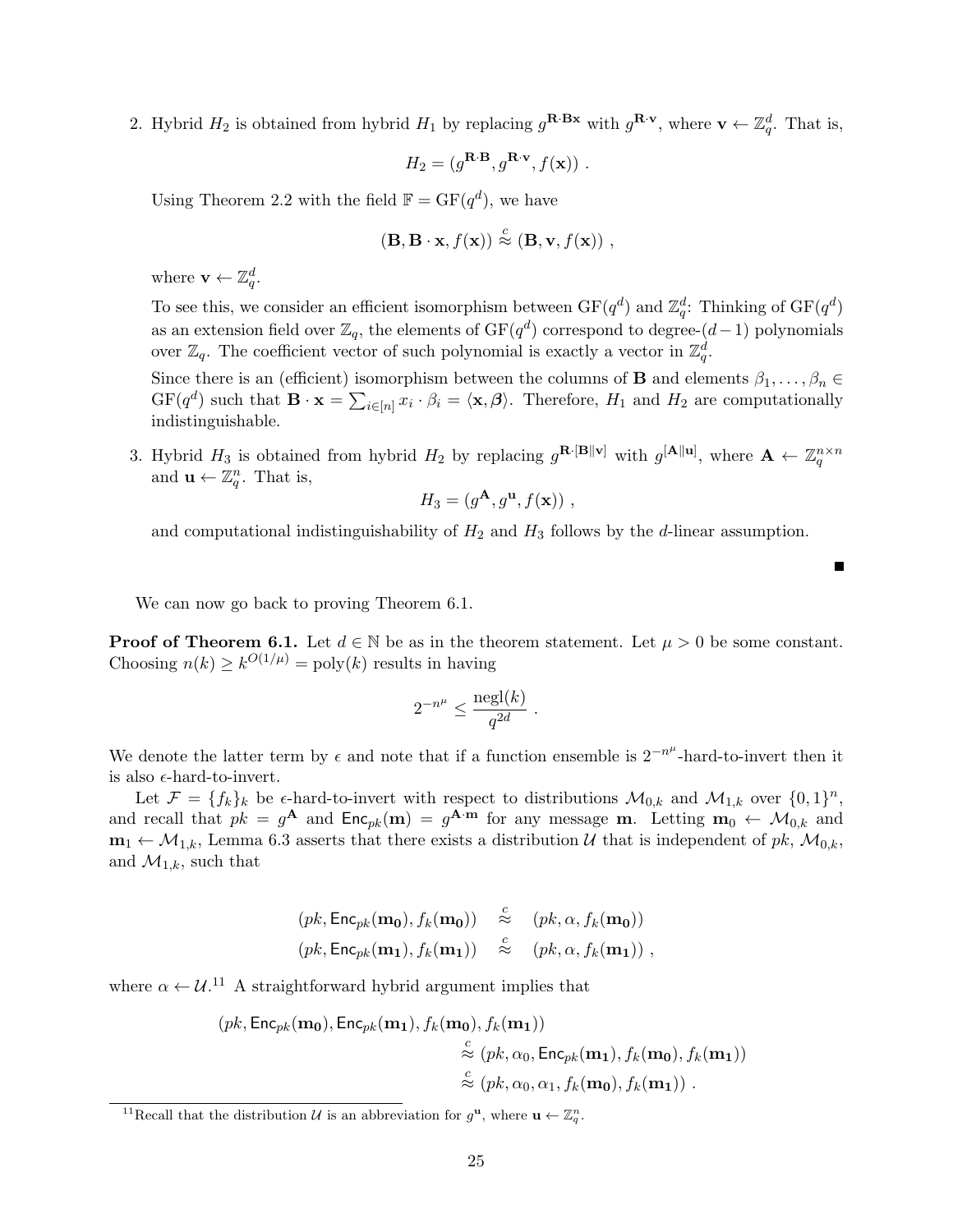2. Hybrid $H_2$ is obtained from hybrid $H_1$ by replacing $g^{\mathbf{R}\cdot\mathbf{Bx}}$ with $g^{\mathbf{R}\cdot\mathbf{v}}$, where $\mathbf{v} \leftarrow \mathbb{Z}_q^d$. That is,

   $$H_2 = (g^{\mathbf{R}\cdot\mathbf{B}}, g^{\mathbf{R}\cdot\mathbf{v}}, f(\mathbf{x})) .$$

   Using Theorem 2.2 with the field $\mathbb{F} = \mathrm{GF}(q^d)$, we have

   $$(\mathbf{B}, \mathbf{B}\cdot\mathbf{x}, f(\mathbf{x})) \overset{c}{\approx} (\mathbf{B}, \mathbf{v}, f(\mathbf{x})) ,$$

   where $\mathbf{v} \leftarrow \mathbb{Z}_q^d$.

   To see this, we consider an efficient isomorphism between $\mathrm{GF}(q^d)$ and $\mathbb{Z}_q^d$: Thinking of $\mathrm{GF}(q^d)$ as an extension field over $\mathbb{Z}_q$, the elements of $\mathrm{GF}(q^d)$ correspond to degree-$(d-1)$ polynomials over $\mathbb{Z}_q$. The coefficient vector of such polynomial is exactly a vector in $\mathbb{Z}_q^d$.

   Since there is an (efficient) isomorphism between the columns of $\mathbf{B}$ and elements $\beta_1, \ldots, \beta_n \in \mathrm{GF}(q^d)$ such that $\mathbf{B}\cdot\mathbf{x} = \sum_{i\in[n]} x_i \cdot \beta_i = \langle \mathbf{x}, \boldsymbol{\beta} \rangle$. Therefore, $H_1$ and $H_2$ are computationally indistinguishable.

3. Hybrid $H_3$ is obtained from hybrid $H_2$ by replacing $g^{\mathbf{R}\cdot[\mathbf{B}\|\mathbf{v}]}$ with $g^{[\mathbf{A}\|\mathbf{u}]}$, where $\mathbf{A} \leftarrow \mathbb{Z}_q^{n\times n}$ and $\mathbf{u} \leftarrow \mathbb{Z}_q^n$. That is,

   $$H_3 = (g^{\mathbf{A}}, g^{\mathbf{u}}, f(\mathbf{x})) ,$$

   and computational indistinguishability of $H_2$ and $H_3$ follows by the $d$-linear assumption.

■

We can now go back to proving Theorem 6.1.

**Proof of Theorem 6.1.** Let $d \in \mathbb{N}$ be as in the theorem statement. Let $\mu > 0$ be some constant. Choosing $n(k) \geq k^{O(1/\mu)} = \mathrm{poly}(k)$ results in having

$$2^{-n^\mu} \leq \frac{\mathrm{negl}(k)}{q^{2d}} .$$

We denote the latter term by $\epsilon$ and note that if a function ensemble is $2^{-n^\mu}$-hard-to-invert then it is also $\epsilon$-hard-to-invert.

Let $\mathcal{F} = \{f_k\}_k$ be $\epsilon$-hard-to-invert with respect to distributions $\mathcal{M}_{0,k}$ and $\mathcal{M}_{1,k}$ over $\{0,1\}^n$, and recall that $pk = g^{\mathbf{A}}$ and $\mathsf{Enc}_{pk}(\mathbf{m}) = g^{\mathbf{A}\cdot\mathbf{m}}$ for any message $\mathbf{m}$. Letting $\mathbf{m}_0 \leftarrow \mathcal{M}_{0,k}$ and $\mathbf{m}_1 \leftarrow \mathcal{M}_{1,k}$, Lemma 6.3 asserts that there exists a distribution $\mathcal{U}$ that is independent of $pk$, $\mathcal{M}_{0,k}$, and $\mathcal{M}_{1,k}$, such that

$$\begin{aligned}
(pk, \mathsf{Enc}_{pk}(\mathbf{m_0}), f_k(\mathbf{m_0})) &\overset{c}{\approx} (pk, \alpha, f_k(\mathbf{m_0})) \\
(pk, \mathsf{Enc}_{pk}(\mathbf{m_1}), f_k(\mathbf{m_1})) &\overset{c}{\approx} (pk, \alpha, f_k(\mathbf{m_1})) ,
\end{aligned}$$

where $\alpha \leftarrow \mathcal{U}$.[11] A straightforward hybrid argument implies that

$$\begin{aligned}
&(pk, \mathsf{Enc}_{pk}(\mathbf{m_0}), \mathsf{Enc}_{pk}(\mathbf{m_1}), f_k(\mathbf{m_0}), f_k(\mathbf{m_1})) \\
&\qquad\qquad \overset{c}{\approx} (pk, \alpha_0, \mathsf{Enc}_{pk}(\mathbf{m_1}), f_k(\mathbf{m_0}), f_k(\mathbf{m_1})) \\
&\qquad\qquad \overset{c}{\approx} (pk, \alpha_0, \alpha_1, f_k(\mathbf{m_0}), f_k(\mathbf{m_1})) .
\end{aligned}$$

[11] Recall that the distribution $\mathcal{U}$ is an abbreviation for $g^{\mathbf{u}}$, where $\mathbf{u} \leftarrow \mathbb{Z}_q^n$.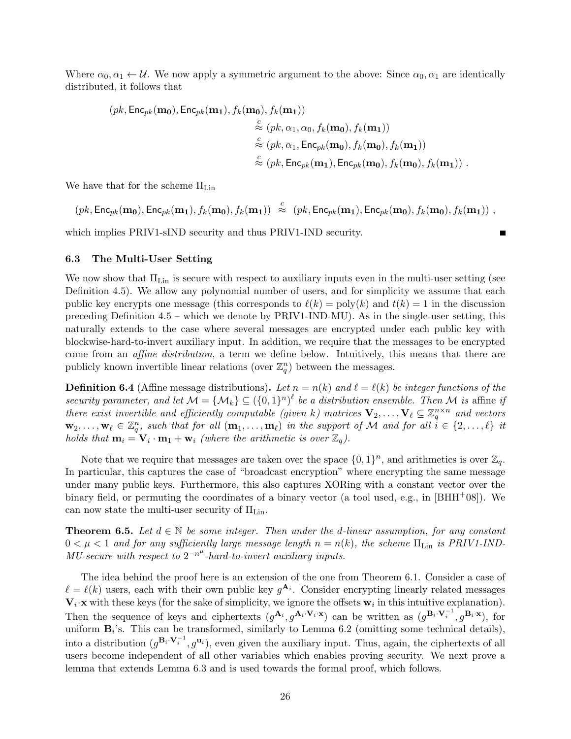Where $\alpha_0, \alpha_1 \leftarrow \mathcal{U}$. We now apply a symmetric argument to the above: Since $\alpha_0, \alpha_1$ are identically distributed, it follows that

$$
\begin{aligned}
(pk, \mathsf{Enc}_{pk}(\mathbf{m_0}), \mathsf{Enc}_{pk}(\mathbf{m_1}), f_k(\mathbf{m_0}), f_k(\mathbf{m_1})) \\
&\stackrel{c}{\approx} (pk, \alpha_1, \alpha_0, f_k(\mathbf{m_0}), f_k(\mathbf{m_1})) \\
&\stackrel{c}{\approx} (pk, \alpha_1, \mathsf{Enc}_{pk}(\mathbf{m_0}), f_k(\mathbf{m_0}), f_k(\mathbf{m_1})) \\
&\stackrel{c}{\approx} (pk, \mathsf{Enc}_{pk}(\mathbf{m_1}), \mathsf{Enc}_{pk}(\mathbf{m_0}), f_k(\mathbf{m_0}), f_k(\mathbf{m_1}))\ .
\end{aligned}
$$

We have that for the scheme $\Pi_{\text{Lin}}$

$$
(pk, \mathsf{Enc}_{pk}(\mathbf{m_0}), \mathsf{Enc}_{pk}(\mathbf{m_1}), f_k(\mathbf{m_0}), f_k(\mathbf{m_1})) \ \stackrel{c}{\approx}\ (pk, \mathsf{Enc}_{pk}(\mathbf{m_1}), \mathsf{Enc}_{pk}(\mathbf{m_0}), f_k(\mathbf{m_0}), f_k(\mathbf{m_1}))\ ,
$$

which implies PRIV1-sIND security and thus PRIV1-IND security. ∎

### 6.3 The Multi-User Setting

We now show that $\Pi_{\text{Lin}}$ is secure with respect to auxiliary inputs even in the multi-user setting (see Definition 4.5). We allow any polynomial number of users, and for simplicity we assume that each public key encrypts one message (this corresponds to $\ell(k) = \text{poly}(k)$ and $t(k) = 1$ in the discussion preceding Definition 4.5 – which we denote by PRIV1-IND-MU). As in the single-user setting, this naturally extends to the case where several messages are encrypted under each public key with blockwise-hard-to-invert auxiliary input. In addition, we require that the messages to be encrypted come from an *affine distribution*, a term we define below. Intuitively, this means that there are publicly known invertible linear relations (over $\mathbb{Z}_q^n$) between the messages.

**Definition 6.4** (Affine message distributions)**.** *Let $n = n(k)$ and $\ell = \ell(k)$ be integer functions of the security parameter, and let $\mathcal{M} = \{\mathcal{M}_k\} \subseteq (\{0,1\}^n)^\ell$ be a distribution ensemble. Then $\mathcal{M}$ is* affine *if there exist invertible and efficiently computable (given $k$) matrices $\mathbf{V}_2, \ldots, \mathbf{V}_\ell \subseteq \mathbb{Z}_q^{n\times n}$ and vectors $\mathbf{w}_2, \ldots, \mathbf{w}_\ell \in \mathbb{Z}_q^n$, such that for all $(\mathbf{m}_1, \ldots, \mathbf{m}_\ell)$ in the support of $\mathcal{M}$ and for all $i \in \{2, \ldots, \ell\}$ it holds that $\mathbf{m}_i = \mathbf{V}_i \cdot \mathbf{m}_1 + \mathbf{w}_i$ (where the arithmetic is over $\mathbb{Z}_q$).*

Note that we require that messages are taken over the space $\{0,1\}^n$, and arithmetics is over $\mathbb{Z}_q$. In particular, this captures the case of "broadcast encryption" where encrypting the same message under many public keys. Furthermore, this also captures XORing with a constant vector over the binary field, or permuting the coordinates of a binary vector (a tool used, e.g., in [BHH+08]). We can now state the multi-user security of $\Pi_{\text{Lin}}$.

**Theorem 6.5.** *Let $d \in \mathbb{N}$ be some integer. Then under the $d$-linear assumption, for any constant $0 < \mu < 1$ and for any sufficiently large message length $n = n(k)$, the scheme $\Pi_{\text{Lin}}$ is PRIV1-IND-MU-secure with respect to $2^{-n^\mu}$-hard-to-invert auxiliary inputs.*

The idea behind the proof here is an extension of the one from Theorem 6.1. Consider a case of $\ell = \ell(k)$ users, each with their own public key $g^{\mathbf{A}_i}$. Consider encrypting linearly related messages $\mathbf{V}_i \cdot \mathbf{x}$ with these keys (for the sake of simplicity, we ignore the offsets $\mathbf{w}_i$ in this intuitive explanation). Then the sequence of keys and ciphertexts $(g^{\mathbf{A}_i}, g^{\mathbf{A}_i \cdot \mathbf{V}_i \cdot \mathbf{x}})$ can be written as $(g^{\mathbf{B}_i \cdot \mathbf{V}_i^{-1}}, g^{\mathbf{B}_i \cdot \mathbf{x}})$, for uniform $\mathbf{B}_i$'s. This can be transformed, similarly to Lemma 6.2 (omitting some technical details), into a distribution $(g^{\mathbf{B}_i \cdot \mathbf{V}_i^{-1}}, g^{\mathbf{u}_i})$, even given the auxiliary input. Thus, again, the ciphertexts of all users become independent of all other variables which enables proving security. We next prove a lemma that extends Lemma 6.3 and is used towards the formal proof, which follows.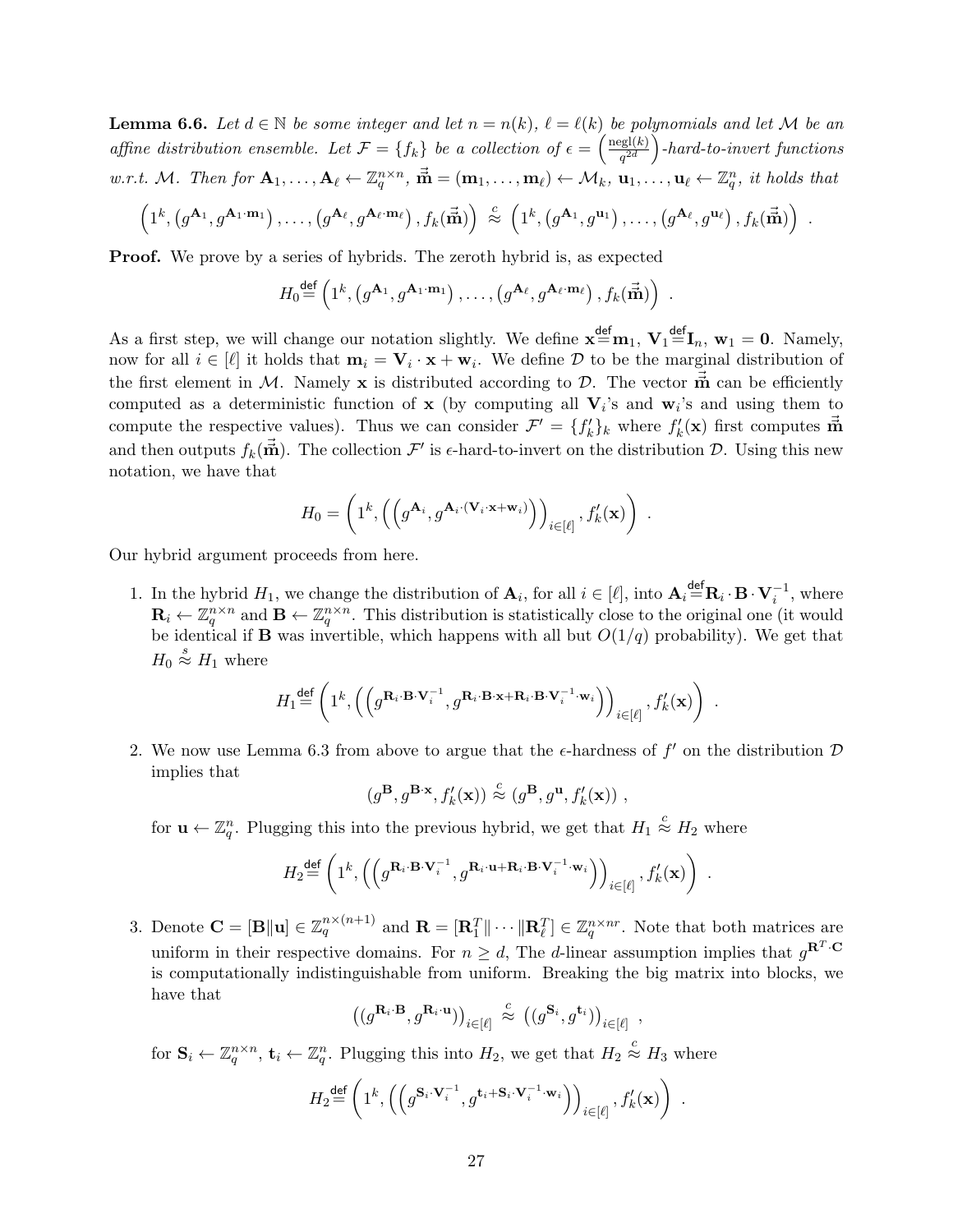**Lemma 6.6.** *Let $d \in \mathbb{N}$ be some integer and let $n = n(k)$, $\ell = \ell(k)$ be polynomials and let $\mathcal{M}$ be an affine distribution ensemble. Let $\mathcal{F} = \{f_k\}$ be a collection of $\epsilon = \left(\frac{\text{negl}(k)}{q^{2d}}\right)$-hard-to-invert functions w.r.t. $\mathcal{M}$. Then for $\mathbf{A}_1, \ldots, \mathbf{A}_\ell \leftarrow \mathbb{Z}_q^{n \times n}$, $\vec{\vec{\mathbf{m}}} = (\mathbf{m}_1, \ldots, \mathbf{m}_\ell) \leftarrow \mathcal{M}_k$, $\mathbf{u}_1, \ldots, \mathbf{u}_\ell \leftarrow \mathbb{Z}_q^n$, it holds that*

$$\left(1^k, \left(g^{\mathbf{A}_1}, g^{\mathbf{A}_1 \cdot \mathbf{m}_1}\right), \ldots, \left(g^{\mathbf{A}_\ell}, g^{\mathbf{A}_\ell \cdot \mathbf{m}_\ell}\right), f_k(\vec{\vec{\mathbf{m}}})\right) \stackrel{c}{\approx} \left(1^k, \left(g^{\mathbf{A}_1}, g^{\mathbf{u}_1}\right), \ldots, \left(g^{\mathbf{A}_\ell}, g^{\mathbf{u}_\ell}\right), f_k(\vec{\vec{\mathbf{m}}})\right) \ .$$

**Proof.** We prove by a series of hybrids. The zeroth hybrid is, as expected

$$H_0 \stackrel{\mathsf{def}}{=} \left(1^k, \left(g^{\mathbf{A}_1}, g^{\mathbf{A}_1 \cdot \mathbf{m}_1}\right), \ldots, \left(g^{\mathbf{A}_\ell}, g^{\mathbf{A}_\ell \cdot \mathbf{m}_\ell}\right), f_k(\vec{\vec{\mathbf{m}}})\right) \ .$$

As a first step, we will change our notation slightly. We define $\mathbf{x} \stackrel{\mathsf{def}}{=} \mathbf{m}_1$, $\mathbf{V}_1 \stackrel{\mathsf{def}}{=} \mathbf{I}_n$, $\mathbf{w}_1 = \mathbf{0}$. Namely, now for all $i \in [\ell]$ it holds that $\mathbf{m}_i = \mathbf{V}_i \cdot \mathbf{x} + \mathbf{w}_i$. We define $\mathcal{D}$ to be the marginal distribution of the first element in $\mathcal{M}$. Namely $\mathbf{x}$ is distributed according to $\mathcal{D}$. The vector $\vec{\vec{\mathbf{m}}}$ can be efficiently computed as a deterministic function of $\mathbf{x}$ (by computing all $\mathbf{V}_i$'s and $\mathbf{w}_i$'s and using them to compute the respective values). Thus we can consider $\mathcal{F}' = \{f'_k\}_k$ where $f'_k(\mathbf{x})$ first computes $\vec{\vec{\mathbf{m}}}$ and then outputs $f_k(\vec{\vec{\mathbf{m}}})$. The collection $\mathcal{F}'$ is $\epsilon$-hard-to-invert on the distribution $\mathcal{D}$. Using this new notation, we have that

$$H_0 = \left(1^k, \left(\left(g^{\mathbf{A}_i}, g^{\mathbf{A}_i \cdot (\mathbf{V}_i \cdot \mathbf{x} + \mathbf{w}_i)}\right)\right)_{i \in [\ell]}, f'_k(\mathbf{x})\right) \ .$$

Our hybrid argument proceeds from here.

1. In the hybrid $H_1$, we change the distribution of $\mathbf{A}_i$, for all $i \in [\ell]$, into $\mathbf{A}_i \stackrel{\mathsf{def}}{=} \mathbf{R}_i \cdot \mathbf{B} \cdot \mathbf{V}_i^{-1}$, where $\mathbf{R}_i \leftarrow \mathbb{Z}_q^{n \times n}$ and $\mathbf{B} \leftarrow \mathbb{Z}_q^{n \times n}$. This distribution is statistically close to the original one (it would be identical if $\mathbf{B}$ was invertible, which happens with all but $O(1/q)$ probability). We get that $H_0 \stackrel{s}{\approx} H_1$ where

$$H_1 \stackrel{\mathsf{def}}{=} \left(1^k, \left(\left(g^{\mathbf{R}_i \cdot \mathbf{B} \cdot \mathbf{V}_i^{-1}}, g^{\mathbf{R}_i \cdot \mathbf{B} \cdot \mathbf{x} + \mathbf{R}_i \cdot \mathbf{B} \cdot \mathbf{V}_i^{-1} \cdot \mathbf{w}_i}\right)\right)_{i \in [\ell]}, f'_k(\mathbf{x})\right) \ .$$

2. We now use Lemma 6.3 from above to argue that the $\epsilon$-hardness of $f'$ on the distribution $\mathcal{D}$ implies that

$$(g^{\mathbf{B}}, g^{\mathbf{B} \cdot \mathbf{x}}, f'_k(\mathbf{x})) \stackrel{c}{\approx} (g^{\mathbf{B}}, g^{\mathbf{u}}, f'_k(\mathbf{x})) \ ,$$

for $\mathbf{u} \leftarrow \mathbb{Z}_q^n$. Plugging this into the previous hybrid, we get that $H_1 \stackrel{c}{\approx} H_2$ where

$$H_2 \stackrel{\mathsf{def}}{=} \left(1^k, \left(\left(g^{\mathbf{R}_i \cdot \mathbf{B} \cdot \mathbf{V}_i^{-1}}, g^{\mathbf{R}_i \cdot \mathbf{u} + \mathbf{R}_i \cdot \mathbf{B} \cdot \mathbf{V}_i^{-1} \cdot \mathbf{w}_i}\right)\right)_{i \in [\ell]}, f'_k(\mathbf{x})\right) \ .$$

3. Denote $\mathbf{C} = [\mathbf{B} \| \mathbf{u}] \in \mathbb{Z}_q^{n \times (n+1)}$ and $\mathbf{R} = [\mathbf{R}_1^T \| \cdots \| \mathbf{R}_\ell^T] \in \mathbb{Z}_q^{n \times nr}$. Note that both matrices are uniform in their respective domains. For $n \geq d$, The $d$-linear assumption implies that $g^{\mathbf{R}^T \cdot \mathbf{C}}$ is computationally indistinguishable from uniform. Breaking the big matrix into blocks, we have that

$$\left((g^{\mathbf{R}_i \cdot \mathbf{B}}, g^{\mathbf{R}_i \cdot \mathbf{u}})\right)_{i \in [\ell]} \stackrel{c}{\approx} \left((g^{\mathbf{S}_i}, g^{\mathbf{t}_i})\right)_{i \in [\ell]} \ ,$$

for $\mathbf{S}_i \leftarrow \mathbb{Z}_q^{n \times n}$, $\mathbf{t}_i \leftarrow \mathbb{Z}_q^n$. Plugging this into $H_2$, we get that $H_2 \stackrel{c}{\approx} H_3$ where

$$H_2 \stackrel{\mathsf{def}}{=} \left(1^k, \left(\left(g^{\mathbf{S}_i \cdot \mathbf{V}_i^{-1}}, g^{\mathbf{t}_i + \mathbf{S}_i \cdot \mathbf{V}_i^{-1} \cdot \mathbf{w}_i}\right)\right)_{i \in [\ell]}, f'_k(\mathbf{x})\right) \ .$$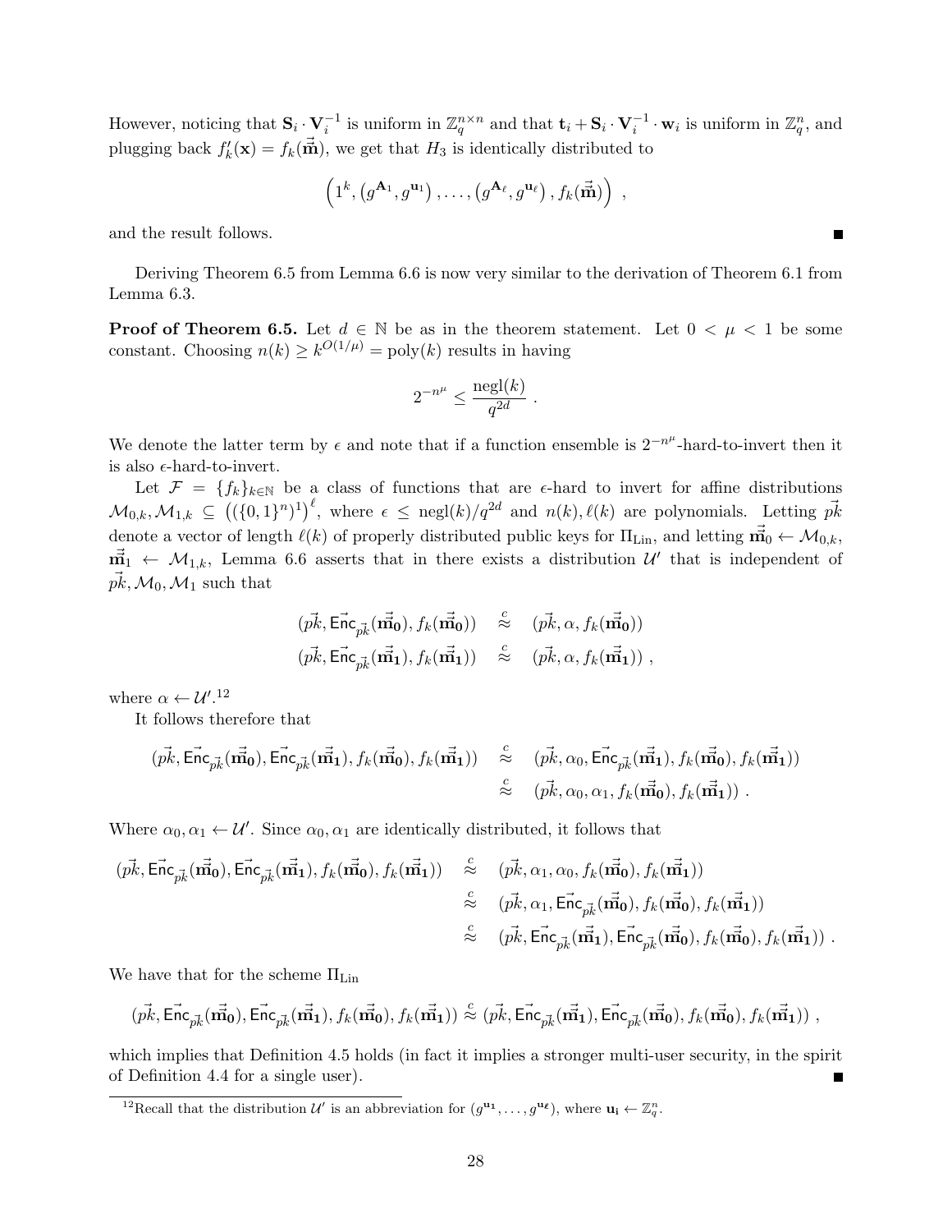However, noticing that $\mathbf{S}_i \cdot \mathbf{V}_i^{-1}$ is uniform in $\mathbb{Z}_q^{n\times n}$ and that $\mathbf{t}_i + \mathbf{S}_i \cdot \mathbf{V}_i^{-1} \cdot \mathbf{w}_i$ is uniform in $\mathbb{Z}_q^n$, and plugging back $f'_k(\mathbf{x}) = f_k(\vec{\mathbf{m}})$, we get that $H_3$ is identically distributed to

$$\left(1^k, \left(g^{\mathbf{A}_1}, g^{\mathbf{u}_1}\right), \ldots, \left(g^{\mathbf{A}_\ell}, g^{\mathbf{u}_\ell}\right), f_k(\vec{\mathbf{m}})\right) ,$$

and the result follows. ∎

Deriving Theorem 6.5 from Lemma 6.6 is now very similar to the derivation of Theorem 6.1 from Lemma 6.3.

**Proof of Theorem 6.5.** Let $d \in \mathbb{N}$ be as in the theorem statement. Let $0 < \mu < 1$ be some constant. Choosing $n(k) \geq k^{O(1/\mu)} = \mathrm{poly}(k)$ results in having

$$2^{-n^\mu} \leq \frac{\mathrm{negl}(k)}{q^{2d}} .$$

We denote the latter term by $\epsilon$ and note that if a function ensemble is $2^{-n^\mu}$-hard-to-invert then it is also $\epsilon$-hard-to-invert.

Let $\mathcal{F} = \{f_k\}_{k\in\mathbb{N}}$ be a class of functions that are $\epsilon$-hard to invert for affine distributions $\mathcal{M}_{0,k}, \mathcal{M}_{1,k} \subseteq \left((\{0,1\}^n)^1\right)^\ell$, where $\epsilon \leq \mathrm{negl}(k)/q^{2d}$ and $n(k), \ell(k)$ are polynomials. Letting $\vec{pk}$ denote a vector of length $\ell(k)$ of properly distributed public keys for $\Pi_{\mathrm{Lin}}$, and letting $\vec{\mathbf{m}}_0 \leftarrow \mathcal{M}_{0,k}$, $\vec{\mathbf{m}}_1 \leftarrow \mathcal{M}_{1,k}$, Lemma 6.6 asserts that in there exists a distribution $\mathcal{U}'$ that is independent of $\vec{pk}, \mathcal{M}_0, \mathcal{M}_1$ such that

$$\begin{aligned}
(\vec{pk}, \vec{\mathsf{Enc}}_{\vec{pk}}(\vec{\mathbf{m}}_\mathbf{0}), f_k(\vec{\mathbf{m}}_\mathbf{0})) &\stackrel{c}{\approx} (\vec{pk}, \alpha, f_k(\vec{\mathbf{m}}_\mathbf{0})) \\
(\vec{pk}, \vec{\mathsf{Enc}}_{\vec{pk}}(\vec{\mathbf{m}}_\mathbf{1}), f_k(\vec{\mathbf{m}}_\mathbf{1})) &\stackrel{c}{\approx} (\vec{pk}, \alpha, f_k(\vec{\mathbf{m}}_\mathbf{1})) ,
\end{aligned}$$

where $\alpha \leftarrow \mathcal{U}'$.[12]

It follows therefore that

$$\begin{aligned}
(\vec{pk}, \vec{\mathsf{Enc}}_{\vec{pk}}(\vec{\mathbf{m}}_\mathbf{0}), \vec{\mathsf{Enc}}_{\vec{pk}}(\vec{\mathbf{m}}_\mathbf{1}), f_k(\vec{\mathbf{m}}_\mathbf{0}), f_k(\vec{\mathbf{m}}_\mathbf{1})) &\stackrel{c}{\approx} (\vec{pk}, \alpha_0, \vec{\mathsf{Enc}}_{\vec{pk}}(\vec{\mathbf{m}}_\mathbf{1}), f_k(\vec{\mathbf{m}}_\mathbf{0}), f_k(\vec{\mathbf{m}}_\mathbf{1})) \\
&\stackrel{c}{\approx} (\vec{pk}, \alpha_0, \alpha_1, f_k(\vec{\mathbf{m}}_\mathbf{0}), f_k(\vec{\mathbf{m}}_\mathbf{1})) .
\end{aligned}$$

Where $\alpha_0, \alpha_1 \leftarrow \mathcal{U}'$. Since $\alpha_0, \alpha_1$ are identically distributed, it follows that

$$\begin{aligned}
(\vec{pk}, \vec{\mathsf{Enc}}_{\vec{pk}}(\vec{\mathbf{m}}_\mathbf{0}), \vec{\mathsf{Enc}}_{\vec{pk}}(\vec{\mathbf{m}}_\mathbf{1}), f_k(\vec{\mathbf{m}}_\mathbf{0}), f_k(\vec{\mathbf{m}}_\mathbf{1})) &\stackrel{c}{\approx} (\vec{pk}, \alpha_1, \alpha_0, f_k(\vec{\mathbf{m}}_\mathbf{0}), f_k(\vec{\mathbf{m}}_\mathbf{1})) \\
&\stackrel{c}{\approx} (\vec{pk}, \alpha_1, \vec{\mathsf{Enc}}_{\vec{pk}}(\vec{\mathbf{m}}_\mathbf{0}), f_k(\vec{\mathbf{m}}_\mathbf{0}), f_k(\vec{\mathbf{m}}_\mathbf{1})) \\
&\stackrel{c}{\approx} (\vec{pk}, \vec{\mathsf{Enc}}_{\vec{pk}}(\vec{\mathbf{m}}_\mathbf{1}), \vec{\mathsf{Enc}}_{\vec{pk}}(\vec{\mathbf{m}}_\mathbf{0}), f_k(\vec{\mathbf{m}}_\mathbf{0}), f_k(\vec{\mathbf{m}}_\mathbf{1})) .
\end{aligned}$$

We have that for the scheme $\Pi_{\mathrm{Lin}}$

$$(\vec{pk}, \vec{\mathsf{Enc}}_{\vec{pk}}(\vec{\mathbf{m}}_\mathbf{0}), \vec{\mathsf{Enc}}_{\vec{pk}}(\vec{\mathbf{m}}_\mathbf{1}), f_k(\vec{\mathbf{m}}_\mathbf{0}), f_k(\vec{\mathbf{m}}_\mathbf{1})) \stackrel{c}{\approx} (\vec{pk}, \vec{\mathsf{Enc}}_{\vec{pk}}(\vec{\mathbf{m}}_\mathbf{1}), \vec{\mathsf{Enc}}_{\vec{pk}}(\vec{\mathbf{m}}_\mathbf{0}), f_k(\vec{\mathbf{m}}_\mathbf{0}), f_k(\vec{\mathbf{m}}_\mathbf{1})) ,$$

which implies that Definition 4.5 holds (in fact it implies a stronger multi-user security, in the spirit of Definition 4.4 for a single user). ∎

[12] Recall that the distribution $\mathcal{U}'$ is an abbreviation for $(g^{\mathbf{u_1}}, \ldots, g^{\mathbf{u_\ell}})$, where $\mathbf{u_i} \leftarrow \mathbb{Z}_q^n$.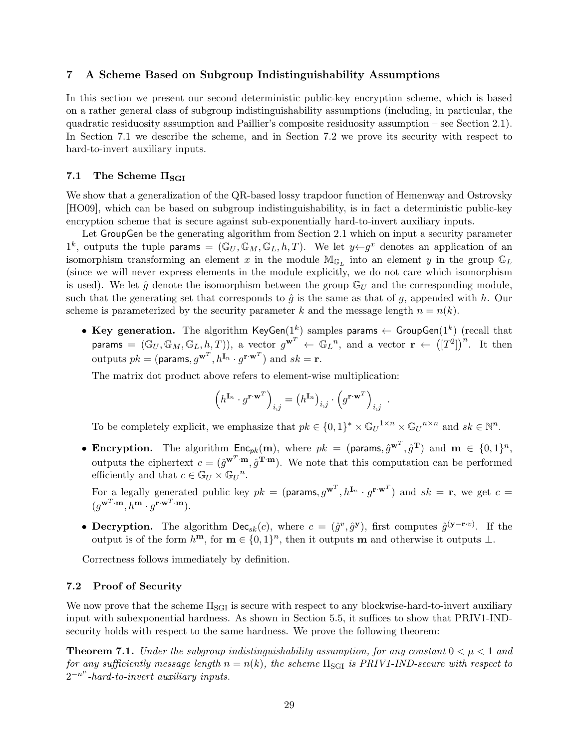## 7 A Scheme Based on Subgroup Indistinguishability Assumptions

In this section we present our second deterministic public-key encryption scheme, which is based on a rather general class of subgroup indistinguishability assumptions (including, in particular, the quadratic residuosity assumption and Paillier's composite residuosity assumption – see Section 2.1). In Section 7.1 we describe the scheme, and in Section 7.2 we prove its security with respect to hard-to-invert auxiliary inputs.

### 7.1 The Scheme $\Pi_{\mathbf{SGI}}$

We show that a generalization of the QR-based lossy trapdoor function of Hemenway and Ostrovsky [HO09], which can be based on subgroup indistinguishability, is in fact a deterministic public-key encryption scheme that is secure against sub-exponentially hard-to-invert auxiliary inputs.

Let $\mathsf{GroupGen}$ be the generating algorithm from Section 2.1 which on input a security parameter $1^k$, outputs the tuple $\mathsf{params} = (\mathbb{G}_U, \mathbb{G}_M, \mathbb{G}_L, h, T)$. We let $y \leftarrow g^x$ denotes an application of an isomorphism transforming an element $x$ in the module $\mathbb{M}_{\mathbb{G}_L}$ into an element $y$ in the group $\mathbb{G}_L$ (since we will never express elements in the module explicitly, we do not care which isomorphism is used). We let $\hat{g}$ denote the isomorphism between the group $\mathbb{G}_U$ and the corresponding module, such that the generating set that corresponds to $\hat{g}$ is the same as that of $g$, appended with $h$. Our scheme is parameterized by the security parameter $k$ and the message length $n = n(k)$.

- **Key generation.** The algorithm $\mathsf{KeyGen}(1^k)$ samples $\mathsf{params} \leftarrow \mathsf{GroupGen}(1^k)$ (recall that $\mathsf{params} = (\mathbb{G}_U, \mathbb{G}_M, \mathbb{G}_L, h, T)$), a vector $g^{\mathbf{w}^T} \leftarrow {\mathbb{G}_L}^n$, and a vector $\mathbf{r} \leftarrow \left([T^2]\right)^n$. It then outputs $pk = (\mathsf{params}, g^{\mathbf{w}^T}, h^{\mathbf{I}_n} \cdot g^{\mathbf{r} \cdot \mathbf{w}^T})$ and $sk = \mathbf{r}$.

  The matrix dot product above refers to element-wise multiplication:

  $$\left(h^{\mathbf{I}_n} \cdot g^{\mathbf{r} \cdot \mathbf{w}^T}\right)_{i,j} = \left(h^{\mathbf{I}_n}\right)_{i,j} \cdot \left(g^{\mathbf{r} \cdot \mathbf{w}^T}\right)_{i,j} .$$

  To be completely explicit, we emphasize that $pk \in \{0,1\}^* \times {\mathbb{G}_U}^{1 \times n} \times {\mathbb{G}_U}^{n \times n}$ and $sk \in \mathbb{N}^n$.

- **Encryption.** The algorithm $\mathsf{Enc}_{pk}(\mathbf{m})$, where $pk = (\mathsf{params}, \hat{g}^{\mathbf{w}^T}, \hat{g}^{\mathbf{T}})$ and $\mathbf{m} \in \{0,1\}^n$, outputs the ciphertext $c = (\hat{g}^{\mathbf{w}^T \cdot \mathbf{m}}, \hat{g}^{\mathbf{T} \cdot \mathbf{m}})$. We note that this computation can be performed efficiently and that $c \in \mathbb{G}_U \times {\mathbb{G}_U}^n$.

  For a legally generated public key $pk = (\mathsf{params}, g^{\mathbf{w}^T}, h^{\mathbf{I}_n} \cdot g^{\mathbf{r} \cdot \mathbf{w}^T})$ and $sk = \mathbf{r}$, we get $c = (g^{\mathbf{w}^T \cdot \mathbf{m}}, h^{\mathbf{m}} \cdot g^{\mathbf{r} \cdot \mathbf{w}^T \cdot \mathbf{m}})$.

- **Decryption.** The algorithm $\mathsf{Dec}_{sk}(c)$, where $c = (\hat{g}^v, \hat{g}^{\mathbf{y}})$, first computes $\hat{g}^{(\mathbf{y} - \mathbf{r} \cdot v)}$. If the output is of the form $h^{\mathbf{m}}$, for $\mathbf{m} \in \{0,1\}^n$, then it outputs $\mathbf{m}$ and otherwise it outputs $\perp$.

Correctness follows immediately by definition.

### 7.2 Proof of Security

We now prove that the scheme $\Pi_{\mathrm{SGI}}$ is secure with respect to any blockwise-hard-to-invert auxiliary input with subexponential hardness. As shown in Section 5.5, it suffices to show that PRIV1-IND-security holds with respect to the same hardness. We prove the following theorem:

**Theorem 7.1.** *Under the subgroup indistinguishability assumption, for any constant $0 < \mu < 1$ and for any sufficiently message length $n = n(k)$, the scheme $\Pi_{\mathrm{SGI}}$ is PRIV1-IND-secure with respect to $2^{-n^{\mu}}$-hard-to-invert auxiliary inputs.*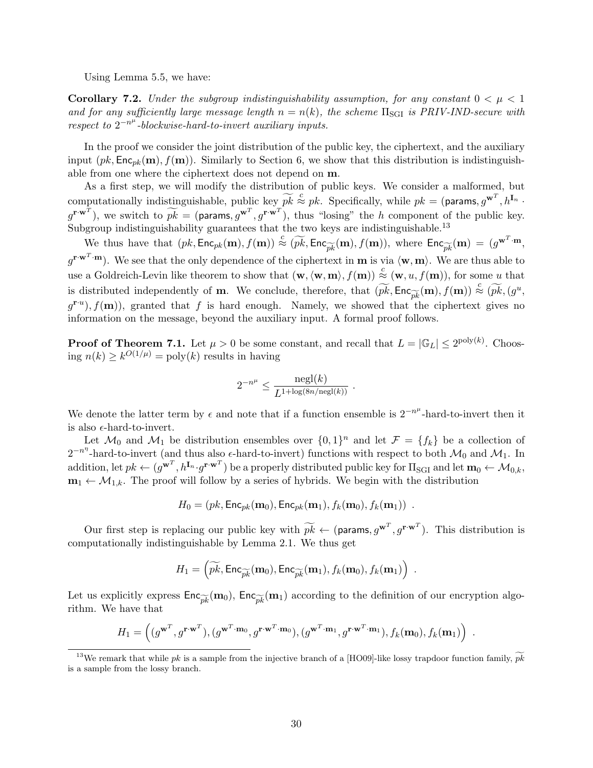Using Lemma 5.5, we have:

**Corollary 7.2.** *Under the subgroup indistinguishability assumption, for any constant $0 < \mu < 1$ and for any sufficiently large message length $n = n(k)$, the scheme $\Pi_{\rm SGI}$ is PRIV-IND-secure with respect to $2^{-n^\mu}$-blockwise-hard-to-invert auxiliary inputs.*

In the proof we consider the joint distribution of the public key, the ciphertext, and the auxiliary input $(pk, \mathsf{Enc}_{pk}(\mathbf{m}), f(\mathbf{m}))$. Similarly to Section 6, we show that this distribution is indistinguishable from one where the ciphertext does not depend on $\mathbf{m}$.

As a first step, we will modify the distribution of public keys. We consider a malformed, but computationally indistinguishable, public key $\widetilde{pk} \stackrel{c}{\approx} pk$. Specifically, while $pk = (\mathsf{params}, g^{\mathbf{w}^T}, h^{\mathbf{I}_n} \cdot g^{\mathbf{r}\cdot\mathbf{w}^T})$, we switch to $\widetilde{pk} = (\mathsf{params}, g^{\mathbf{w}^T}, g^{\mathbf{r}\cdot\mathbf{w}^T})$, thus "losing" the $h$ component of the public key. Subgroup indistinguishability guarantees that the two keys are indistinguishable.[13]

We thus have that $(pk, \mathsf{Enc}_{pk}(\mathbf{m}), f(\mathbf{m})) \stackrel{c}{\approx} (\widetilde{pk}, \mathsf{Enc}_{\widetilde{pk}}(\mathbf{m}), f(\mathbf{m}))$, where $\mathsf{Enc}_{\widetilde{pk}}(\mathbf{m}) = (g^{\mathbf{w}^T\cdot\mathbf{m}}, g^{\mathbf{r}\cdot\mathbf{w}^T\cdot\mathbf{m}})$. We see that the only dependence of the ciphertext in $\mathbf{m}$ is via $\langle \mathbf{w}, \mathbf{m}\rangle$. We are thus able to use a Goldreich-Levin like theorem to show that $(\mathbf{w}, \langle \mathbf{w}, \mathbf{m}\rangle, f(\mathbf{m})) \stackrel{c}{\approx} (\mathbf{w}, u, f(\mathbf{m}))$, for some $u$ that is distributed independently of $\mathbf{m}$. We conclude, therefore, that $(\widetilde{pk}, \mathsf{Enc}_{\widetilde{pk}}(\mathbf{m}), f(\mathbf{m})) \stackrel{c}{\approx} (\widetilde{pk}, (g^u, g^{\mathbf{r}\cdot u}), f(\mathbf{m}))$, granted that $f$ is hard enough. Namely, we showed that the ciphertext gives no information on the message, beyond the auxiliary input. A formal proof follows.

**Proof of Theorem 7.1.** Let $\mu > 0$ be some constant, and recall that $L = |\mathbb{G}_L| \leq 2^{\mathrm{poly}(k)}$. Choosing $n(k) \geq k^{O(1/\mu)} = \mathrm{poly}(k)$ results in having

$$2^{-n^\mu} \leq \frac{\mathrm{negl}(k)}{L^{1+\log(8n/\mathrm{negl}(k))}} \ .$$

We denote the latter term by $\epsilon$ and note that if a function ensemble is $2^{-n^\mu}$-hard-to-invert then it is also $\epsilon$-hard-to-invert.

Let $\mathcal{M}_0$ and $\mathcal{M}_1$ be distribution ensembles over $\{0,1\}^n$ and let $\mathcal{F} = \{f_k\}$ be a collection of $2^{-n^\eta}$-hard-to-invert (and thus also $\epsilon$-hard-to-invert) functions with respect to both $\mathcal{M}_0$ and $\mathcal{M}_1$. In addition, let $pk \leftarrow (g^{\mathbf{w}^T}, h^{\mathbf{I}_n}\cdot g^{\mathbf{r}\cdot\mathbf{w}^T})$ be a properly distributed public key for $\Pi_{\rm SGI}$ and let $\mathbf{m}_0 \leftarrow \mathcal{M}_{0,k}$, $\mathbf{m}_1 \leftarrow \mathcal{M}_{1,k}$. The proof will follow by a series of hybrids. We begin with the distribution

$$H_0 = (pk, \mathsf{Enc}_{pk}(\mathbf{m}_0), \mathsf{Enc}_{pk}(\mathbf{m}_1), f_k(\mathbf{m}_0), f_k(\mathbf{m}_1)) \ .$$

Our first step is replacing our public key with $\widetilde{pk} \leftarrow (\mathsf{params}, g^{\mathbf{w}^T}, g^{\mathbf{r}\cdot\mathbf{w}^T})$. This distribution is computationally indistinguishable by Lemma 2.1. We thus get

$$H_1 = \left(\widetilde{pk}, \mathsf{Enc}_{\widetilde{pk}}(\mathbf{m}_0), \mathsf{Enc}_{\widetilde{pk}}(\mathbf{m}_1), f_k(\mathbf{m}_0), f_k(\mathbf{m}_1)\right) \ .$$

Let us explicitly express $\mathsf{Enc}_{\widetilde{pk}}(\mathbf{m}_0)$, $\mathsf{Enc}_{\widetilde{pk}}(\mathbf{m}_1)$ according to the definition of our encryption algorithm. We have that

$$H_1 = \left((g^{\mathbf{w}^T}, g^{\mathbf{r}\cdot\mathbf{w}^T}), (g^{\mathbf{w}^T\cdot\mathbf{m}_0}, g^{\mathbf{r}\cdot\mathbf{w}^T\cdot\mathbf{m}_0}), (g^{\mathbf{w}^T\cdot\mathbf{m}_1}, g^{\mathbf{r}\cdot\mathbf{w}^T\cdot\mathbf{m}_1}), f_k(\mathbf{m}_0), f_k(\mathbf{m}_1)\right) \ .$$

[13] We remark that while $pk$ is a sample from the injective branch of a [HO09]-like lossy trapdoor function family, $\widetilde{pk}$ is a sample from the lossy branch.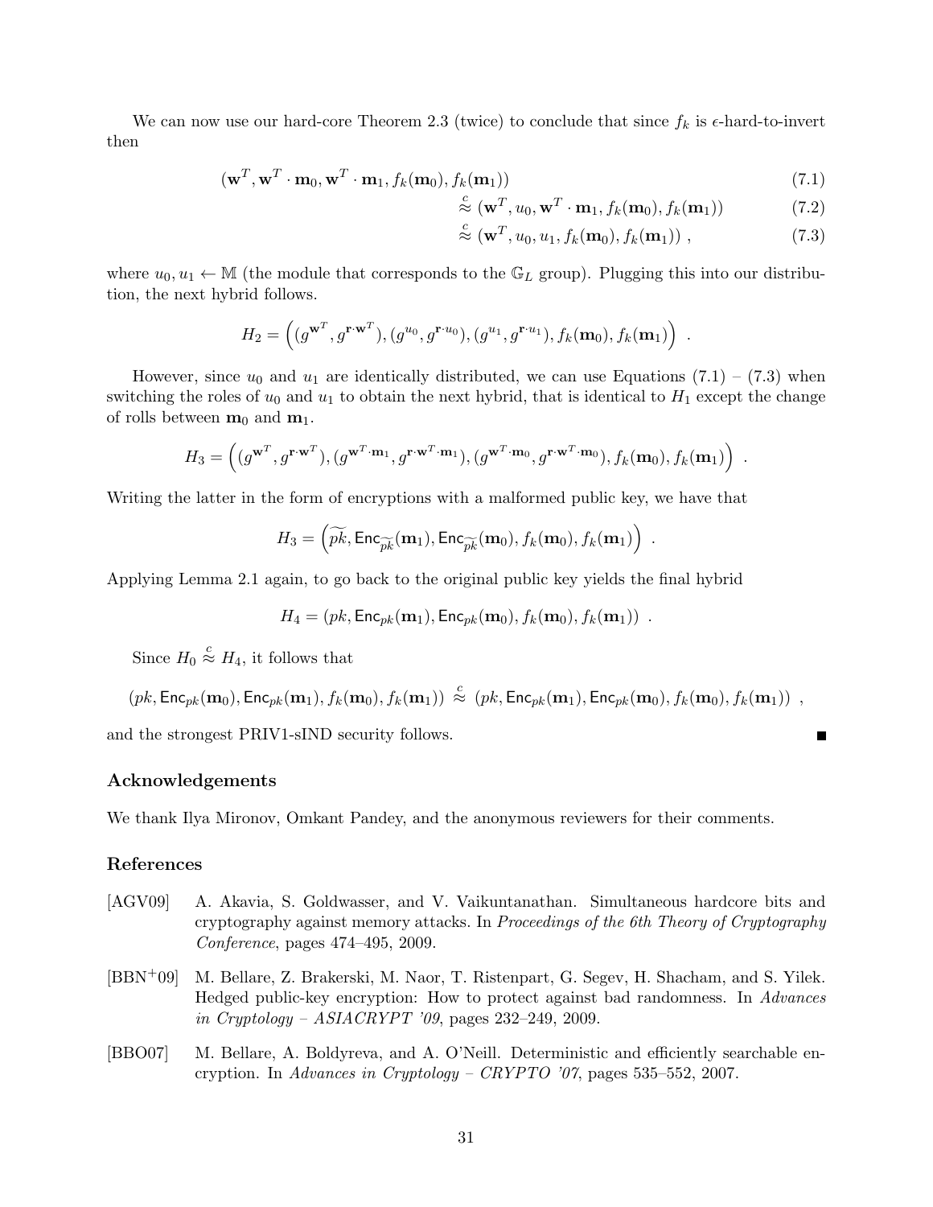We can now use our hard-core Theorem 2.3 (twice) to conclude that since $f_k$ is $\epsilon$-hard-to-invert then

$$
\begin{aligned}
&(\mathbf{w}^T, \mathbf{w}^T \cdot \mathbf{m}_0, \mathbf{w}^T \cdot \mathbf{m}_1, f_k(\mathbf{m}_0), f_k(\mathbf{m}_1)) && (7.1)\\
&\quad \stackrel{c}{\approx} (\mathbf{w}^T, u_0, \mathbf{w}^T \cdot \mathbf{m}_1, f_k(\mathbf{m}_0), f_k(\mathbf{m}_1)) && (7.2)\\
&\quad \stackrel{c}{\approx} (\mathbf{w}^T, u_0, u_1, f_k(\mathbf{m}_0), f_k(\mathbf{m}_1)) \ , && (7.3)
\end{aligned}
$$

where $u_0, u_1 \leftarrow \mathbb{M}$ (the module that corresponds to the $\mathbb{G}_L$ group). Plugging this into our distribution, the next hybrid follows.

$$
H_2 = \left( (g^{\mathbf{w}^T}, g^{\mathbf{r} \cdot \mathbf{w}^T}), (g^{u_0}, g^{\mathbf{r} \cdot u_0}), (g^{u_1}, g^{\mathbf{r} \cdot u_1}), f_k(\mathbf{m}_0), f_k(\mathbf{m}_1) \right) \ .
$$

However, since $u_0$ and $u_1$ are identically distributed, we can use Equations (7.1) – (7.3) when switching the roles of $u_0$ and $u_1$ to obtain the next hybrid, that is identical to $H_1$ except the change of rolls between $\mathbf{m}_0$ and $\mathbf{m}_1$.

$$
H_3 = \left( (g^{\mathbf{w}^T}, g^{\mathbf{r} \cdot \mathbf{w}^T}), (g^{\mathbf{w}^T \cdot \mathbf{m}_1}, g^{\mathbf{r} \cdot \mathbf{w}^T \cdot \mathbf{m}_1}), (g^{\mathbf{w}^T \cdot \mathbf{m}_0}, g^{\mathbf{r} \cdot \mathbf{w}^T \cdot \mathbf{m}_0}), f_k(\mathbf{m}_0), f_k(\mathbf{m}_1) \right) \ .
$$

Writing the latter in the form of encryptions with a malformed public key, we have that

$$
H_3 = \left( \widetilde{pk}, \mathsf{Enc}_{\widetilde{pk}}(\mathbf{m}_1), \mathsf{Enc}_{\widetilde{pk}}(\mathbf{m}_0), f_k(\mathbf{m}_0), f_k(\mathbf{m}_1) \right) \ .
$$

Applying Lemma 2.1 again, to go back to the original public key yields the final hybrid

$$
H_4 = (pk, \mathsf{Enc}_{pk}(\mathbf{m}_1), \mathsf{Enc}_{pk}(\mathbf{m}_0), f_k(\mathbf{m}_0), f_k(\mathbf{m}_1)) \ .
$$

Since $H_0 \stackrel{c}{\approx} H_4$, it follows that

$$
(pk, \mathsf{Enc}_{pk}(\mathbf{m}_0), \mathsf{Enc}_{pk}(\mathbf{m}_1), f_k(\mathbf{m}_0), f_k(\mathbf{m}_1)) \stackrel{c}{\approx} (pk, \mathsf{Enc}_{pk}(\mathbf{m}_1), \mathsf{Enc}_{pk}(\mathbf{m}_0), f_k(\mathbf{m}_0), f_k(\mathbf{m}_1)) \ ,
$$

and the strongest PRIV1-sIND security follows. ■

## Acknowledgements

We thank Ilya Mironov, Omkant Pandey, and the anonymous reviewers for their comments.

## References

[AGV09] A. Akavia, S. Goldwasser, and V. Vaikuntanathan. Simultaneous hardcore bits and cryptography against memory attacks. In *Proceedings of the 6th Theory of Cryptography Conference*, pages 474–495, 2009.

[BBN+09] M. Bellare, Z. Brakerski, M. Naor, T. Ristenpart, G. Segev, H. Shacham, and S. Yilek. Hedged public-key encryption: How to protect against bad randomness. In *Advances in Cryptology – ASIACRYPT '09*, pages 232–249, 2009.

[BBO07] M. Bellare, A. Boldyreva, and A. O'Neill. Deterministic and efficiently searchable encryption. In *Advances in Cryptology – CRYPTO '07*, pages 535–552, 2007.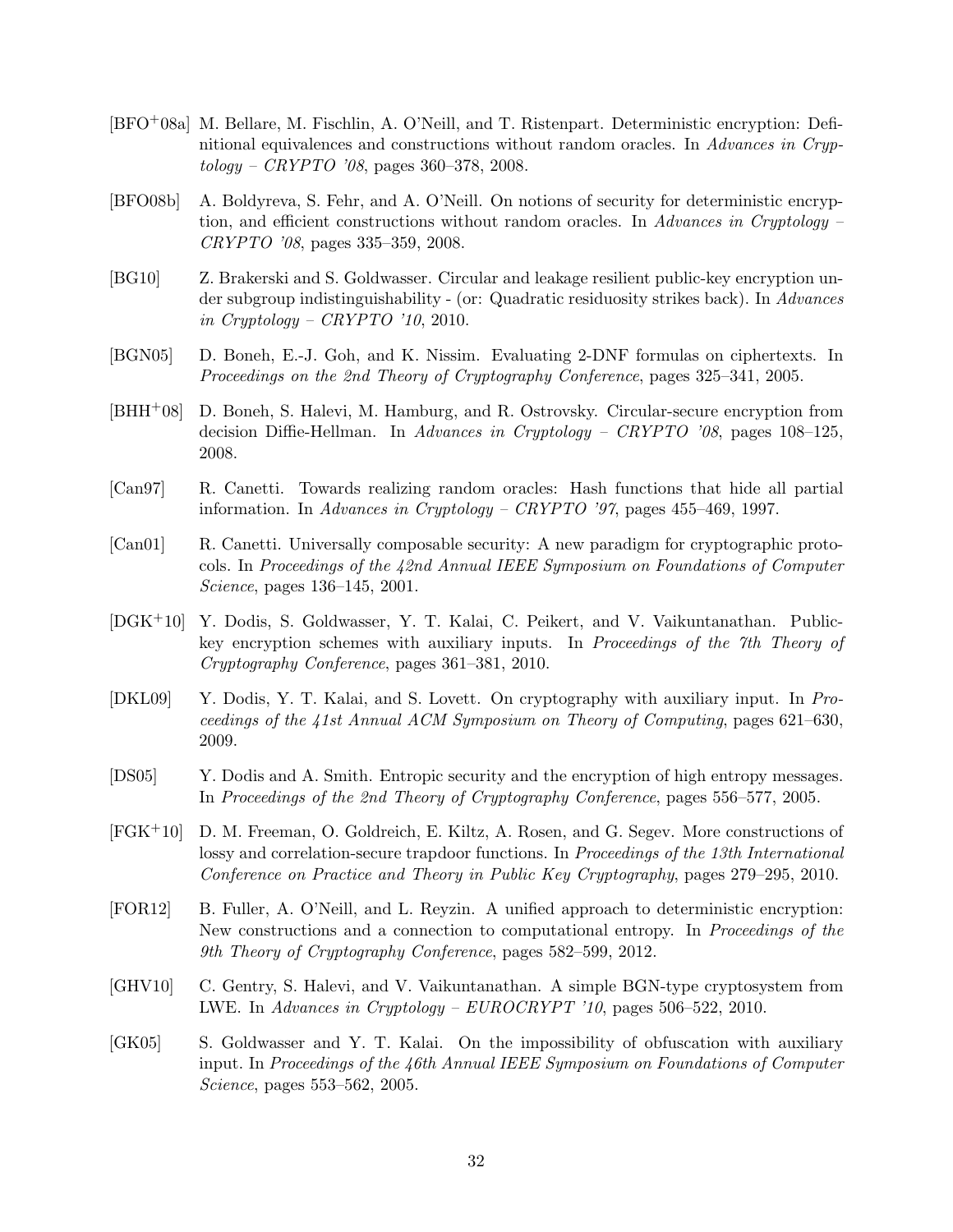[BFO$^+$08a] M. Bellare, M. Fischlin, A. O'Neill, and T. Ristenpart. Deterministic encryption: Definitional equivalences and constructions without random oracles. In *Advances in Cryptology – CRYPTO '08*, pages 360–378, 2008.

[BFO08b] A. Boldyreva, S. Fehr, and A. O'Neill. On notions of security for deterministic encryption, and efficient constructions without random oracles. In *Advances in Cryptology – CRYPTO '08*, pages 335–359, 2008.

[BG10] Z. Brakerski and S. Goldwasser. Circular and leakage resilient public-key encryption under subgroup indistinguishability - (or: Quadratic residuosity strikes back). In *Advances in Cryptology – CRYPTO '10*, 2010.

[BGN05] D. Boneh, E.-J. Goh, and K. Nissim. Evaluating 2-DNF formulas on ciphertexts. In *Proceedings on the 2nd Theory of Cryptography Conference*, pages 325–341, 2005.

[BHH$^+$08] D. Boneh, S. Halevi, M. Hamburg, and R. Ostrovsky. Circular-secure encryption from decision Diffie-Hellman. In *Advances in Cryptology – CRYPTO '08*, pages 108–125, 2008.

[Can97] R. Canetti. Towards realizing random oracles: Hash functions that hide all partial information. In *Advances in Cryptology – CRYPTO '97*, pages 455–469, 1997.

[Can01] R. Canetti. Universally composable security: A new paradigm for cryptographic protocols. In *Proceedings of the 42nd Annual IEEE Symposium on Foundations of Computer Science*, pages 136–145, 2001.

[DGK$^+$10] Y. Dodis, S. Goldwasser, Y. T. Kalai, C. Peikert, and V. Vaikuntanathan. Public-key encryption schemes with auxiliary inputs. In *Proceedings of the 7th Theory of Cryptography Conference*, pages 361–381, 2010.

[DKL09] Y. Dodis, Y. T. Kalai, and S. Lovett. On cryptography with auxiliary input. In *Proceedings of the 41st Annual ACM Symposium on Theory of Computing*, pages 621–630, 2009.

[DS05] Y. Dodis and A. Smith. Entropic security and the encryption of high entropy messages. In *Proceedings of the 2nd Theory of Cryptography Conference*, pages 556–577, 2005.

[FGK$^+$10] D. M. Freeman, O. Goldreich, E. Kiltz, A. Rosen, and G. Segev. More constructions of lossy and correlation-secure trapdoor functions. In *Proceedings of the 13th International Conference on Practice and Theory in Public Key Cryptography*, pages 279–295, 2010.

[FOR12] B. Fuller, A. O'Neill, and L. Reyzin. A unified approach to deterministic encryption: New constructions and a connection to computational entropy. In *Proceedings of the 9th Theory of Cryptography Conference*, pages 582–599, 2012.

[GHV10] C. Gentry, S. Halevi, and V. Vaikuntanathan. A simple BGN-type cryptosystem from LWE. In *Advances in Cryptology – EUROCRYPT '10*, pages 506–522, 2010.

[GK05] S. Goldwasser and Y. T. Kalai. On the impossibility of obfuscation with auxiliary input. In *Proceedings of the 46th Annual IEEE Symposium on Foundations of Computer Science*, pages 553–562, 2005.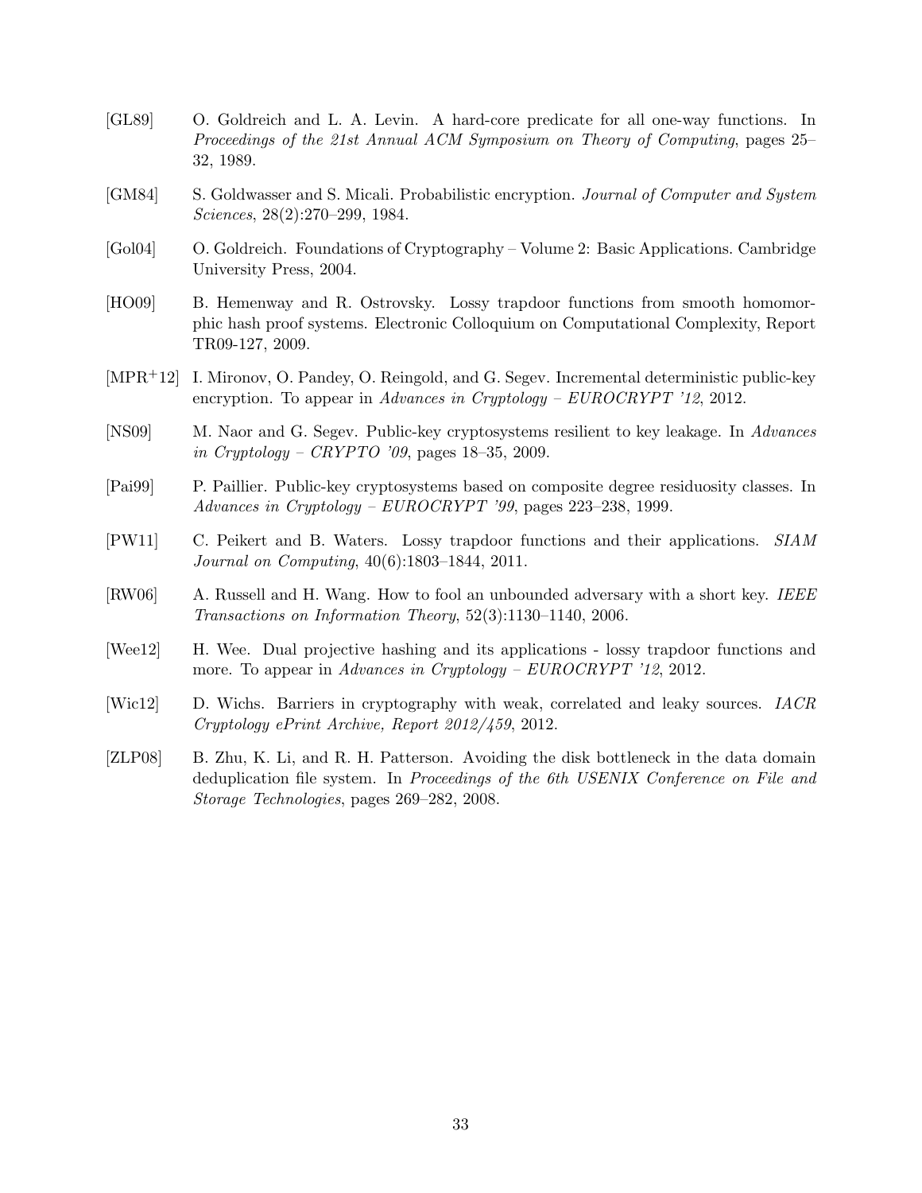[GL89] O. Goldreich and L. A. Levin. A hard-core predicate for all one-way functions. In *Proceedings of the 21st Annual ACM Symposium on Theory of Computing*, pages 25–32, 1989.

[GM84] S. Goldwasser and S. Micali. Probabilistic encryption. *Journal of Computer and System Sciences*, 28(2):270–299, 1984.

[Gol04] O. Goldreich. Foundations of Cryptography – Volume 2: Basic Applications. Cambridge University Press, 2004.

[HO09] B. Hemenway and R. Ostrovsky. Lossy trapdoor functions from smooth homomorphic hash proof systems. Electronic Colloquium on Computational Complexity, Report TR09-127, 2009.

[MPR+12] I. Mironov, O. Pandey, O. Reingold, and G. Segev. Incremental deterministic public-key encryption. To appear in *Advances in Cryptology – EUROCRYPT '12*, 2012.

[NS09] M. Naor and G. Segev. Public-key cryptosystems resilient to key leakage. In *Advances in Cryptology – CRYPTO '09*, pages 18–35, 2009.

[Pai99] P. Paillier. Public-key cryptosystems based on composite degree residuosity classes. In *Advances in Cryptology – EUROCRYPT '99*, pages 223–238, 1999.

[PW11] C. Peikert and B. Waters. Lossy trapdoor functions and their applications. *SIAM Journal on Computing*, 40(6):1803–1844, 2011.

[RW06] A. Russell and H. Wang. How to fool an unbounded adversary with a short key. *IEEE Transactions on Information Theory*, 52(3):1130–1140, 2006.

[Wee12] H. Wee. Dual projective hashing and its applications - lossy trapdoor functions and more. To appear in *Advances in Cryptology – EUROCRYPT '12*, 2012.

[Wic12] D. Wichs. Barriers in cryptography with weak, correlated and leaky sources. *IACR Cryptology ePrint Archive, Report 2012/459*, 2012.

[ZLP08] B. Zhu, K. Li, and R. H. Patterson. Avoiding the disk bottleneck in the data domain deduplication file system. In *Proceedings of the 6th USENIX Conference on File and Storage Technologies*, pages 269–282, 2008.